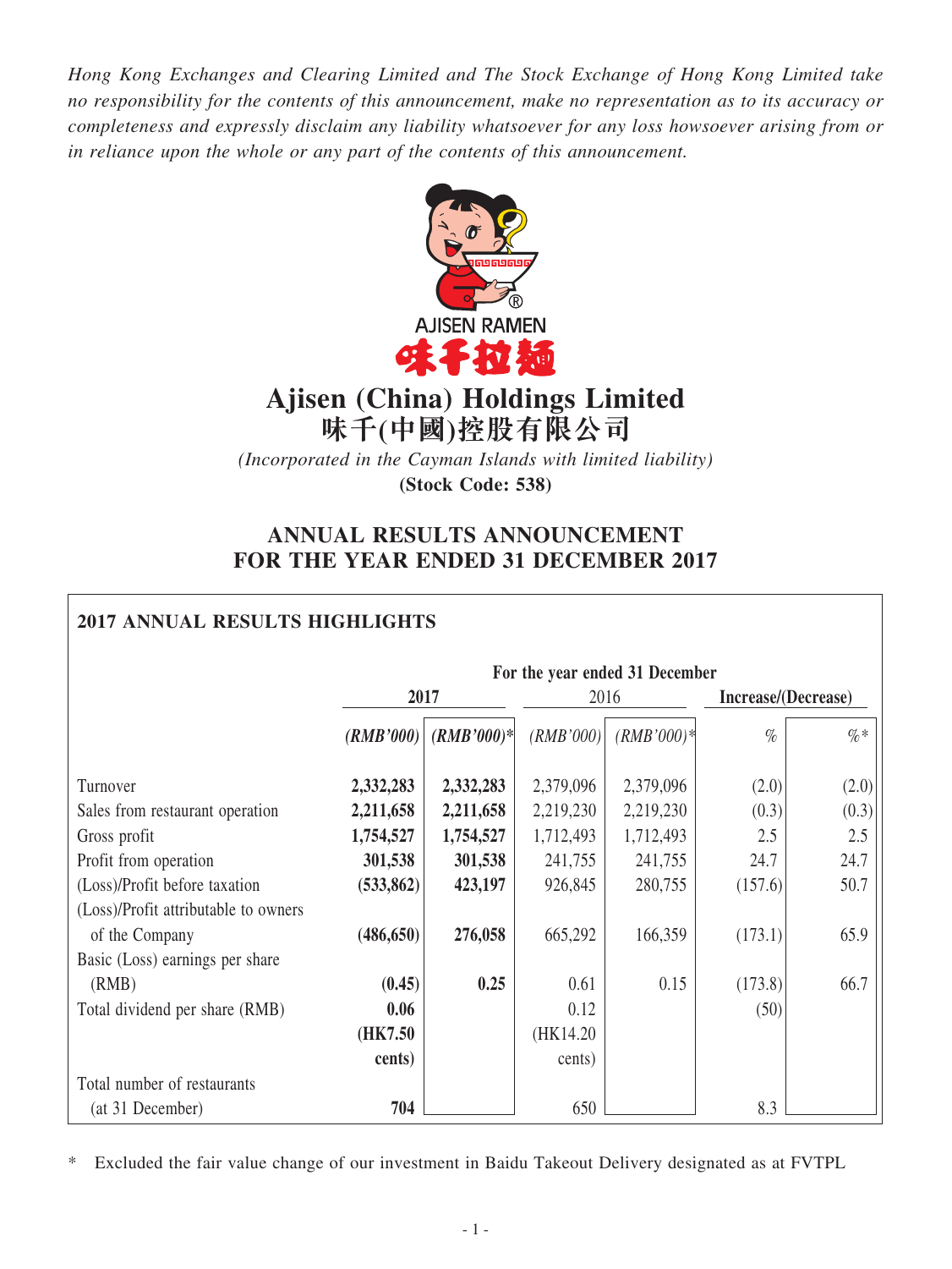*Hong Kong Exchanges and Clearing Limited and The Stock Exchange of Hong Kong Limited take no responsibility for the contents of this announcement, make no representation as to its accuracy or completeness and expressly disclaim any liability whatsoever for any loss howsoever arising from or in reliance upon the whole or any part of the contents of this announcement.*

AJISEN RAMEN
味千拉麵

# Ajisen (China) Holdings Limited
# 味千(中國)控股有限公司

*(Incorporated in the Cayman Islands with limited liability)*

**(Stock Code: 538)**

## ANNUAL RESULTS ANNOUNCEMENT FOR THE YEAR ENDED 31 DECEMBER 2017

### 2017 ANNUAL RESULTS HIGHLIGHTS

| | For the year ended 31 December | | | | | |
|---|---|---|---|---|---|---|
| | **2017** | | 2016 | | **Increase/(Decrease)** | |
| | ***(RMB'000)*** | ***(RMB'000)**** | *(RMB'000)* | *(RMB'000)** | *%* | *%** |
| Turnover | **2,332,283** | **2,332,283** | 2,379,096 | 2,379,096 | (2.0) | (2.0) |
| Sales from restaurant operation | **2,211,658** | **2,211,658** | 2,219,230 | 2,219,230 | (0.3) | (0.3) |
| Gross profit | **1,754,527** | **1,754,527** | 1,712,493 | 1,712,493 | 2.5 | 2.5 |
| Profit from operation | **301,538** | **301,538** | 241,755 | 241,755 | 24.7 | 24.7 |
| (Loss)/Profit before taxation | **(533,862)** | **423,197** | 926,845 | 280,755 | (157.6) | 50.7 |
| (Loss)/Profit attributable to owners of the Company | **(486,650)** | **276,058** | 665,292 | 166,359 | (173.1) | 65.9 |
| Basic (Loss) earnings per share (RMB) | **(0.45)** | **0.25** | 0.61 | 0.15 | (173.8) | 66.7 |
| Total dividend per share (RMB) | **0.06 (HK7.50 cents)** | | 0.12 (HK14.20 cents) | | (50) | |
| Total number of restaurants (at 31 December) | **704** | | 650 | | 8.3 | |

\* Excluded the fair value change of our investment in Baidu Takeout Delivery designated as at FVTPL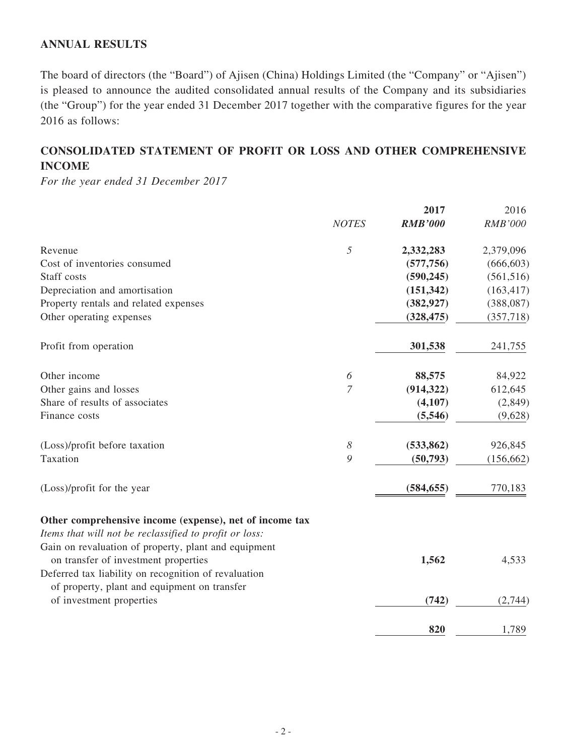## ANNUAL RESULTS

The board of directors (the "Board") of Ajisen (China) Holdings Limited (the "Company" or "Ajisen") is pleased to announce the audited consolidated annual results of the Company and its subsidiaries (the "Group") for the year ended 31 December 2017 together with the comparative figures for the year 2016 as follows:

## CONSOLIDATED STATEMENT OF PROFIT OR LOSS AND OTHER COMPREHENSIVE INCOME

*For the year ended 31 December 2017*

| | *NOTES* | **2017** | 2016 |
|---|---|---|---|
| | | ***RMB'000*** | *RMB'000* |
| Revenue | *5* | **2,332,283** | 2,379,096 |
| Cost of inventories consumed | | **(577,756)** | (666,603) |
| Staff costs | | **(590,245)** | (561,516) |
| Depreciation and amortisation | | **(151,342)** | (163,417) |
| Property rentals and related expenses | | **(382,927)** | (388,087) |
| Other operating expenses | | **(328,475)** | (357,718) |
| Profit from operation | | **301,538** | 241,755 |
| Other income | *6* | **88,575** | 84,922 |
| Other gains and losses | *7* | **(914,322)** | 612,645 |
| Share of results of associates | | **(4,107)** | (2,849) |
| Finance costs | | **(5,546)** | (9,628) |
| (Loss)/profit before taxation | *8* | **(533,862)** | 926,845 |
| Taxation | *9* | **(50,793)** | (156,662) |
| (Loss)/profit for the year | | **(584,655)** | 770,183 |
| **Other comprehensive income (expense), net of income tax** | | | |
| *Items that will not be reclassified to profit or loss:* | | | |
| Gain on revaluation of property, plant and equipment on transfer of investment properties | | **1,562** | 4,533 |
| Deferred tax liability on recognition of revaluation of property, plant and equipment on transfer of investment properties | | **(742)** | (2,744) |
| | | **820** | 1,789 |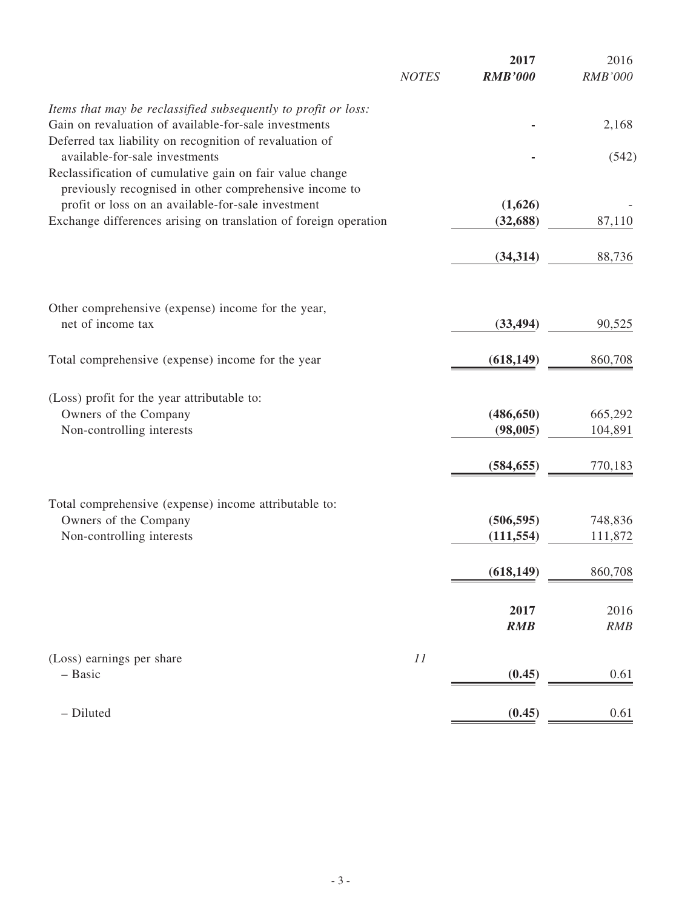| | *NOTES* | **2017** *RMB'000* | 2016 *RMB'000* |
|---|---|---|---|
| *Items that may be reclassified subsequently to profit or loss:* | | | |
| Gain on revaluation of available-for-sale investments | | **-** | 2,168 |
| Deferred tax liability on recognition of revaluation of available-for-sale investments | | **-** | (542) |
| Reclassification of cumulative gain on fair value change previously recognised in other comprehensive income to profit or loss on an available-for-sale investment | | **(1,626)** | - |
| Exchange differences arising on translation of foreign operation | | **(32,688)** | 87,110 |
| | | **(34,314)** | 88,736 |
| Other comprehensive (expense) income for the year, net of income tax | | **(33,494)** | 90,525 |
| Total comprehensive (expense) income for the year | | **(618,149)** | 860,708 |
| (Loss) profit for the year attributable to: | | | |
| Owners of the Company | | **(486,650)** | 665,292 |
| Non-controlling interests | | **(98,005)** | 104,891 |
| | | **(584,655)** | 770,183 |
| Total comprehensive (expense) income attributable to: | | | |
| Owners of the Company | | **(506,595)** | 748,836 |
| Non-controlling interests | | **(111,554)** | 111,872 |
| | | **(618,149)** | 860,708 |
| | | **2017** *RMB* | 2016 *RMB* |
| (Loss) earnings per share | *11* | | |
| – Basic | | **(0.45)** | 0.61 |
| – Diluted | | **(0.45)** | 0.61 |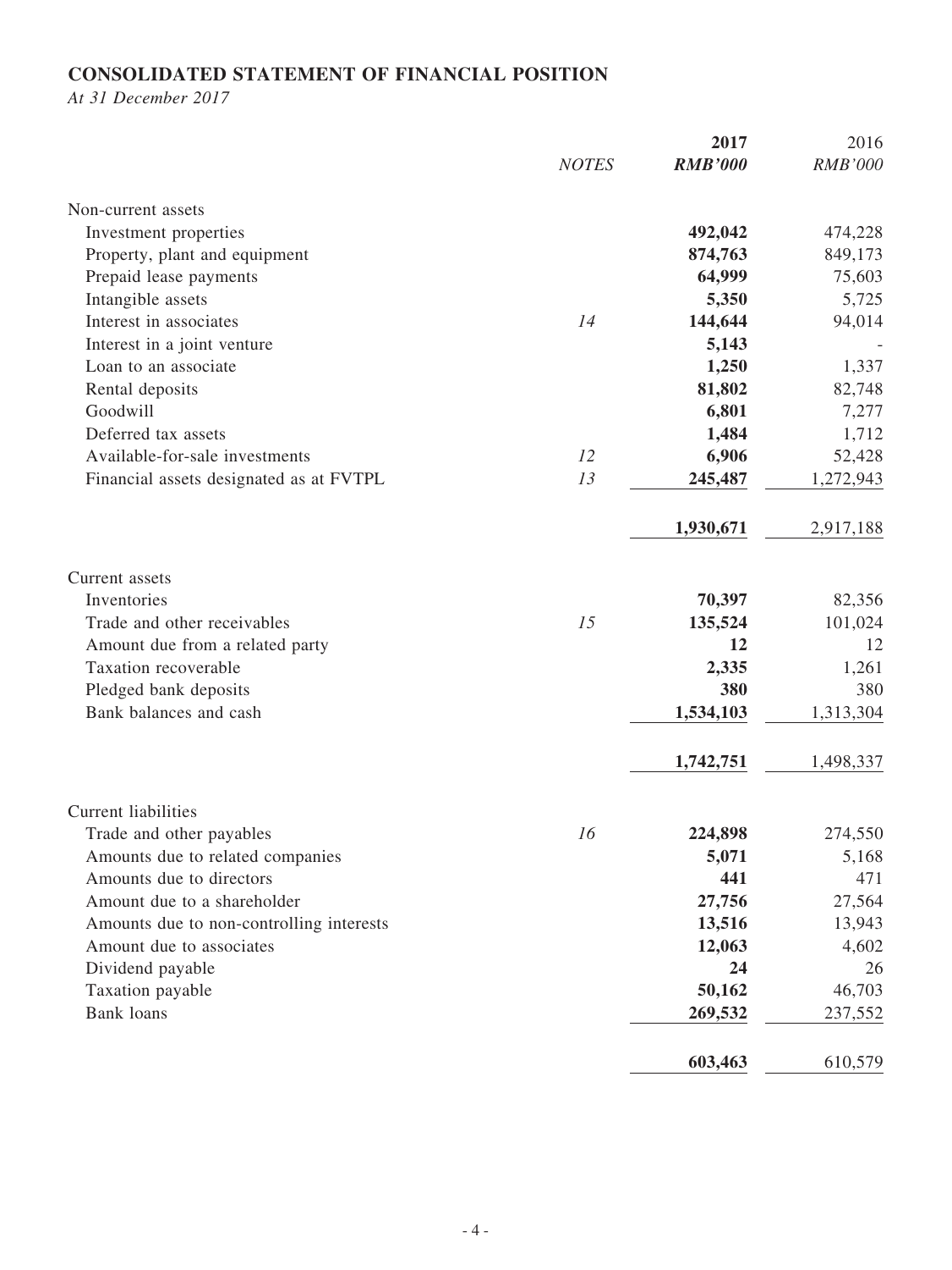## CONSOLIDATED STATEMENT OF FINANCIAL POSITION

*At 31 December 2017*

| | *NOTES* | **2017** | 2016 |
|---|---|---|---|
| | | ***RMB'000*** | *RMB'000* |
| Non-current assets | | | |
| Investment properties | | **492,042** | 474,228 |
| Property, plant and equipment | | **874,763** | 849,173 |
| Prepaid lease payments | | **64,999** | 75,603 |
| Intangible assets | | **5,350** | 5,725 |
| Interest in associates | *14* | **144,644** | 94,014 |
| Interest in a joint venture | | **5,143** | - |
| Loan to an associate | | **1,250** | 1,337 |
| Rental deposits | | **81,802** | 82,748 |
| Goodwill | | **6,801** | 7,277 |
| Deferred tax assets | | **1,484** | 1,712 |
| Available-for-sale investments | *12* | **6,906** | 52,428 |
| Financial assets designated as at FVTPL | *13* | **245,487** | 1,272,943 |
| | | **1,930,671** | 2,917,188 |
| Current assets | | | |
| Inventories | | **70,397** | 82,356 |
| Trade and other receivables | *15* | **135,524** | 101,024 |
| Amount due from a related party | | **12** | 12 |
| Taxation recoverable | | **2,335** | 1,261 |
| Pledged bank deposits | | **380** | 380 |
| Bank balances and cash | | **1,534,103** | 1,313,304 |
| | | **1,742,751** | 1,498,337 |
| Current liabilities | | | |
| Trade and other payables | *16* | **224,898** | 274,550 |
| Amounts due to related companies | | **5,071** | 5,168 |
| Amounts due to directors | | **441** | 471 |
| Amount due to a shareholder | | **27,756** | 27,564 |
| Amounts due to non-controlling interests | | **13,516** | 13,943 |
| Amount due to associates | | **12,063** | 4,602 |
| Dividend payable | | **24** | 26 |
| Taxation payable | | **50,162** | 46,703 |
| Bank loans | | **269,532** | 237,552 |
| | | **603,463** | 610,579 |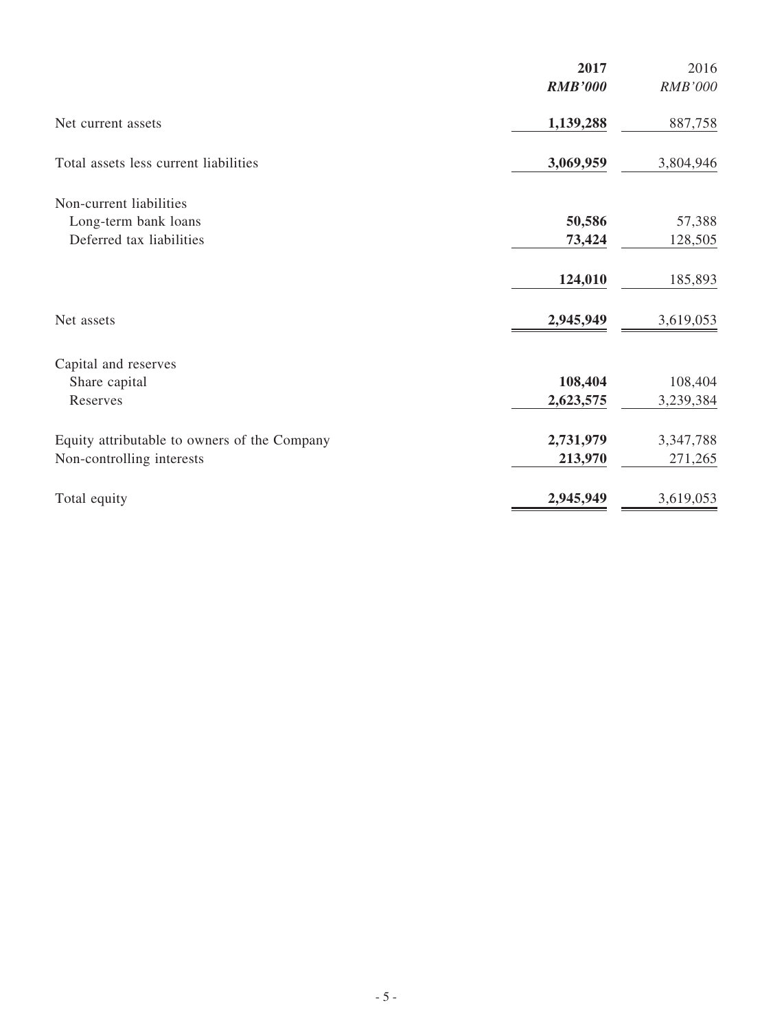| | 2017 | 2016 |
|---|---|---|
| | ***RMB'000*** | *RMB'000* |
| Net current assets | **1,139,288** | 887,758 |
| Total assets less current liabilities | **3,069,959** | 3,804,946 |
| Non-current liabilities | | |
| Long-term bank loans | **50,586** | 57,388 |
| Deferred tax liabilities | **73,424** | 128,505 |
| | **124,010** | 185,893 |
| Net assets | **2,945,949** | 3,619,053 |
| Capital and reserves | | |
| Share capital | **108,404** | 108,404 |
| Reserves | **2,623,575** | 3,239,384 |
| Equity attributable to owners of the Company | **2,731,979** | 3,347,788 |
| Non-controlling interests | **213,970** | 271,265 |
| Total equity | **2,945,949** | 3,619,053 |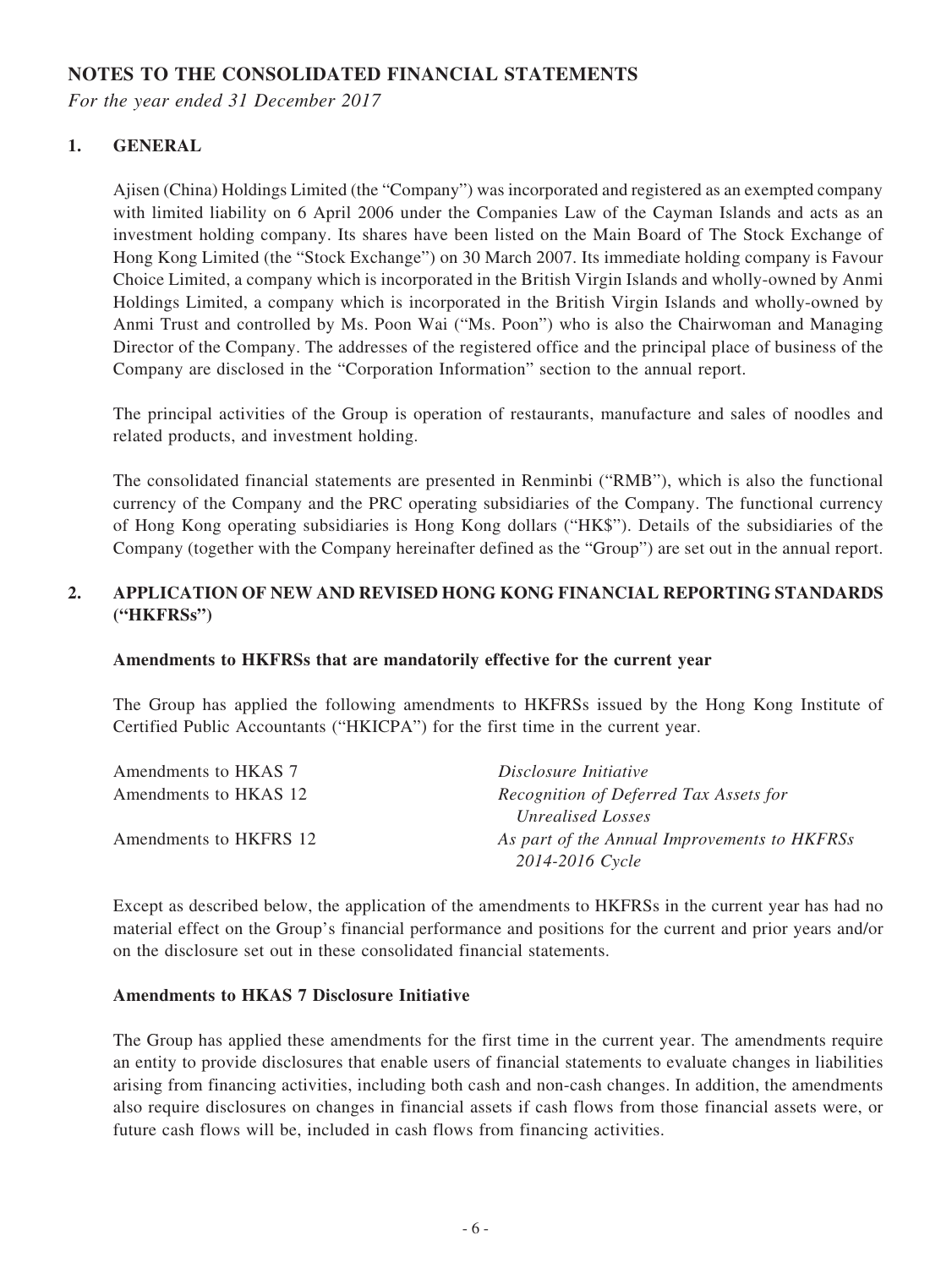# NOTES TO THE CONSOLIDATED FINANCIAL STATEMENTS

*For the year ended 31 December 2017*

## 1. GENERAL

Ajisen (China) Holdings Limited (the "Company") was incorporated and registered as an exempted company with limited liability on 6 April 2006 under the Companies Law of the Cayman Islands and acts as an investment holding company. Its shares have been listed on the Main Board of The Stock Exchange of Hong Kong Limited (the "Stock Exchange") on 30 March 2007. Its immediate holding company is Favour Choice Limited, a company which is incorporated in the British Virgin Islands and wholly-owned by Anmi Holdings Limited, a company which is incorporated in the British Virgin Islands and wholly-owned by Anmi Trust and controlled by Ms. Poon Wai ("Ms. Poon") who is also the Chairwoman and Managing Director of the Company. The addresses of the registered office and the principal place of business of the Company are disclosed in the "Corporation Information" section to the annual report.

The principal activities of the Group is operation of restaurants, manufacture and sales of noodles and related products, and investment holding.

The consolidated financial statements are presented in Renminbi ("RMB"), which is also the functional currency of the Company and the PRC operating subsidiaries of the Company. The functional currency of Hong Kong operating subsidiaries is Hong Kong dollars ("HK$"). Details of the subsidiaries of the Company (together with the Company hereinafter defined as the "Group") are set out in the annual report.

## 2. APPLICATION OF NEW AND REVISED HONG KONG FINANCIAL REPORTING STANDARDS ("HKFRSs")

**Amendments to HKFRSs that are mandatorily effective for the current year**

The Group has applied the following amendments to HKFRSs issued by the Hong Kong Institute of Certified Public Accountants ("HKICPA") for the first time in the current year.

| | |
|---|---|
| Amendments to HKAS 7 | *Disclosure Initiative* |
| Amendments to HKAS 12 | *Recognition of Deferred Tax Assets for Unrealised Losses* |
| Amendments to HKFRS 12 | *As part of the Annual Improvements to HKFRSs 2014-2016 Cycle* |

Except as described below, the application of the amendments to HKFRSs in the current year has had no material effect on the Group's financial performance and positions for the current and prior years and/or on the disclosure set out in these consolidated financial statements.

**Amendments to HKAS 7 Disclosure Initiative**

The Group has applied these amendments for the first time in the current year. The amendments require an entity to provide disclosures that enable users of financial statements to evaluate changes in liabilities arising from financing activities, including both cash and non-cash changes. In addition, the amendments also require disclosures on changes in financial assets if cash flows from those financial assets were, or future cash flows will be, included in cash flows from financing activities.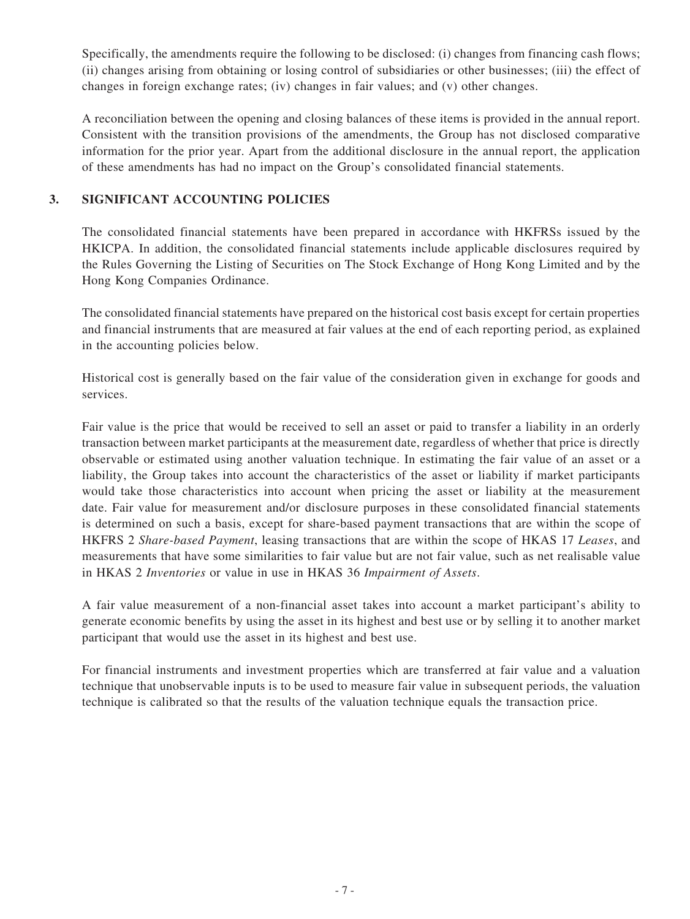Specifically, the amendments require the following to be disclosed: (i) changes from financing cash flows; (ii) changes arising from obtaining or losing control of subsidiaries or other businesses; (iii) the effect of changes in foreign exchange rates; (iv) changes in fair values; and (v) other changes.

A reconciliation between the opening and closing balances of these items is provided in the annual report. Consistent with the transition provisions of the amendments, the Group has not disclosed comparative information for the prior year. Apart from the additional disclosure in the annual report, the application of these amendments has had no impact on the Group's consolidated financial statements.

## 3. SIGNIFICANT ACCOUNTING POLICIES

The consolidated financial statements have been prepared in accordance with HKFRSs issued by the HKICPA. In addition, the consolidated financial statements include applicable disclosures required by the Rules Governing the Listing of Securities on The Stock Exchange of Hong Kong Limited and by the Hong Kong Companies Ordinance.

The consolidated financial statements have prepared on the historical cost basis except for certain properties and financial instruments that are measured at fair values at the end of each reporting period, as explained in the accounting policies below.

Historical cost is generally based on the fair value of the consideration given in exchange for goods and services.

Fair value is the price that would be received to sell an asset or paid to transfer a liability in an orderly transaction between market participants at the measurement date, regardless of whether that price is directly observable or estimated using another valuation technique. In estimating the fair value of an asset or a liability, the Group takes into account the characteristics of the asset or liability if market participants would take those characteristics into account when pricing the asset or liability at the measurement date. Fair value for measurement and/or disclosure purposes in these consolidated financial statements is determined on such a basis, except for share-based payment transactions that are within the scope of HKFRS 2 *Share-based Payment*, leasing transactions that are within the scope of HKAS 17 *Leases*, and measurements that have some similarities to fair value but are not fair value, such as net realisable value in HKAS 2 *Inventories* or value in use in HKAS 36 *Impairment of Assets*.

A fair value measurement of a non-financial asset takes into account a market participant's ability to generate economic benefits by using the asset in its highest and best use or by selling it to another market participant that would use the asset in its highest and best use.

For financial instruments and investment properties which are transferred at fair value and a valuation technique that unobservable inputs is to be used to measure fair value in subsequent periods, the valuation technique is calibrated so that the results of the valuation technique equals the transaction price.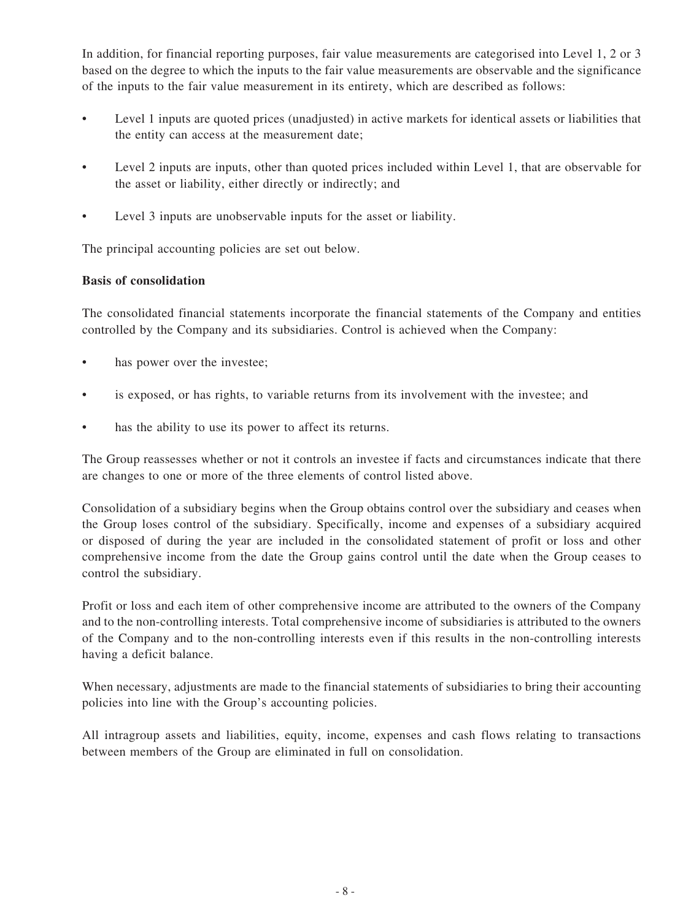In addition, for financial reporting purposes, fair value measurements are categorised into Level 1, 2 or 3 based on the degree to which the inputs to the fair value measurements are observable and the significance of the inputs to the fair value measurement in its entirety, which are described as follows:

- Level 1 inputs are quoted prices (unadjusted) in active markets for identical assets or liabilities that the entity can access at the measurement date;
- Level 2 inputs are inputs, other than quoted prices included within Level 1, that are observable for the asset or liability, either directly or indirectly; and
- Level 3 inputs are unobservable inputs for the asset or liability.

The principal accounting policies are set out below.

**Basis of consolidation**

The consolidated financial statements incorporate the financial statements of the Company and entities controlled by the Company and its subsidiaries. Control is achieved when the Company:

- has power over the investee;
- is exposed, or has rights, to variable returns from its involvement with the investee; and
- has the ability to use its power to affect its returns.

The Group reassesses whether or not it controls an investee if facts and circumstances indicate that there are changes to one or more of the three elements of control listed above.

Consolidation of a subsidiary begins when the Group obtains control over the subsidiary and ceases when the Group loses control of the subsidiary. Specifically, income and expenses of a subsidiary acquired or disposed of during the year are included in the consolidated statement of profit or loss and other comprehensive income from the date the Group gains control until the date when the Group ceases to control the subsidiary.

Profit or loss and each item of other comprehensive income are attributed to the owners of the Company and to the non-controlling interests. Total comprehensive income of subsidiaries is attributed to the owners of the Company and to the non-controlling interests even if this results in the non-controlling interests having a deficit balance.

When necessary, adjustments are made to the financial statements of subsidiaries to bring their accounting policies into line with the Group's accounting policies.

All intragroup assets and liabilities, equity, income, expenses and cash flows relating to transactions between members of the Group are eliminated in full on consolidation.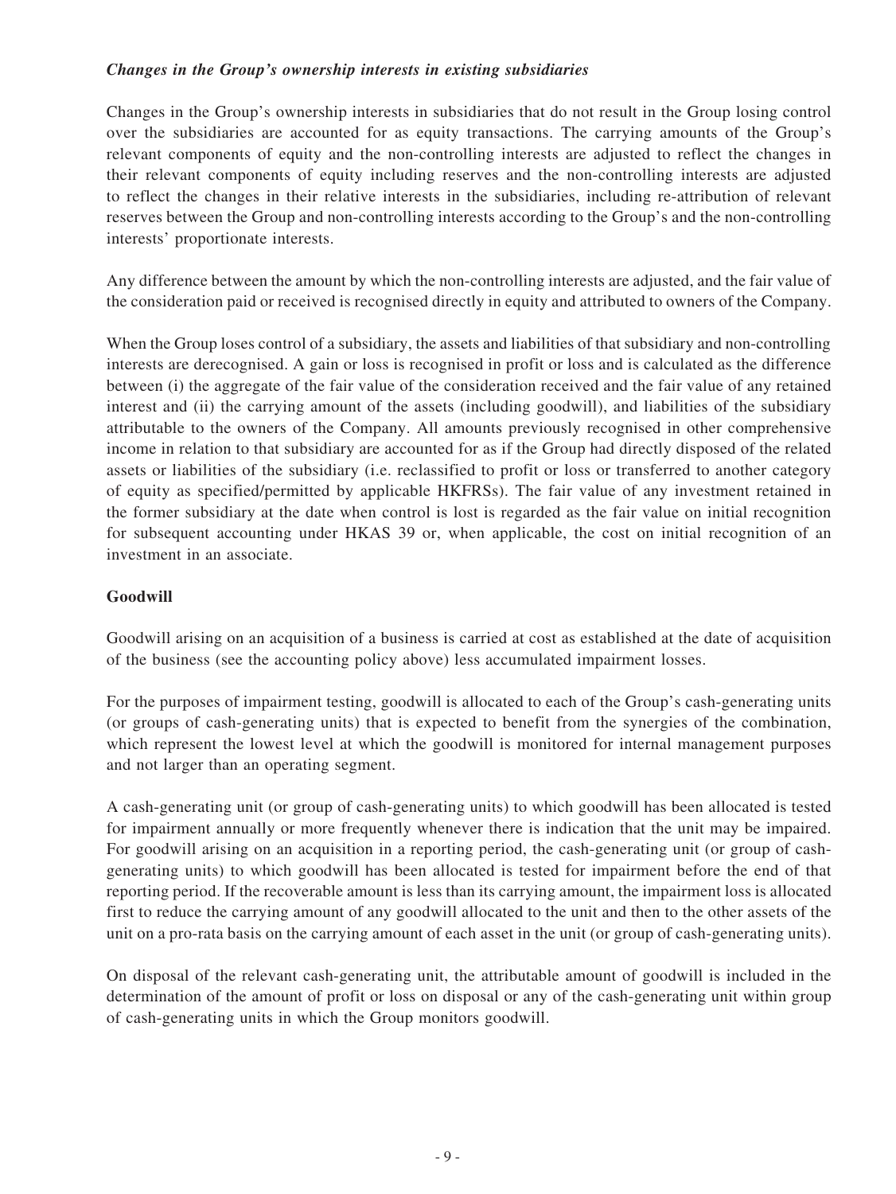### *Changes in the Group's ownership interests in existing subsidiaries*

Changes in the Group's ownership interests in subsidiaries that do not result in the Group losing control over the subsidiaries are accounted for as equity transactions. The carrying amounts of the Group's relevant components of equity and the non-controlling interests are adjusted to reflect the changes in their relevant components of equity including reserves and the non-controlling interests are adjusted to reflect the changes in their relative interests in the subsidiaries, including re-attribution of relevant reserves between the Group and non-controlling interests according to the Group's and the non-controlling interests' proportionate interests.

Any difference between the amount by which the non-controlling interests are adjusted, and the fair value of the consideration paid or received is recognised directly in equity and attributed to owners of the Company.

When the Group loses control of a subsidiary, the assets and liabilities of that subsidiary and non-controlling interests are derecognised. A gain or loss is recognised in profit or loss and is calculated as the difference between (i) the aggregate of the fair value of the consideration received and the fair value of any retained interest and (ii) the carrying amount of the assets (including goodwill), and liabilities of the subsidiary attributable to the owners of the Company. All amounts previously recognised in other comprehensive income in relation to that subsidiary are accounted for as if the Group had directly disposed of the related assets or liabilities of the subsidiary (i.e. reclassified to profit or loss or transferred to another category of equity as specified/permitted by applicable HKFRSs). The fair value of any investment retained in the former subsidiary at the date when control is lost is regarded as the fair value on initial recognition for subsequent accounting under HKAS 39 or, when applicable, the cost on initial recognition of an investment in an associate.

### Goodwill

Goodwill arising on an acquisition of a business is carried at cost as established at the date of acquisition of the business (see the accounting policy above) less accumulated impairment losses.

For the purposes of impairment testing, goodwill is allocated to each of the Group's cash-generating units (or groups of cash-generating units) that is expected to benefit from the synergies of the combination, which represent the lowest level at which the goodwill is monitored for internal management purposes and not larger than an operating segment.

A cash-generating unit (or group of cash-generating units) to which goodwill has been allocated is tested for impairment annually or more frequently whenever there is indication that the unit may be impaired. For goodwill arising on an acquisition in a reporting period, the cash-generating unit (or group of cash-generating units) to which goodwill has been allocated is tested for impairment before the end of that reporting period. If the recoverable amount is less than its carrying amount, the impairment loss is allocated first to reduce the carrying amount of any goodwill allocated to the unit and then to the other assets of the unit on a pro-rata basis on the carrying amount of each asset in the unit (or group of cash-generating units).

On disposal of the relevant cash-generating unit, the attributable amount of goodwill is included in the determination of the amount of profit or loss on disposal or any of the cash-generating unit within group of cash-generating units in which the Group monitors goodwill.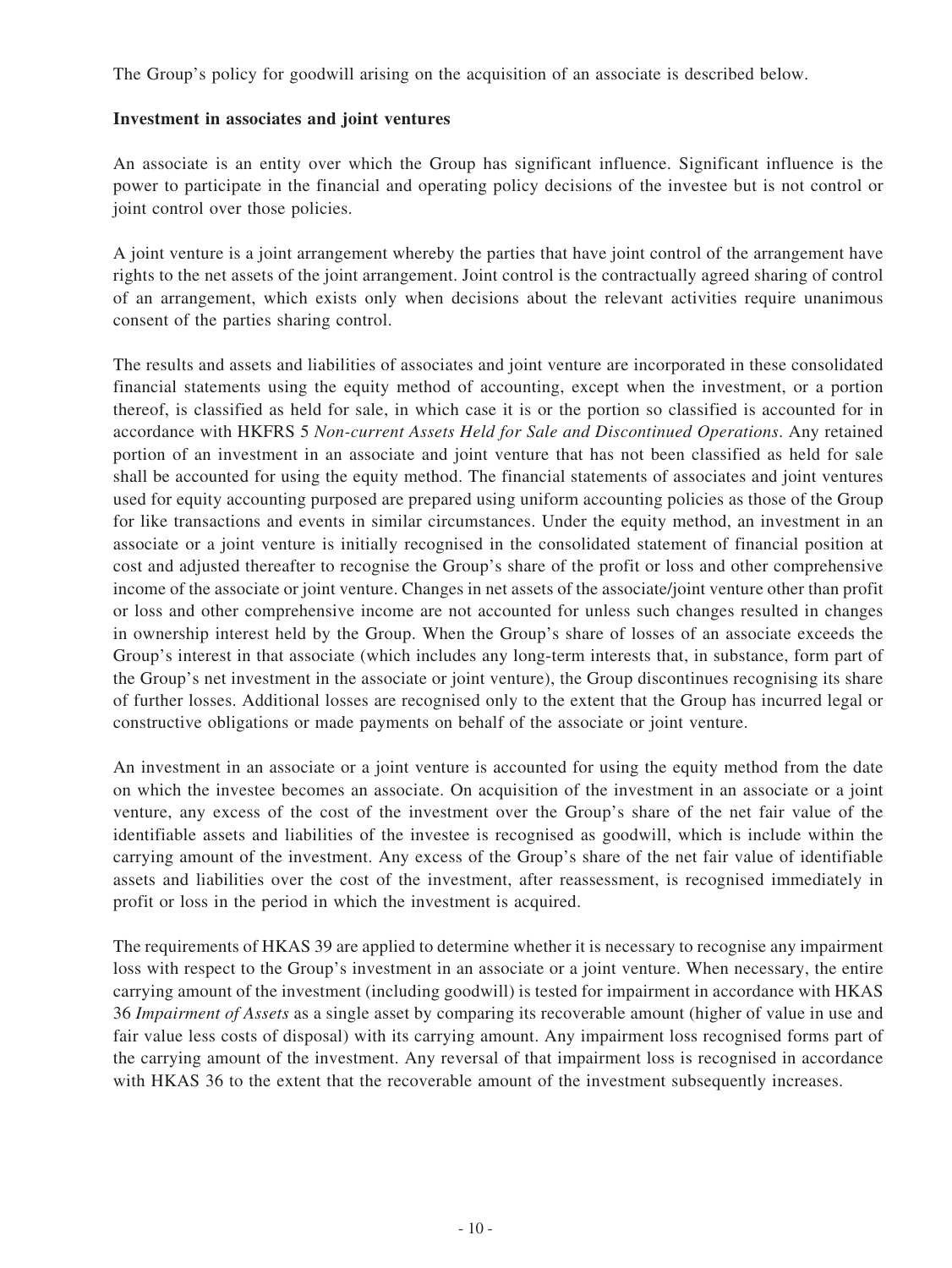The Group's policy for goodwill arising on the acquisition of an associate is described below.

**Investment in associates and joint ventures**

An associate is an entity over which the Group has significant influence. Significant influence is the power to participate in the financial and operating policy decisions of the investee but is not control or joint control over those policies.

A joint venture is a joint arrangement whereby the parties that have joint control of the arrangement have rights to the net assets of the joint arrangement. Joint control is the contractually agreed sharing of control of an arrangement, which exists only when decisions about the relevant activities require unanimous consent of the parties sharing control.

The results and assets and liabilities of associates and joint venture are incorporated in these consolidated financial statements using the equity method of accounting, except when the investment, or a portion thereof, is classified as held for sale, in which case it is or the portion so classified is accounted for in accordance with HKFRS 5 *Non-current Assets Held for Sale and Discontinued Operations*. Any retained portion of an investment in an associate and joint venture that has not been classified as held for sale shall be accounted for using the equity method. The financial statements of associates and joint ventures used for equity accounting purposed are prepared using uniform accounting policies as those of the Group for like transactions and events in similar circumstances. Under the equity method, an investment in an associate or a joint venture is initially recognised in the consolidated statement of financial position at cost and adjusted thereafter to recognise the Group's share of the profit or loss and other comprehensive income of the associate or joint venture. Changes in net assets of the associate/joint venture other than profit or loss and other comprehensive income are not accounted for unless such changes resulted in changes in ownership interest held by the Group. When the Group's share of losses of an associate exceeds the Group's interest in that associate (which includes any long-term interests that, in substance, form part of the Group's net investment in the associate or joint venture), the Group discontinues recognising its share of further losses. Additional losses are recognised only to the extent that the Group has incurred legal or constructive obligations or made payments on behalf of the associate or joint venture.

An investment in an associate or a joint venture is accounted for using the equity method from the date on which the investee becomes an associate. On acquisition of the investment in an associate or a joint venture, any excess of the cost of the investment over the Group's share of the net fair value of the identifiable assets and liabilities of the investee is recognised as goodwill, which is include within the carrying amount of the investment. Any excess of the Group's share of the net fair value of identifiable assets and liabilities over the cost of the investment, after reassessment, is recognised immediately in profit or loss in the period in which the investment is acquired.

The requirements of HKAS 39 are applied to determine whether it is necessary to recognise any impairment loss with respect to the Group's investment in an associate or a joint venture. When necessary, the entire carrying amount of the investment (including goodwill) is tested for impairment in accordance with HKAS 36 *Impairment of Assets* as a single asset by comparing its recoverable amount (higher of value in use and fair value less costs of disposal) with its carrying amount. Any impairment loss recognised forms part of the carrying amount of the investment. Any reversal of that impairment loss is recognised in accordance with HKAS 36 to the extent that the recoverable amount of the investment subsequently increases.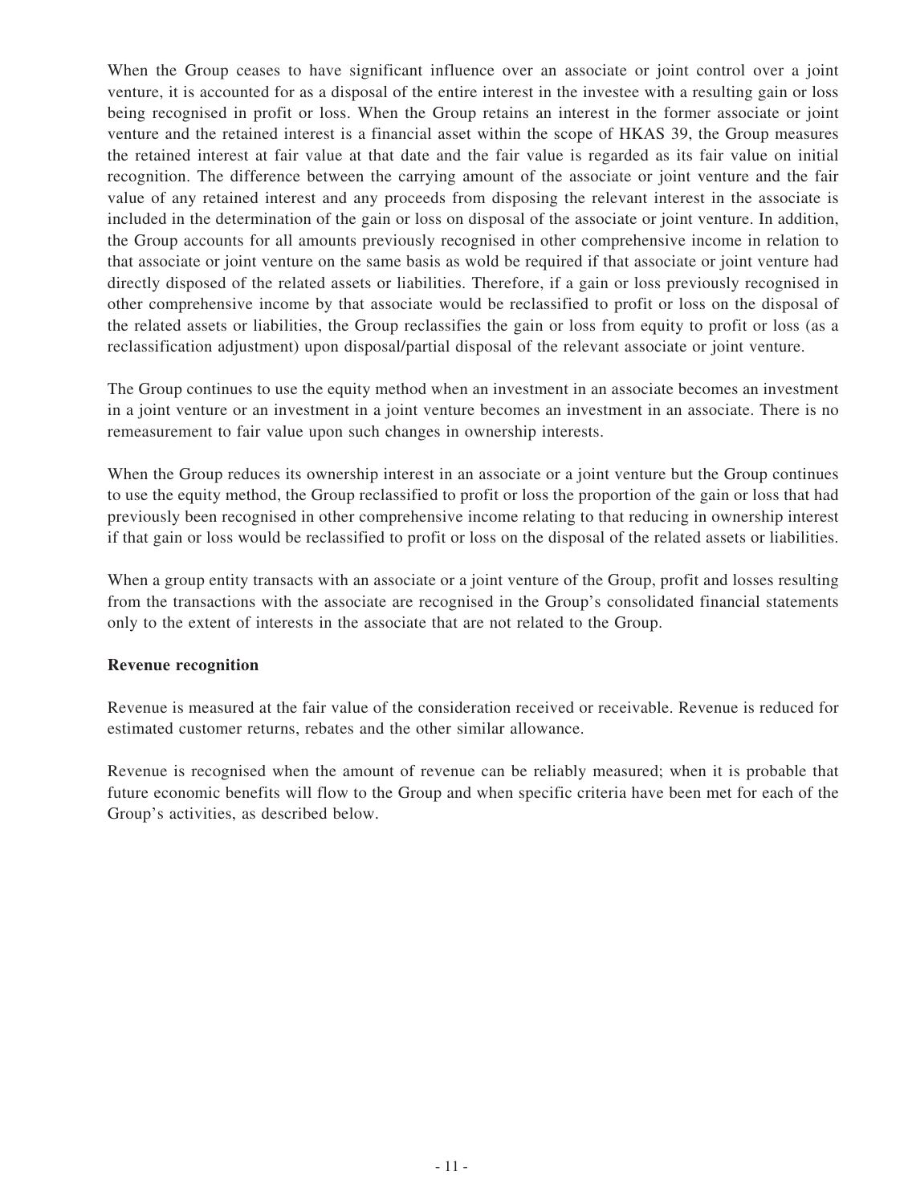When the Group ceases to have significant influence over an associate or joint control over a joint venture, it is accounted for as a disposal of the entire interest in the investee with a resulting gain or loss being recognised in profit or loss. When the Group retains an interest in the former associate or joint venture and the retained interest is a financial asset within the scope of HKAS 39, the Group measures the retained interest at fair value at that date and the fair value is regarded as its fair value on initial recognition. The difference between the carrying amount of the associate or joint venture and the fair value of any retained interest and any proceeds from disposing the relevant interest in the associate is included in the determination of the gain or loss on disposal of the associate or joint venture. In addition, the Group accounts for all amounts previously recognised in other comprehensive income in relation to that associate or joint venture on the same basis as wold be required if that associate or joint venture had directly disposed of the related assets or liabilities. Therefore, if a gain or loss previously recognised in other comprehensive income by that associate would be reclassified to profit or loss on the disposal of the related assets or liabilities, the Group reclassifies the gain or loss from equity to profit or loss (as a reclassification adjustment) upon disposal/partial disposal of the relevant associate or joint venture.

The Group continues to use the equity method when an investment in an associate becomes an investment in a joint venture or an investment in a joint venture becomes an investment in an associate. There is no remeasurement to fair value upon such changes in ownership interests.

When the Group reduces its ownership interest in an associate or a joint venture but the Group continues to use the equity method, the Group reclassified to profit or loss the proportion of the gain or loss that had previously been recognised in other comprehensive income relating to that reducing in ownership interest if that gain or loss would be reclassified to profit or loss on the disposal of the related assets or liabilities.

When a group entity transacts with an associate or a joint venture of the Group, profit and losses resulting from the transactions with the associate are recognised in the Group's consolidated financial statements only to the extent of interests in the associate that are not related to the Group.

**Revenue recognition**

Revenue is measured at the fair value of the consideration received or receivable. Revenue is reduced for estimated customer returns, rebates and the other similar allowance.

Revenue is recognised when the amount of revenue can be reliably measured; when it is probable that future economic benefits will flow to the Group and when specific criteria have been met for each of the Group's activities, as described below.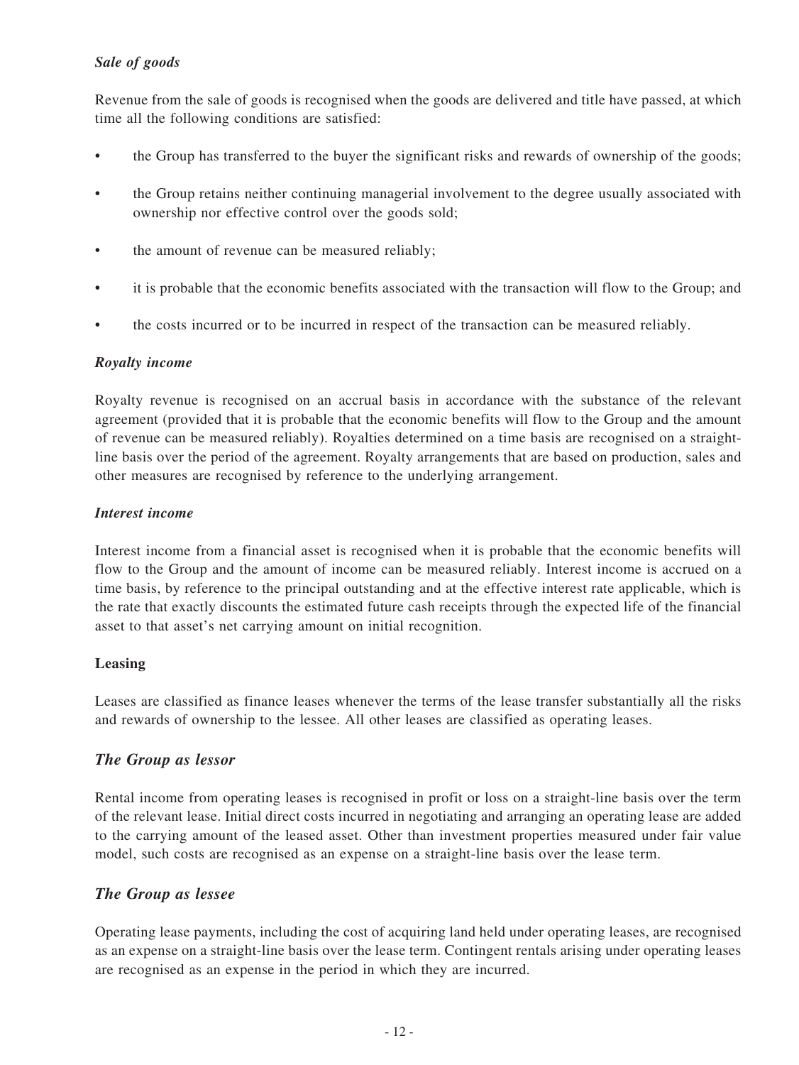*Sale of goods*

Revenue from the sale of goods is recognised when the goods are delivered and title have passed, at which time all the following conditions are satisfied:

- the Group has transferred to the buyer the significant risks and rewards of ownership of the goods;
- the Group retains neither continuing managerial involvement to the degree usually associated with ownership nor effective control over the goods sold;
- the amount of revenue can be measured reliably;
- it is probable that the economic benefits associated with the transaction will flow to the Group; and
- the costs incurred or to be incurred in respect of the transaction can be measured reliably.

***Royalty income***

Royalty revenue is recognised on an accrual basis in accordance with the substance of the relevant agreement (provided that it is probable that the economic benefits will flow to the Group and the amount of revenue can be measured reliably). Royalties determined on a time basis are recognised on a straight-line basis over the period of the agreement. Royalty arrangements that are based on production, sales and other measures are recognised by reference to the underlying arrangement.

***Interest income***

Interest income from a financial asset is recognised when it is probable that the economic benefits will flow to the Group and the amount of income can be measured reliably. Interest income is accrued on a time basis, by reference to the principal outstanding and at the effective interest rate applicable, which is the rate that exactly discounts the estimated future cash receipts through the expected life of the financial asset to that asset's net carrying amount on initial recognition.

**Leasing**

Leases are classified as finance leases whenever the terms of the lease transfer substantially all the risks and rewards of ownership to the lessee. All other leases are classified as operating leases.

*The Group as lessor*

Rental income from operating leases is recognised in profit or loss on a straight-line basis over the term of the relevant lease. Initial direct costs incurred in negotiating and arranging an operating lease are added to the carrying amount of the leased asset. Other than investment properties measured under fair value model, such costs are recognised as an expense on a straight-line basis over the lease term.

*The Group as lessee*

Operating lease payments, including the cost of acquiring land held under operating leases, are recognised as an expense on a straight-line basis over the lease term. Contingent rentals arising under operating leases are recognised as an expense in the period in which they are incurred.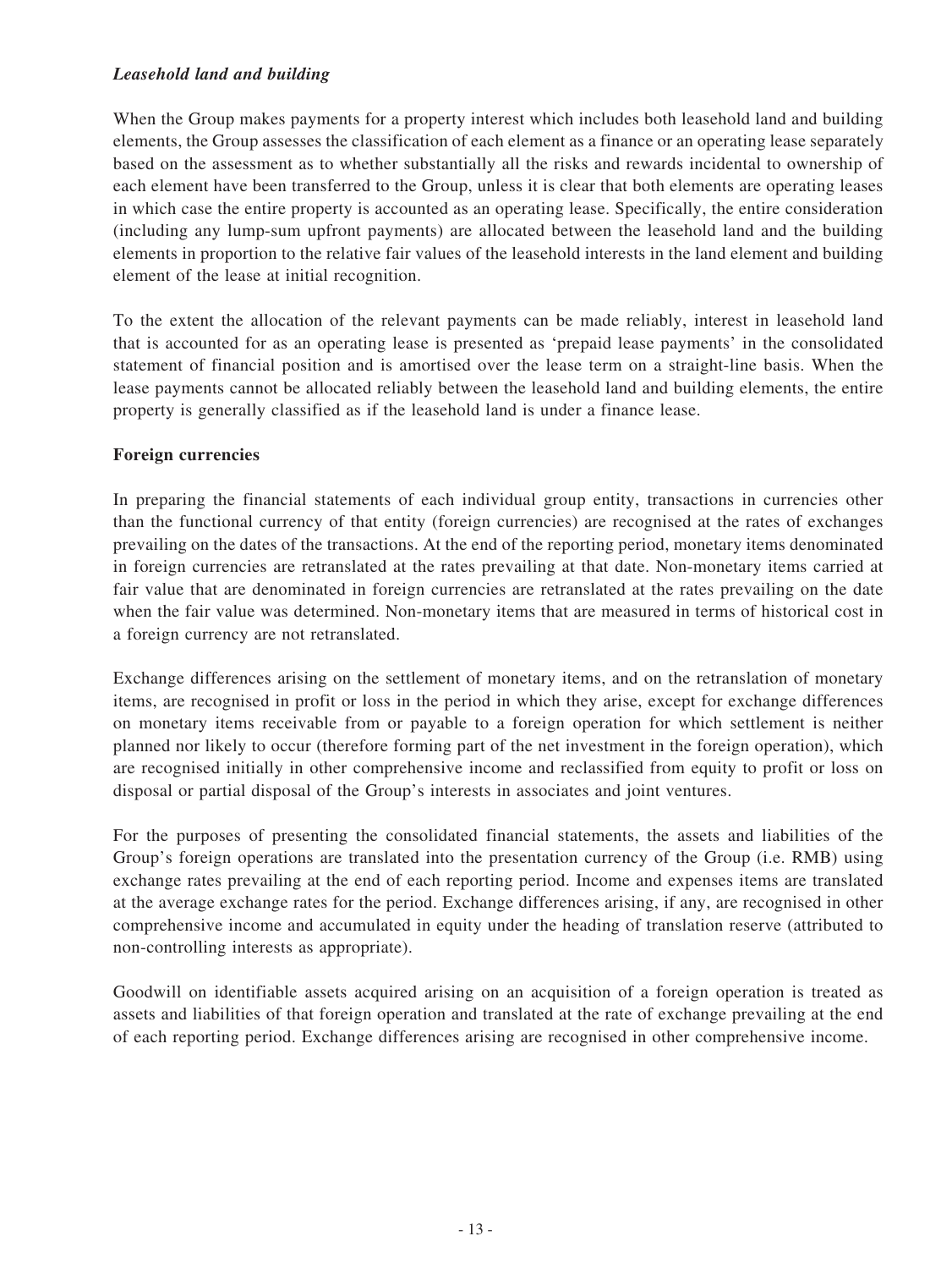### *Leasehold land and building*

When the Group makes payments for a property interest which includes both leasehold land and building elements, the Group assesses the classification of each element as a finance or an operating lease separately based on the assessment as to whether substantially all the risks and rewards incidental to ownership of each element have been transferred to the Group, unless it is clear that both elements are operating leases in which case the entire property is accounted as an operating lease. Specifically, the entire consideration (including any lump-sum upfront payments) are allocated between the leasehold land and the building elements in proportion to the relative fair values of the leasehold interests in the land element and building element of the lease at initial recognition.

To the extent the allocation of the relevant payments can be made reliably, interest in leasehold land that is accounted for as an operating lease is presented as 'prepaid lease payments' in the consolidated statement of financial position and is amortised over the lease term on a straight-line basis. When the lease payments cannot be allocated reliably between the leasehold land and building elements, the entire property is generally classified as if the leasehold land is under a finance lease.

### Foreign currencies

In preparing the financial statements of each individual group entity, transactions in currencies other than the functional currency of that entity (foreign currencies) are recognised at the rates of exchanges prevailing on the dates of the transactions. At the end of the reporting period, monetary items denominated in foreign currencies are retranslated at the rates prevailing at that date. Non-monetary items carried at fair value that are denominated in foreign currencies are retranslated at the rates prevailing on the date when the fair value was determined. Non-monetary items that are measured in terms of historical cost in a foreign currency are not retranslated.

Exchange differences arising on the settlement of monetary items, and on the retranslation of monetary items, are recognised in profit or loss in the period in which they arise, except for exchange differences on monetary items receivable from or payable to a foreign operation for which settlement is neither planned nor likely to occur (therefore forming part of the net investment in the foreign operation), which are recognised initially in other comprehensive income and reclassified from equity to profit or loss on disposal or partial disposal of the Group's interests in associates and joint ventures.

For the purposes of presenting the consolidated financial statements, the assets and liabilities of the Group's foreign operations are translated into the presentation currency of the Group (i.e. RMB) using exchange rates prevailing at the end of each reporting period. Income and expenses items are translated at the average exchange rates for the period. Exchange differences arising, if any, are recognised in other comprehensive income and accumulated in equity under the heading of translation reserve (attributed to non-controlling interests as appropriate).

Goodwill on identifiable assets acquired arising on an acquisition of a foreign operation is treated as assets and liabilities of that foreign operation and translated at the rate of exchange prevailing at the end of each reporting period. Exchange differences arising are recognised in other comprehensive income.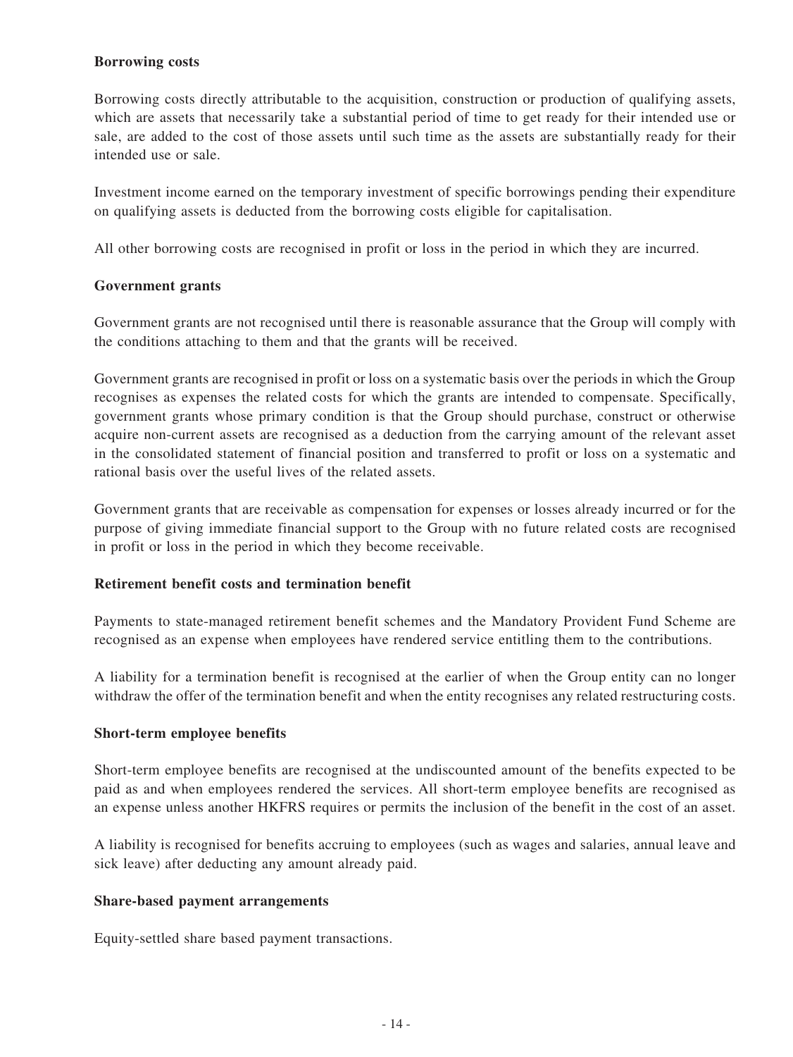**Borrowing costs**

Borrowing costs directly attributable to the acquisition, construction or production of qualifying assets, which are assets that necessarily take a substantial period of time to get ready for their intended use or sale, are added to the cost of those assets until such time as the assets are substantially ready for their intended use or sale.

Investment income earned on the temporary investment of specific borrowings pending their expenditure on qualifying assets is deducted from the borrowing costs eligible for capitalisation.

All other borrowing costs are recognised in profit or loss in the period in which they are incurred.

**Government grants**

Government grants are not recognised until there is reasonable assurance that the Group will comply with the conditions attaching to them and that the grants will be received.

Government grants are recognised in profit or loss on a systematic basis over the periods in which the Group recognises as expenses the related costs for which the grants are intended to compensate. Specifically, government grants whose primary condition is that the Group should purchase, construct or otherwise acquire non-current assets are recognised as a deduction from the carrying amount of the relevant asset in the consolidated statement of financial position and transferred to profit or loss on a systematic and rational basis over the useful lives of the related assets.

Government grants that are receivable as compensation for expenses or losses already incurred or for the purpose of giving immediate financial support to the Group with no future related costs are recognised in profit or loss in the period in which they become receivable.

**Retirement benefit costs and termination benefit**

Payments to state-managed retirement benefit schemes and the Mandatory Provident Fund Scheme are recognised as an expense when employees have rendered service entitling them to the contributions.

A liability for a termination benefit is recognised at the earlier of when the Group entity can no longer withdraw the offer of the termination benefit and when the entity recognises any related restructuring costs.

**Short-term employee benefits**

Short-term employee benefits are recognised at the undiscounted amount of the benefits expected to be paid as and when employees rendered the services. All short-term employee benefits are recognised as an expense unless another HKFRS requires or permits the inclusion of the benefit in the cost of an asset.

A liability is recognised for benefits accruing to employees (such as wages and salaries, annual leave and sick leave) after deducting any amount already paid.

**Share-based payment arrangements**

Equity-settled share based payment transactions.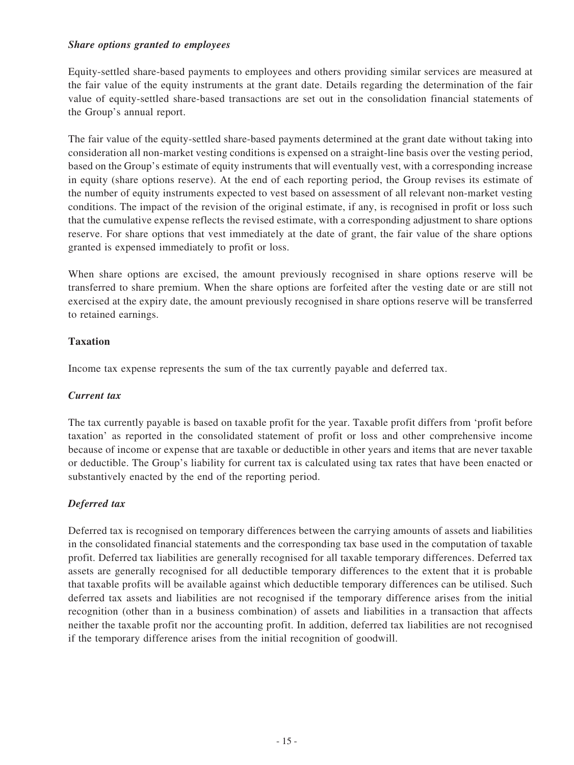***Share options granted to employees***

Equity-settled share-based payments to employees and others providing similar services are measured at the fair value of the equity instruments at the grant date. Details regarding the determination of the fair value of equity-settled share-based transactions are set out in the consolidation financial statements of the Group's annual report.

The fair value of the equity-settled share-based payments determined at the grant date without taking into consideration all non-market vesting conditions is expensed on a straight-line basis over the vesting period, based on the Group's estimate of equity instruments that will eventually vest, with a corresponding increase in equity (share options reserve). At the end of each reporting period, the Group revises its estimate of the number of equity instruments expected to vest based on assessment of all relevant non-market vesting conditions. The impact of the revision of the original estimate, if any, is recognised in profit or loss such that the cumulative expense reflects the revised estimate, with a corresponding adjustment to share options reserve. For share options that vest immediately at the date of grant, the fair value of the share options granted is expensed immediately to profit or loss.

When share options are excised, the amount previously recognised in share options reserve will be transferred to share premium. When the share options are forfeited after the vesting date or are still not exercised at the expiry date, the amount previously recognised in share options reserve will be transferred to retained earnings.

**Taxation**

Income tax expense represents the sum of the tax currently payable and deferred tax.

***Current tax***

The tax currently payable is based on taxable profit for the year. Taxable profit differs from 'profit before taxation' as reported in the consolidated statement of profit or loss and other comprehensive income because of income or expense that are taxable or deductible in other years and items that are never taxable or deductible. The Group's liability for current tax is calculated using tax rates that have been enacted or substantively enacted by the end of the reporting period.

***Deferred tax***

Deferred tax is recognised on temporary differences between the carrying amounts of assets and liabilities in the consolidated financial statements and the corresponding tax base used in the computation of taxable profit. Deferred tax liabilities are generally recognised for all taxable temporary differences. Deferred tax assets are generally recognised for all deductible temporary differences to the extent that it is probable that taxable profits will be available against which deductible temporary differences can be utilised. Such deferred tax assets and liabilities are not recognised if the temporary difference arises from the initial recognition (other than in a business combination) of assets and liabilities in a transaction that affects neither the taxable profit nor the accounting profit. In addition, deferred tax liabilities are not recognised if the temporary difference arises from the initial recognition of goodwill.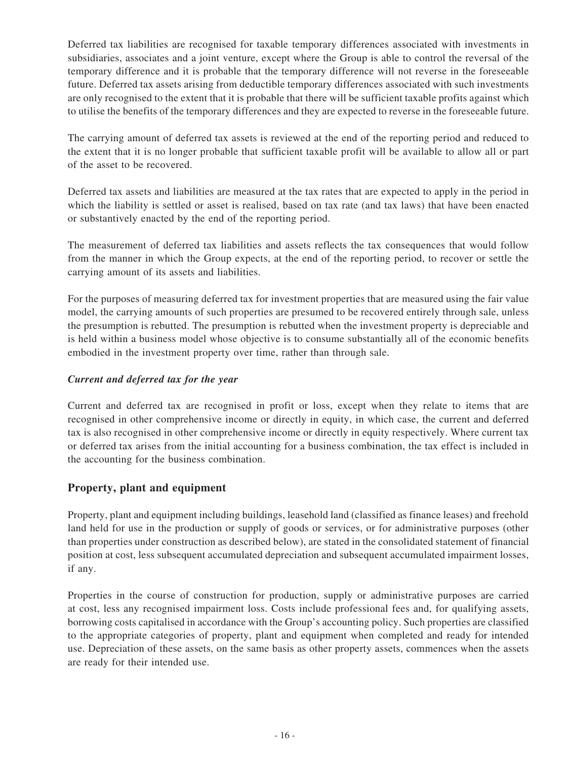Deferred tax liabilities are recognised for taxable temporary differences associated with investments in subsidiaries, associates and a joint venture, except where the Group is able to control the reversal of the temporary difference and it is probable that the temporary difference will not reverse in the foreseeable future. Deferred tax assets arising from deductible temporary differences associated with such investments are only recognised to the extent that it is probable that there will be sufficient taxable profits against which to utilise the benefits of the temporary differences and they are expected to reverse in the foreseeable future.

The carrying amount of deferred tax assets is reviewed at the end of the reporting period and reduced to the extent that it is no longer probable that sufficient taxable profit will be available to allow all or part of the asset to be recovered.

Deferred tax assets and liabilities are measured at the tax rates that are expected to apply in the period in which the liability is settled or asset is realised, based on tax rate (and tax laws) that have been enacted or substantively enacted by the end of the reporting period.

The measurement of deferred tax liabilities and assets reflects the tax consequences that would follow from the manner in which the Group expects, at the end of the reporting period, to recover or settle the carrying amount of its assets and liabilities.

For the purposes of measuring deferred tax for investment properties that are measured using the fair value model, the carrying amounts of such properties are presumed to be recovered entirely through sale, unless the presumption is rebutted. The presumption is rebutted when the investment property is depreciable and is held within a business model whose objective is to consume substantially all of the economic benefits embodied in the investment property over time, rather than through sale.

***Current and deferred tax for the year***

Current and deferred tax are recognised in profit or loss, except when they relate to items that are recognised in other comprehensive income or directly in equity, in which case, the current and deferred tax is also recognised in other comprehensive income or directly in equity respectively. Where current tax or deferred tax arises from the initial accounting for a business combination, the tax effect is included in the accounting for the business combination.

## Property, plant and equipment

Property, plant and equipment including buildings, leasehold land (classified as finance leases) and freehold land held for use in the production or supply of goods or services, or for administrative purposes (other than properties under construction as described below), are stated in the consolidated statement of financial position at cost, less subsequent accumulated depreciation and subsequent accumulated impairment losses, if any.

Properties in the course of construction for production, supply or administrative purposes are carried at cost, less any recognised impairment loss. Costs include professional fees and, for qualifying assets, borrowing costs capitalised in accordance with the Group's accounting policy. Such properties are classified to the appropriate categories of property, plant and equipment when completed and ready for intended use. Depreciation of these assets, on the same basis as other property assets, commences when the assets are ready for their intended use.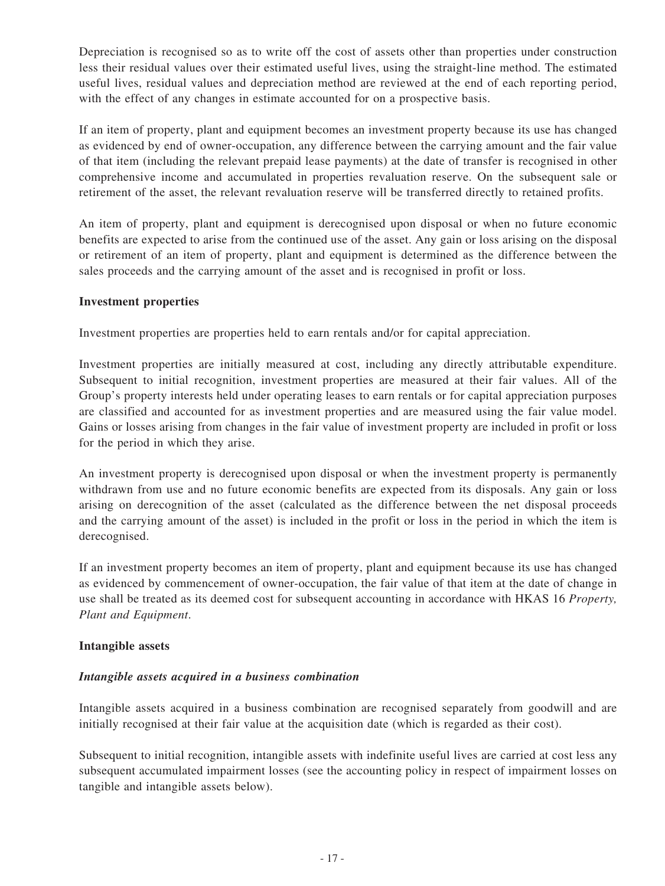Depreciation is recognised so as to write off the cost of assets other than properties under construction less their residual values over their estimated useful lives, using the straight-line method. The estimated useful lives, residual values and depreciation method are reviewed at the end of each reporting period, with the effect of any changes in estimate accounted for on a prospective basis.

If an item of property, plant and equipment becomes an investment property because its use has changed as evidenced by end of owner-occupation, any difference between the carrying amount and the fair value of that item (including the relevant prepaid lease payments) at the date of transfer is recognised in other comprehensive income and accumulated in properties revaluation reserve. On the subsequent sale or retirement of the asset, the relevant revaluation reserve will be transferred directly to retained profits.

An item of property, plant and equipment is derecognised upon disposal or when no future economic benefits are expected to arise from the continued use of the asset. Any gain or loss arising on the disposal or retirement of an item of property, plant and equipment is determined as the difference between the sales proceeds and the carrying amount of the asset and is recognised in profit or loss.

**Investment properties**

Investment properties are properties held to earn rentals and/or for capital appreciation.

Investment properties are initially measured at cost, including any directly attributable expenditure. Subsequent to initial recognition, investment properties are measured at their fair values. All of the Group's property interests held under operating leases to earn rentals or for capital appreciation purposes are classified and accounted for as investment properties and are measured using the fair value model. Gains or losses arising from changes in the fair value of investment property are included in profit or loss for the period in which they arise.

An investment property is derecognised upon disposal or when the investment property is permanently withdrawn from use and no future economic benefits are expected from its disposals. Any gain or loss arising on derecognition of the asset (calculated as the difference between the net disposal proceeds and the carrying amount of the asset) is included in the profit or loss in the period in which the item is derecognised.

If an investment property becomes an item of property, plant and equipment because its use has changed as evidenced by commencement of owner-occupation, the fair value of that item at the date of change in use shall be treated as its deemed cost for subsequent accounting in accordance with HKAS 16 *Property, Plant and Equipment*.

**Intangible assets**

***Intangible assets acquired in a business combination***

Intangible assets acquired in a business combination are recognised separately from goodwill and are initially recognised at their fair value at the acquisition date (which is regarded as their cost).

Subsequent to initial recognition, intangible assets with indefinite useful lives are carried at cost less any subsequent accumulated impairment losses (see the accounting policy in respect of impairment losses on tangible and intangible assets below).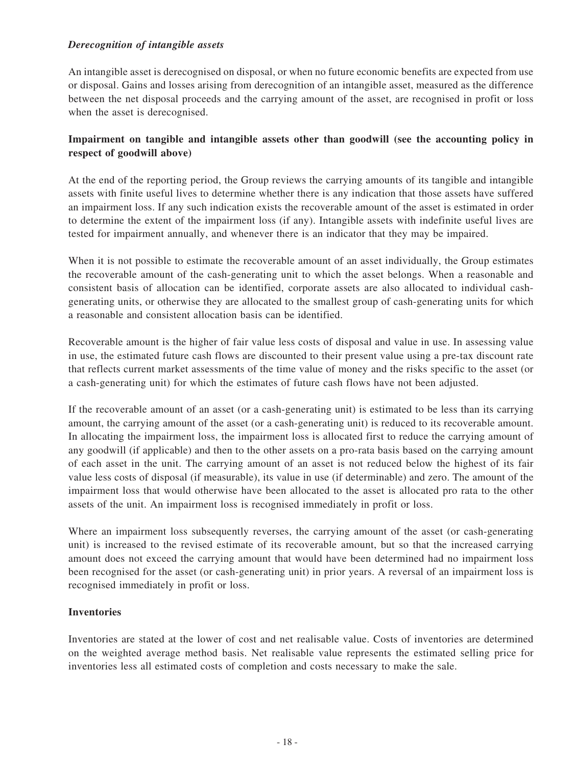*Derecognition of intangible assets*

An intangible asset is derecognised on disposal, or when no future economic benefits are expected from use or disposal. Gains and losses arising from derecognition of an intangible asset, measured as the difference between the net disposal proceeds and the carrying amount of the asset, are recognised in profit or loss when the asset is derecognised.

**Impairment on tangible and intangible assets other than goodwill (see the accounting policy in respect of goodwill above)**

At the end of the reporting period, the Group reviews the carrying amounts of its tangible and intangible assets with finite useful lives to determine whether there is any indication that those assets have suffered an impairment loss. If any such indication exists the recoverable amount of the asset is estimated in order to determine the extent of the impairment loss (if any). Intangible assets with indefinite useful lives are tested for impairment annually, and whenever there is an indicator that they may be impaired.

When it is not possible to estimate the recoverable amount of an asset individually, the Group estimates the recoverable amount of the cash-generating unit to which the asset belongs. When a reasonable and consistent basis of allocation can be identified, corporate assets are also allocated to individual cash-generating units, or otherwise they are allocated to the smallest group of cash-generating units for which a reasonable and consistent allocation basis can be identified.

Recoverable amount is the higher of fair value less costs of disposal and value in use. In assessing value in use, the estimated future cash flows are discounted to their present value using a pre-tax discount rate that reflects current market assessments of the time value of money and the risks specific to the asset (or a cash-generating unit) for which the estimates of future cash flows have not been adjusted.

If the recoverable amount of an asset (or a cash-generating unit) is estimated to be less than its carrying amount, the carrying amount of the asset (or a cash-generating unit) is reduced to its recoverable amount. In allocating the impairment loss, the impairment loss is allocated first to reduce the carrying amount of any goodwill (if applicable) and then to the other assets on a pro-rata basis based on the carrying amount of each asset in the unit. The carrying amount of an asset is not reduced below the highest of its fair value less costs of disposal (if measurable), its value in use (if determinable) and zero. The amount of the impairment loss that would otherwise have been allocated to the asset is allocated pro rata to the other assets of the unit. An impairment loss is recognised immediately in profit or loss.

Where an impairment loss subsequently reverses, the carrying amount of the asset (or cash-generating unit) is increased to the revised estimate of its recoverable amount, but so that the increased carrying amount does not exceed the carrying amount that would have been determined had no impairment loss been recognised for the asset (or cash-generating unit) in prior years. A reversal of an impairment loss is recognised immediately in profit or loss.

**Inventories**

Inventories are stated at the lower of cost and net realisable value. Costs of inventories are determined on the weighted average method basis. Net realisable value represents the estimated selling price for inventories less all estimated costs of completion and costs necessary to make the sale.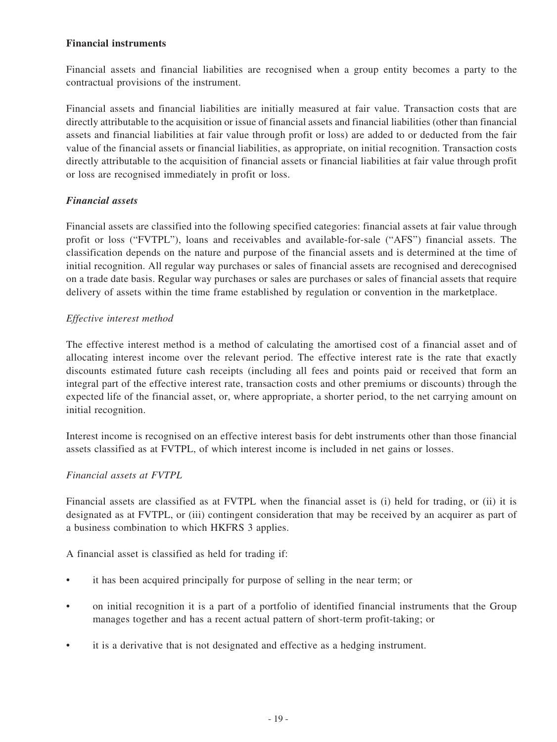**Financial instruments**

Financial assets and financial liabilities are recognised when a group entity becomes a party to the contractual provisions of the instrument.

Financial assets and financial liabilities are initially measured at fair value. Transaction costs that are directly attributable to the acquisition or issue of financial assets and financial liabilities (other than financial assets and financial liabilities at fair value through profit or loss) are added to or deducted from the fair value of the financial assets or financial liabilities, as appropriate, on initial recognition. Transaction costs directly attributable to the acquisition of financial assets or financial liabilities at fair value through profit or loss are recognised immediately in profit or loss.

***Financial assets***

Financial assets are classified into the following specified categories: financial assets at fair value through profit or loss ("FVTPL"), loans and receivables and available-for-sale ("AFS") financial assets. The classification depends on the nature and purpose of the financial assets and is determined at the time of initial recognition. All regular way purchases or sales of financial assets are recognised and derecognised on a trade date basis. Regular way purchases or sales are purchases or sales of financial assets that require delivery of assets within the time frame established by regulation or convention in the marketplace.

*Effective interest method*

The effective interest method is a method of calculating the amortised cost of a financial asset and of allocating interest income over the relevant period. The effective interest rate is the rate that exactly discounts estimated future cash receipts (including all fees and points paid or received that form an integral part of the effective interest rate, transaction costs and other premiums or discounts) through the expected life of the financial asset, or, where appropriate, a shorter period, to the net carrying amount on initial recognition.

Interest income is recognised on an effective interest basis for debt instruments other than those financial assets classified as at FVTPL, of which interest income is included in net gains or losses.

*Financial assets at FVTPL*

Financial assets are classified as at FVTPL when the financial asset is (i) held for trading, or (ii) it is designated as at FVTPL, or (iii) contingent consideration that may be received by an acquirer as part of a business combination to which HKFRS 3 applies.

A financial asset is classified as held for trading if:

- it has been acquired principally for purpose of selling in the near term; or
- on initial recognition it is a part of a portfolio of identified financial instruments that the Group manages together and has a recent actual pattern of short-term profit-taking; or
- it is a derivative that is not designated and effective as a hedging instrument.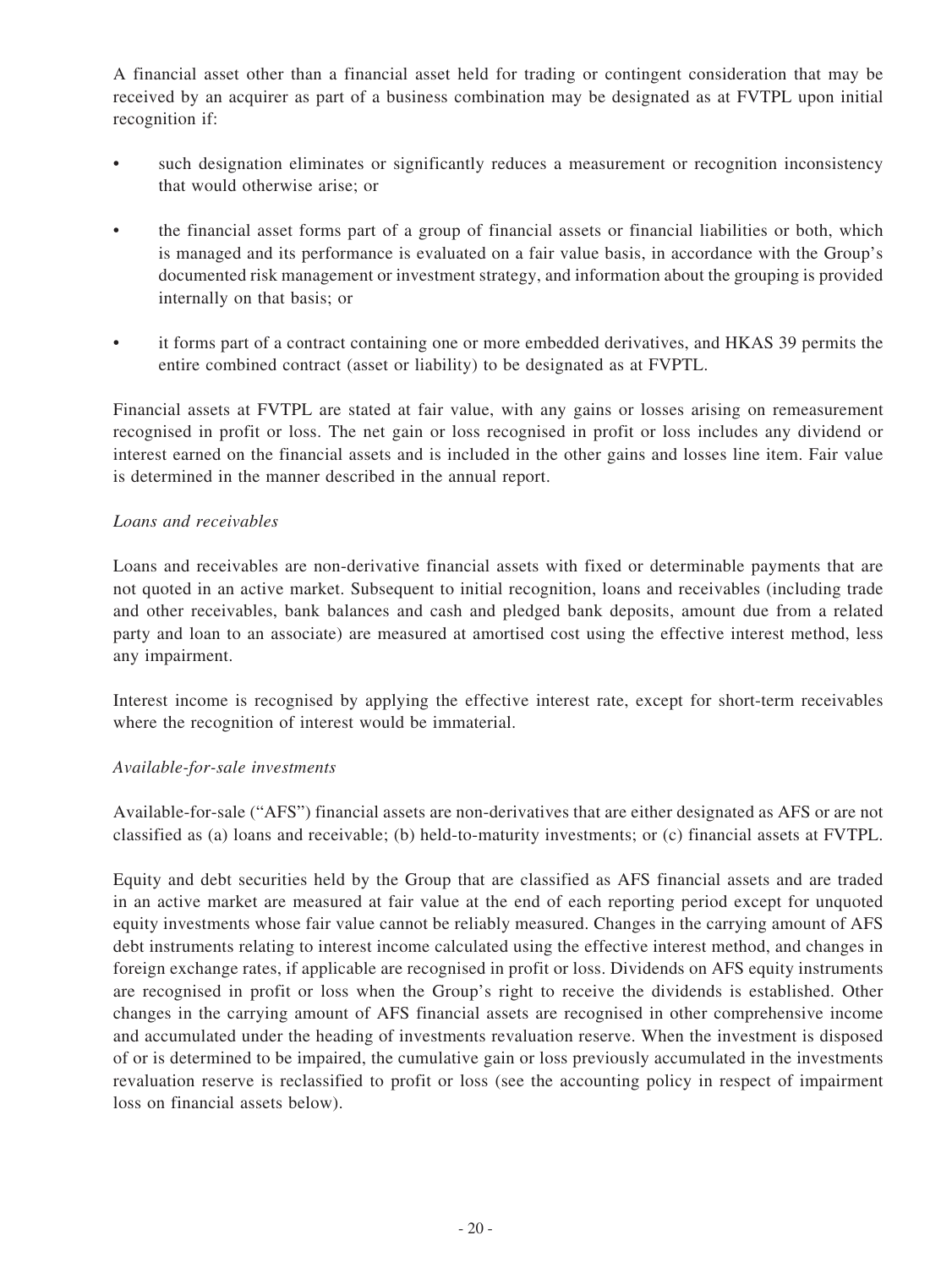A financial asset other than a financial asset held for trading or contingent consideration that may be received by an acquirer as part of a business combination may be designated as at FVTPL upon initial recognition if:

- such designation eliminates or significantly reduces a measurement or recognition inconsistency that would otherwise arise; or
- the financial asset forms part of a group of financial assets or financial liabilities or both, which is managed and its performance is evaluated on a fair value basis, in accordance with the Group's documented risk management or investment strategy, and information about the grouping is provided internally on that basis; or
- it forms part of a contract containing one or more embedded derivatives, and HKAS 39 permits the entire combined contract (asset or liability) to be designated as at FVPTL.

Financial assets at FVTPL are stated at fair value, with any gains or losses arising on remeasurement recognised in profit or loss. The net gain or loss recognised in profit or loss includes any dividend or interest earned on the financial assets and is included in the other gains and losses line item. Fair value is determined in the manner described in the annual report.

*Loans and receivables*

Loans and receivables are non-derivative financial assets with fixed or determinable payments that are not quoted in an active market. Subsequent to initial recognition, loans and receivables (including trade and other receivables, bank balances and cash and pledged bank deposits, amount due from a related party and loan to an associate) are measured at amortised cost using the effective interest method, less any impairment.

Interest income is recognised by applying the effective interest rate, except for short-term receivables where the recognition of interest would be immaterial.

*Available-for-sale investments*

Available-for-sale ("AFS") financial assets are non-derivatives that are either designated as AFS or are not classified as (a) loans and receivable; (b) held-to-maturity investments; or (c) financial assets at FVTPL.

Equity and debt securities held by the Group that are classified as AFS financial assets and are traded in an active market are measured at fair value at the end of each reporting period except for unquoted equity investments whose fair value cannot be reliably measured. Changes in the carrying amount of AFS debt instruments relating to interest income calculated using the effective interest method, and changes in foreign exchange rates, if applicable are recognised in profit or loss. Dividends on AFS equity instruments are recognised in profit or loss when the Group's right to receive the dividends is established. Other changes in the carrying amount of AFS financial assets are recognised in other comprehensive income and accumulated under the heading of investments revaluation reserve. When the investment is disposed of or is determined to be impaired, the cumulative gain or loss previously accumulated in the investments revaluation reserve is reclassified to profit or loss (see the accounting policy in respect of impairment loss on financial assets below).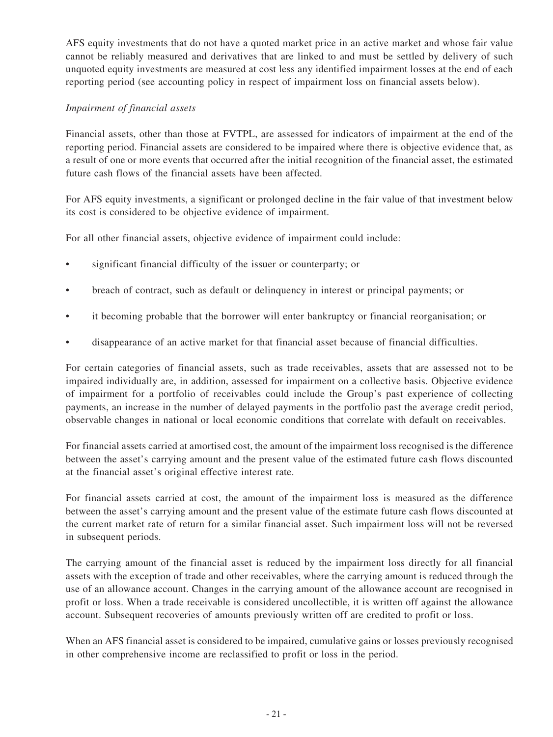AFS equity investments that do not have a quoted market price in an active market and whose fair value cannot be reliably measured and derivatives that are linked to and must be settled by delivery of such unquoted equity investments are measured at cost less any identified impairment losses at the end of each reporting period (see accounting policy in respect of impairment loss on financial assets below).

*Impairment of financial assets*

Financial assets, other than those at FVTPL, are assessed for indicators of impairment at the end of the reporting period. Financial assets are considered to be impaired where there is objective evidence that, as a result of one or more events that occurred after the initial recognition of the financial asset, the estimated future cash flows of the financial assets have been affected.

For AFS equity investments, a significant or prolonged decline in the fair value of that investment below its cost is considered to be objective evidence of impairment.

For all other financial assets, objective evidence of impairment could include:

- significant financial difficulty of the issuer or counterparty; or
- breach of contract, such as default or delinquency in interest or principal payments; or
- it becoming probable that the borrower will enter bankruptcy or financial reorganisation; or
- disappearance of an active market for that financial asset because of financial difficulties.

For certain categories of financial assets, such as trade receivables, assets that are assessed not to be impaired individually are, in addition, assessed for impairment on a collective basis. Objective evidence of impairment for a portfolio of receivables could include the Group's past experience of collecting payments, an increase in the number of delayed payments in the portfolio past the average credit period, observable changes in national or local economic conditions that correlate with default on receivables.

For financial assets carried at amortised cost, the amount of the impairment loss recognised is the difference between the asset's carrying amount and the present value of the estimated future cash flows discounted at the financial asset's original effective interest rate.

For financial assets carried at cost, the amount of the impairment loss is measured as the difference between the asset's carrying amount and the present value of the estimate future cash flows discounted at the current market rate of return for a similar financial asset. Such impairment loss will not be reversed in subsequent periods.

The carrying amount of the financial asset is reduced by the impairment loss directly for all financial assets with the exception of trade and other receivables, where the carrying amount is reduced through the use of an allowance account. Changes in the carrying amount of the allowance account are recognised in profit or loss. When a trade receivable is considered uncollectible, it is written off against the allowance account. Subsequent recoveries of amounts previously written off are credited to profit or loss.

When an AFS financial asset is considered to be impaired, cumulative gains or losses previously recognised in other comprehensive income are reclassified to profit or loss in the period.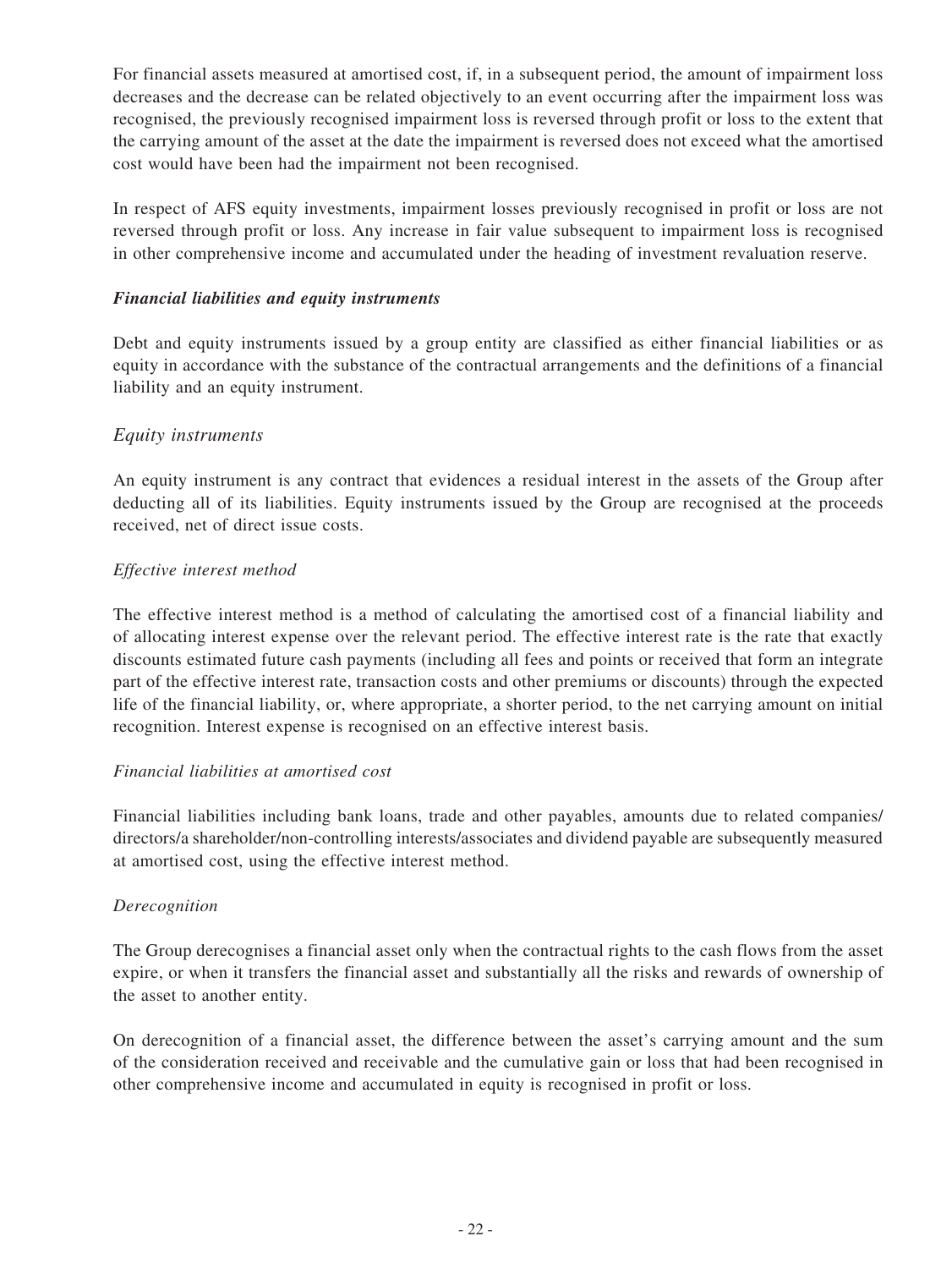For financial assets measured at amortised cost, if, in a subsequent period, the amount of impairment loss decreases and the decrease can be related objectively to an event occurring after the impairment loss was recognised, the previously recognised impairment loss is reversed through profit or loss to the extent that the carrying amount of the asset at the date the impairment is reversed does not exceed what the amortised cost would have been had the impairment not been recognised.

In respect of AFS equity investments, impairment losses previously recognised in profit or loss are not reversed through profit or loss. Any increase in fair value subsequent to impairment loss is recognised in other comprehensive income and accumulated under the heading of investment revaluation reserve.

***Financial liabilities and equity instruments***

Debt and equity instruments issued by a group entity are classified as either financial liabilities or as equity in accordance with the substance of the contractual arrangements and the definitions of a financial liability and an equity instrument.

*Equity instruments*

An equity instrument is any contract that evidences a residual interest in the assets of the Group after deducting all of its liabilities. Equity instruments issued by the Group are recognised at the proceeds received, net of direct issue costs.

*Effective interest method*

The effective interest method is a method of calculating the amortised cost of a financial liability and of allocating interest expense over the relevant period. The effective interest rate is the rate that exactly discounts estimated future cash payments (including all fees and points or received that form an integrate part of the effective interest rate, transaction costs and other premiums or discounts) through the expected life of the financial liability, or, where appropriate, a shorter period, to the net carrying amount on initial recognition. Interest expense is recognised on an effective interest basis.

*Financial liabilities at amortised cost*

Financial liabilities including bank loans, trade and other payables, amounts due to related companies/directors/a shareholder/non-controlling interests/associates and dividend payable are subsequently measured at amortised cost, using the effective interest method.

*Derecognition*

The Group derecognises a financial asset only when the contractual rights to the cash flows from the asset expire, or when it transfers the financial asset and substantially all the risks and rewards of ownership of the asset to another entity.

On derecognition of a financial asset, the difference between the asset's carrying amount and the sum of the consideration received and receivable and the cumulative gain or loss that had been recognised in other comprehensive income and accumulated in equity is recognised in profit or loss.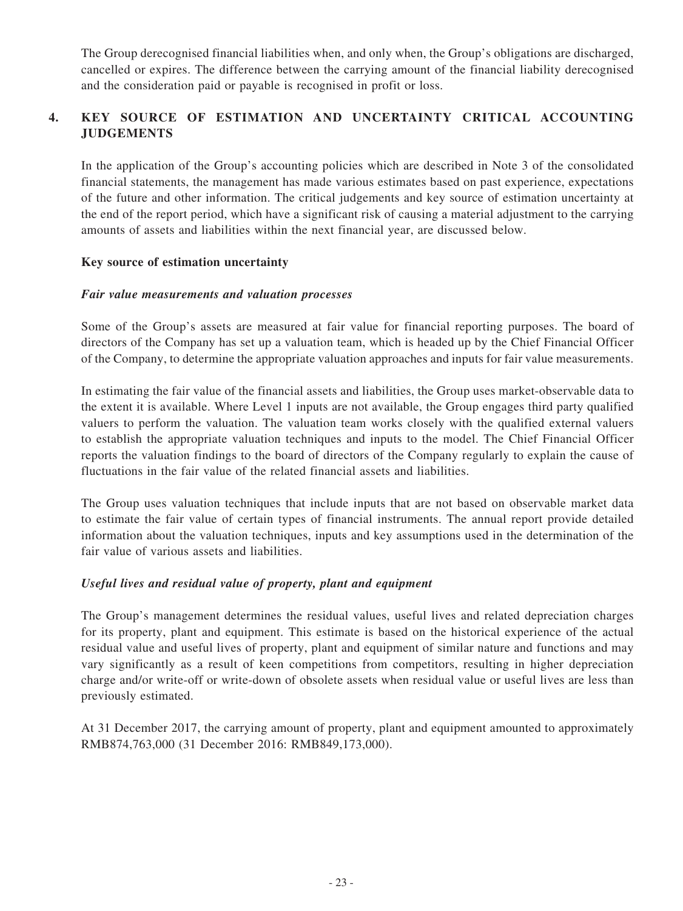The Group derecognised financial liabilities when, and only when, the Group's obligations are discharged, cancelled or expires. The difference between the carrying amount of the financial liability derecognised and the consideration paid or payable is recognised in profit or loss.

## 4. KEY SOURCE OF ESTIMATION AND UNCERTAINTY CRITICAL ACCOUNTING JUDGEMENTS

In the application of the Group's accounting policies which are described in Note 3 of the consolidated financial statements, the management has made various estimates based on past experience, expectations of the future and other information. The critical judgements and key source of estimation uncertainty at the end of the report period, which have a significant risk of causing a material adjustment to the carrying amounts of assets and liabilities within the next financial year, are discussed below.

### Key source of estimation uncertainty

#### *Fair value measurements and valuation processes*

Some of the Group's assets are measured at fair value for financial reporting purposes. The board of directors of the Company has set up a valuation team, which is headed up by the Chief Financial Officer of the Company, to determine the appropriate valuation approaches and inputs for fair value measurements.

In estimating the fair value of the financial assets and liabilities, the Group uses market-observable data to the extent it is available. Where Level 1 inputs are not available, the Group engages third party qualified valuers to perform the valuation. The valuation team works closely with the qualified external valuers to establish the appropriate valuation techniques and inputs to the model. The Chief Financial Officer reports the valuation findings to the board of directors of the Company regularly to explain the cause of fluctuations in the fair value of the related financial assets and liabilities.

The Group uses valuation techniques that include inputs that are not based on observable market data to estimate the fair value of certain types of financial instruments. The annual report provide detailed information about the valuation techniques, inputs and key assumptions used in the determination of the fair value of various assets and liabilities.

#### *Useful lives and residual value of property, plant and equipment*

The Group's management determines the residual values, useful lives and related depreciation charges for its property, plant and equipment. This estimate is based on the historical experience of the actual residual value and useful lives of property, plant and equipment of similar nature and functions and may vary significantly as a result of keen competitions from competitors, resulting in higher depreciation charge and/or write-off or write-down of obsolete assets when residual value or useful lives are less than previously estimated.

At 31 December 2017, the carrying amount of property, plant and equipment amounted to approximately RMB874,763,000 (31 December 2016: RMB849,173,000).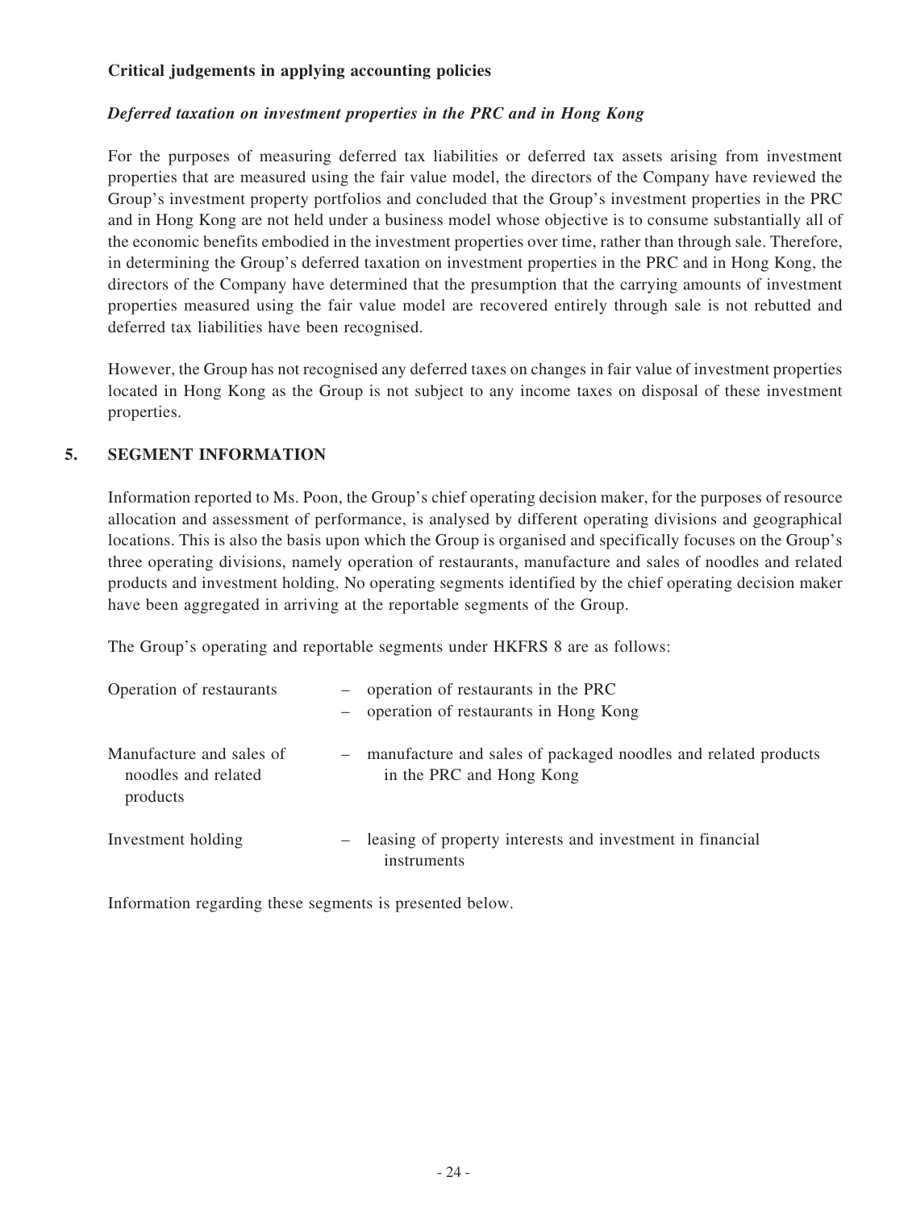**Critical judgements in applying accounting policies**

***Deferred taxation on investment properties in the PRC and in Hong Kong***

For the purposes of measuring deferred tax liabilities or deferred tax assets arising from investment properties that are measured using the fair value model, the directors of the Company have reviewed the Group's investment property portfolios and concluded that the Group's investment properties in the PRC and in Hong Kong are not held under a business model whose objective is to consume substantially all of the economic benefits embodied in the investment properties over time, rather than through sale. Therefore, in determining the Group's deferred taxation on investment properties in the PRC and in Hong Kong, the directors of the Company have determined that the presumption that the carrying amounts of investment properties measured using the fair value model are recovered entirely through sale is not rebutted and deferred tax liabilities have been recognised.

However, the Group has not recognised any deferred taxes on changes in fair value of investment properties located in Hong Kong as the Group is not subject to any income taxes on disposal of these investment properties.

## 5. SEGMENT INFORMATION

Information reported to Ms. Poon, the Group's chief operating decision maker, for the purposes of resource allocation and assessment of performance, is analysed by different operating divisions and geographical locations. This is also the basis upon which the Group is organised and specifically focuses on the Group's three operating divisions, namely operation of restaurants, manufacture and sales of noodles and related products and investment holding. No operating segments identified by the chief operating decision maker have been aggregated in arriving at the reportable segments of the Group.

The Group's operating and reportable segments under HKFRS 8 are as follows:

| | |
|---|---|
| Operation of restaurants | – operation of restaurants in the PRC<br>– operation of restaurants in Hong Kong |
| Manufacture and sales of noodles and related products | – manufacture and sales of packaged noodles and related products in the PRC and Hong Kong |
| Investment holding | – leasing of property interests and investment in financial instruments |

Information regarding these segments is presented below.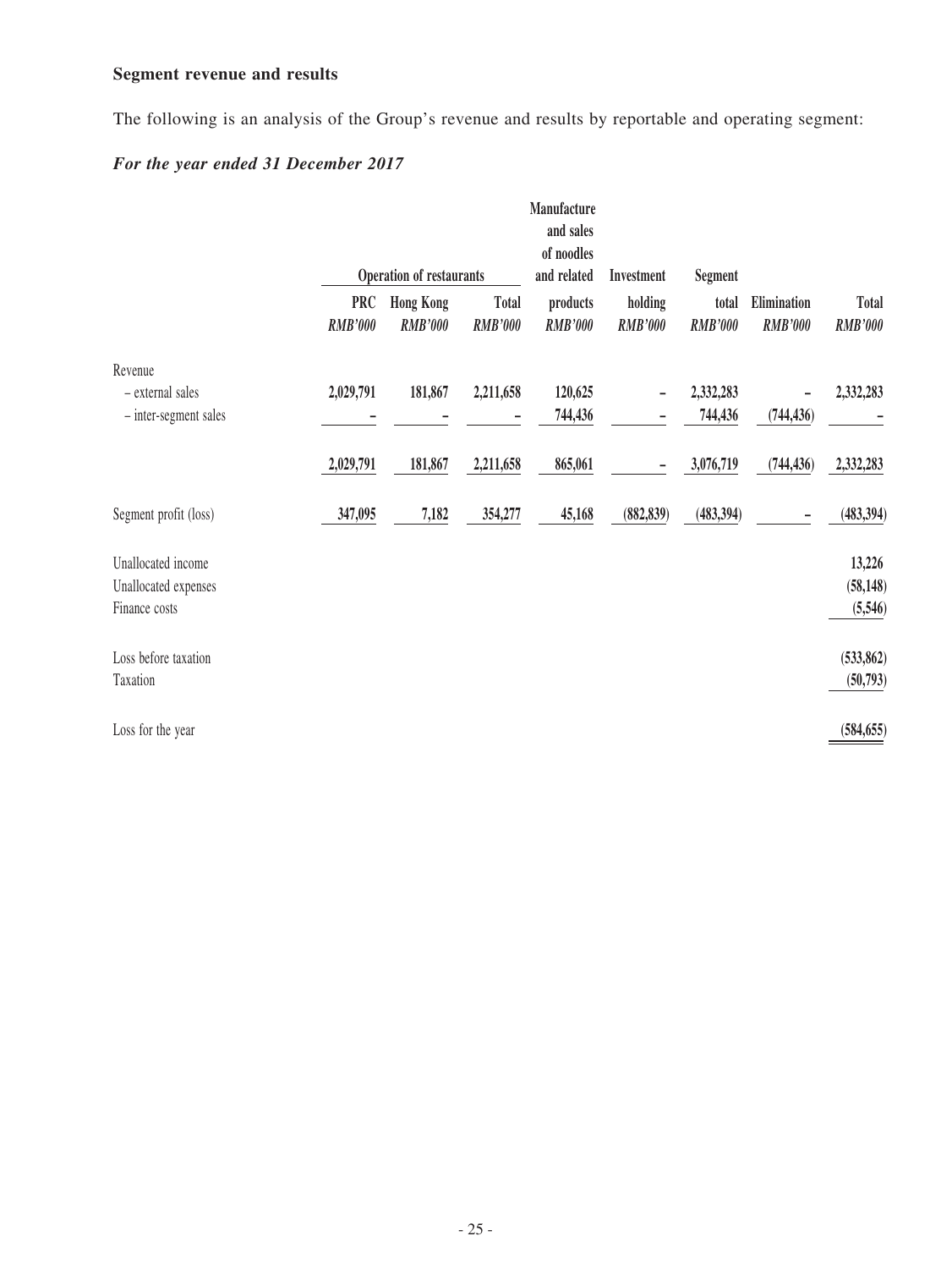**Segment revenue and results**

The following is an analysis of the Group's revenue and results by reportable and operating segment:

***For the year ended 31 December 2017***

| | Operation of restaurants | | | Manufacture and sales of noodles and related products | Investment holding | Segment total | Elimination | Total |
|---|---|---|---|---|---|---|---|---|
| | PRC | Hong Kong | Total | | | | | |
| | *RMB'000* | *RMB'000* | *RMB'000* | *RMB'000* | *RMB'000* | *RMB'000* | *RMB'000* | *RMB'000* |
| Revenue | | | | | | | | |
| – external sales | 2,029,791 | 181,867 | 2,211,658 | 120,625 | – | 2,332,283 | – | 2,332,283 |
| – inter-segment sales | – | – | – | 744,436 | – | 744,436 | (744,436) | – |
| | 2,029,791 | 181,867 | 2,211,658 | 865,061 | – | 3,076,719 | (744,436) | 2,332,283 |
| Segment profit (loss) | 347,095 | 7,182 | 354,277 | 45,168 | (882,839) | (483,394) | – | (483,394) |
| Unallocated income | | | | | | | | 13,226 |
| Unallocated expenses | | | | | | | | (58,148) |
| Finance costs | | | | | | | | (5,546) |
| Loss before taxation | | | | | | | | (533,862) |
| Taxation | | | | | | | | (50,793) |
| Loss for the year | | | | | | | | (584,655) |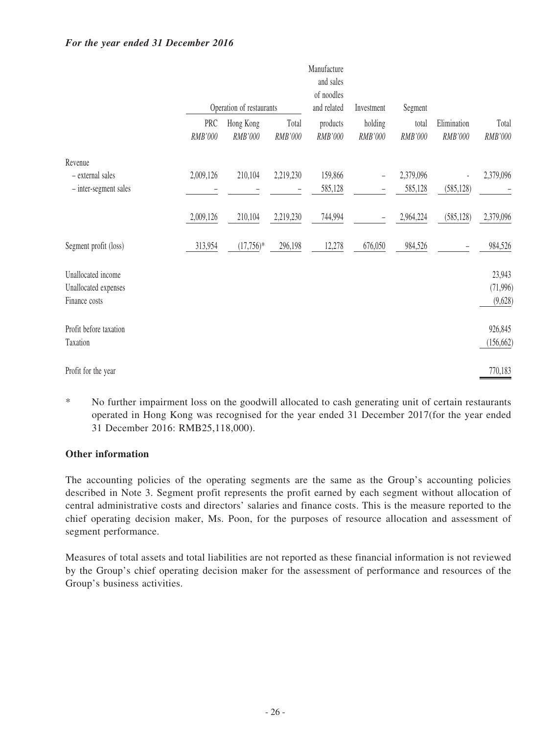***For the year ended 31 December 2016***

| | Operation of restaurants | | | Manufacture and sales of noodles and related | Investment | Segment | | |
|---|---|---|---|---|---|---|---|---|
| | PRC | Hong Kong | Total | products | holding | total | Elimination | Total |
| | *RMB'000* | *RMB'000* | *RMB'000* | *RMB'000* | *RMB'000* | *RMB'000* | *RMB'000* | *RMB'000* |
| Revenue | | | | | | | | |
| – external sales | 2,009,126 | 210,104 | 2,219,230 | 159,866 | – | 2,379,096 | - | 2,379,096 |
| – inter-segment sales | – | – | – | 585,128 | – | 585,128 | (585,128) | – |
| | 2,009,126 | 210,104 | 2,219,230 | 744,994 | – | 2,964,224 | (585,128) | 2,379,096 |
| Segment profit (loss) | 313,954 | (17,756)* | 296,198 | 12,278 | 676,050 | 984,526 | – | 984,526 |
| Unallocated income | | | | | | | | 23,943 |
| Unallocated expenses | | | | | | | | (71,996) |
| Finance costs | | | | | | | | (9,628) |
| Profit before taxation | | | | | | | | 926,845 |
| Taxation | | | | | | | | (156,662) |
| Profit for the year | | | | | | | | 770,183 |

\* No further impairment loss on the goodwill allocated to cash generating unit of certain restaurants operated in Hong Kong was recognised for the year ended 31 December 2017(for the year ended 31 December 2016: RMB25,118,000).

**Other information**

The accounting policies of the operating segments are the same as the Group's accounting policies described in Note 3. Segment profit represents the profit earned by each segment without allocation of central administrative costs and directors' salaries and finance costs. This is the measure reported to the chief operating decision maker, Ms. Poon, for the purposes of resource allocation and assessment of segment performance.

Measures of total assets and total liabilities are not reported as these financial information is not reviewed by the Group's chief operating decision maker for the assessment of performance and resources of the Group's business activities.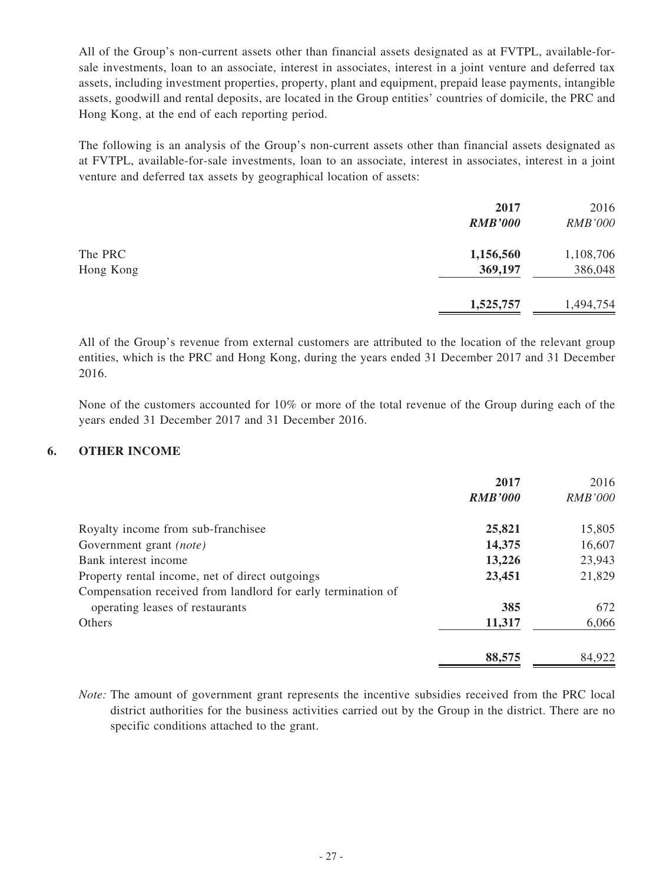All of the Group's non-current assets other than financial assets designated as at FVTPL, available-for-sale investments, loan to an associate, interest in associates, interest in a joint venture and deferred tax assets, including investment properties, property, plant and equipment, prepaid lease payments, intangible assets, goodwill and rental deposits, are located in the Group entities' countries of domicile, the PRC and Hong Kong, at the end of each reporting period.

The following is an analysis of the Group's non-current assets other than financial assets designated as at FVTPL, available-for-sale investments, loan to an associate, interest in associates, interest in a joint venture and deferred tax assets by geographical location of assets:

| | **2017** | 2016 |
|---|---|---|
| | ***RMB'000*** | *RMB'000* |
| The PRC | **1,156,560** | 1,108,706 |
| Hong Kong | **369,197** | 386,048 |
| | **1,525,757** | 1,494,754 |

All of the Group's revenue from external customers are attributed to the location of the relevant group entities, which is the PRC and Hong Kong, during the years ended 31 December 2017 and 31 December 2016.

None of the customers accounted for 10% or more of the total revenue of the Group during each of the years ended 31 December 2017 and 31 December 2016.

## 6. OTHER INCOME

| | **2017** | 2016 |
|---|---|---|
| | ***RMB'000*** | *RMB'000* |
| Royalty income from sub-franchisee | **25,821** | 15,805 |
| Government grant *(note)* | **14,375** | 16,607 |
| Bank interest income | **13,226** | 23,943 |
| Property rental income, net of direct outgoings | **23,451** | 21,829 |
| Compensation received from landlord for early termination of operating leases of restaurants | **385** | 672 |
| Others | **11,317** | 6,066 |
| | **88,575** | 84,922 |

*Note:* The amount of government grant represents the incentive subsidies received from the PRC local district authorities for the business activities carried out by the Group in the district. There are no specific conditions attached to the grant.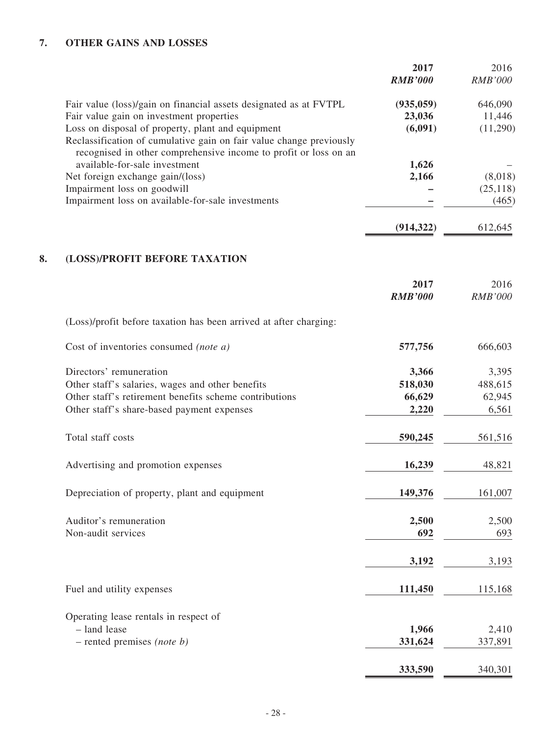## 7. OTHER GAINS AND LOSSES

| | 2017 | 2016 |
|---|---|---|
| | *RMB'000* | *RMB'000* |
| Fair value (loss)/gain on financial assets designated as at FVTPL | **(935,059)** | 646,090 |
| Fair value gain on investment properties | **23,036** | 11,446 |
| Loss on disposal of property, plant and equipment | **(6,091)** | (11,290) |
| Reclassification of cumulative gain on fair value change previously recognised in other comprehensive income to profit or loss on an available-for-sale investment | **1,626** | – |
| Net foreign exchange gain/(loss) | **2,166** | (8,018) |
| Impairment loss on goodwill | **–** | (25,118) |
| Impairment loss on available-for-sale investments | **–** | (465) |
| | **(914,322)** | 612,645 |

## 8. (LOSS)/PROFIT BEFORE TAXATION

| | 2017 | 2016 |
|---|---|---|
| | *RMB'000* | *RMB'000* |
| (Loss)/profit before taxation has been arrived at after charging: | | |
| Cost of inventories consumed *(note a)* | **577,756** | 666,603 |
| Directors' remuneration | **3,366** | 3,395 |
| Other staff's salaries, wages and other benefits | **518,030** | 488,615 |
| Other staff's retirement benefits scheme contributions | **66,629** | 62,945 |
| Other staff's share-based payment expenses | **2,220** | 6,561 |
| Total staff costs | **590,245** | 561,516 |
| Advertising and promotion expenses | **16,239** | 48,821 |
| Depreciation of property, plant and equipment | **149,376** | 161,007 |
| Auditor's remuneration | **2,500** | 2,500 |
| Non-audit services | **692** | 693 |
| | **3,192** | 3,193 |
| Fuel and utility expenses | **111,450** | 115,168 |
| Operating lease rentals in respect of | | |
| – land lease | **1,966** | 2,410 |
| – rented premises *(note b)* | **331,624** | 337,891 |
| | **333,590** | 340,301 |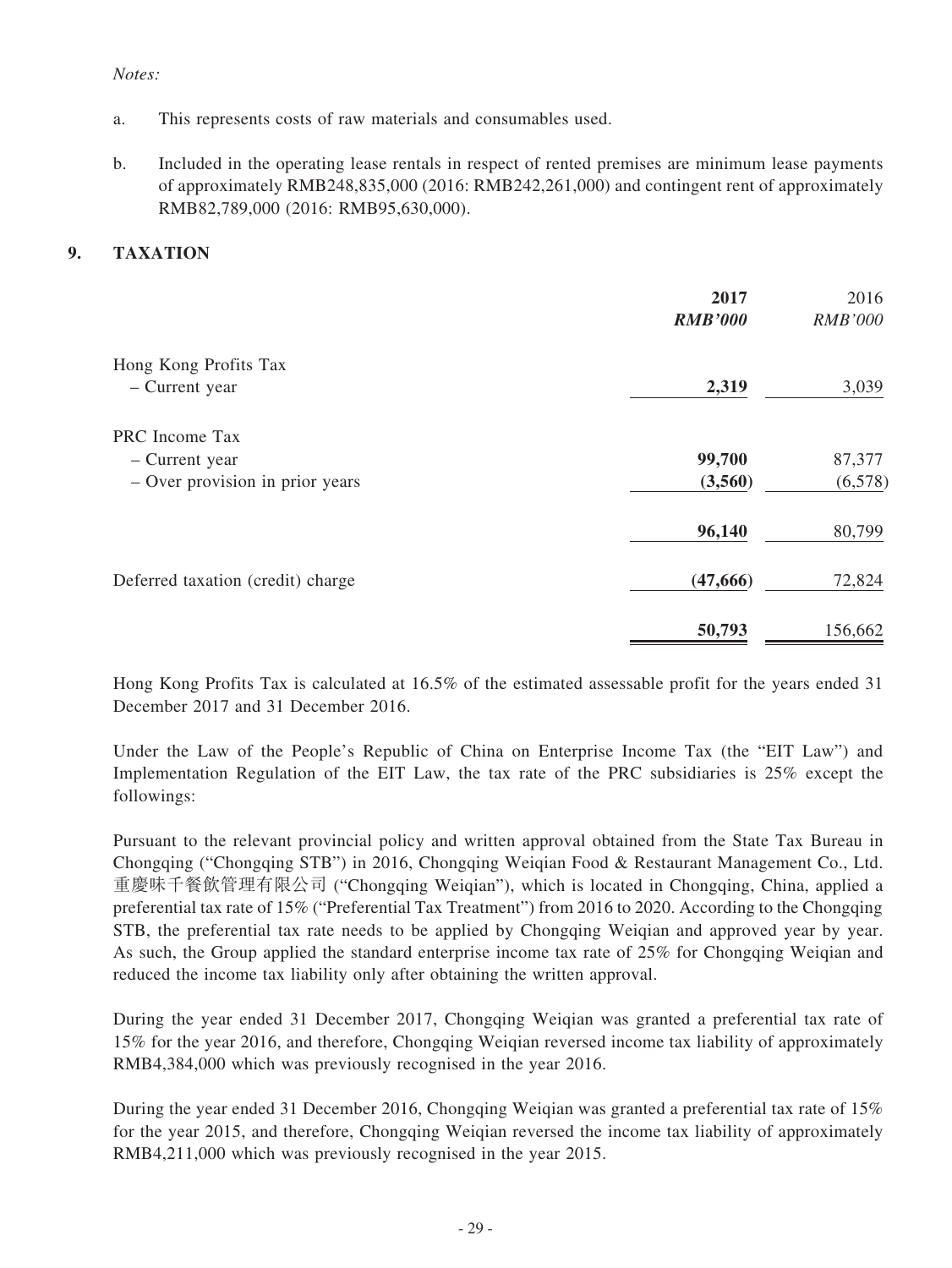*Notes:*

a. This represents costs of raw materials and consumables used.

b. Included in the operating lease rentals in respect of rented premises are minimum lease payments of approximately RMB248,835,000 (2016: RMB242,261,000) and contingent rent of approximately RMB82,789,000 (2016: RMB95,630,000).

## 9. TAXATION

| | **2017** | 2016 |
|---|---|---|
| | ***RMB'000*** | *RMB'000* |
| Hong Kong Profits Tax | | |
| – Current year | **2,319** | 3,039 |
| PRC Income Tax | | |
| – Current year | **99,700** | 87,377 |
| – Over provision in prior years | **(3,560)** | (6,578) |
| | **96,140** | 80,799 |
| Deferred taxation (credit) charge | **(47,666)** | 72,824 |
| | **50,793** | 156,662 |

Hong Kong Profits Tax is calculated at 16.5% of the estimated assessable profit for the years ended 31 December 2017 and 31 December 2016.

Under the Law of the People's Republic of China on Enterprise Income Tax (the "EIT Law") and Implementation Regulation of the EIT Law, the tax rate of the PRC subsidiaries is 25% except the followings:

Pursuant to the relevant provincial policy and written approval obtained from the State Tax Bureau in Chongqing ("Chongqing STB") in 2016, Chongqing Weiqian Food & Restaurant Management Co., Ltd. 重慶味千餐飲管理有限公司 ("Chongqing Weiqian"), which is located in Chongqing, China, applied a preferential tax rate of 15% ("Preferential Tax Treatment") from 2016 to 2020. According to the Chongqing STB, the preferential tax rate needs to be applied by Chongqing Weiqian and approved year by year. As such, the Group applied the standard enterprise income tax rate of 25% for Chongqing Weiqian and reduced the income tax liability only after obtaining the written approval.

During the year ended 31 December 2017, Chongqing Weiqian was granted a preferential tax rate of 15% for the year 2016, and therefore, Chongqing Weiqian reversed income tax liability of approximately RMB4,384,000 which was previously recognised in the year 2016.

During the year ended 31 December 2016, Chongqing Weiqian was granted a preferential tax rate of 15% for the year 2015, and therefore, Chongqing Weiqian reversed the income tax liability of approximately RMB4,211,000 which was previously recognised in the year 2015.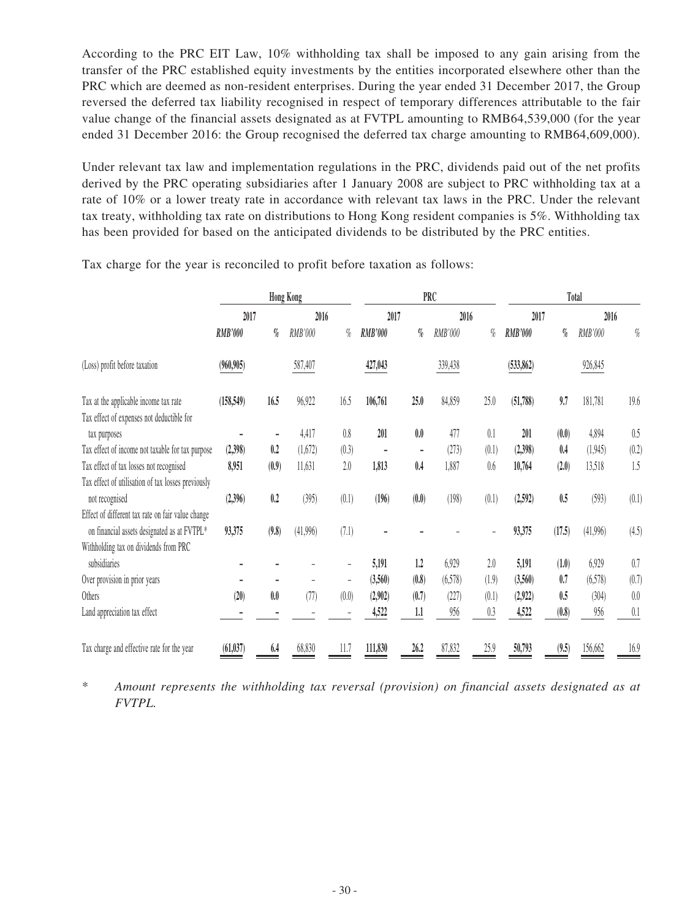According to the PRC EIT Law, 10% withholding tax shall be imposed to any gain arising from the transfer of the PRC established equity investments by the entities incorporated elsewhere other than the PRC which are deemed as non-resident enterprises. During the year ended 31 December 2017, the Group reversed the deferred tax liability recognised in respect of temporary differences attributable to the fair value change of the financial assets designated as at FVTPL amounting to RMB64,539,000 (for the year ended 31 December 2016: the Group recognised the deferred tax charge amounting to RMB64,609,000).

Under relevant tax law and implementation regulations in the PRC, dividends paid out of the net profits derived by the PRC operating subsidiaries after 1 January 2008 are subject to PRC withholding tax at a rate of 10% or a lower treaty rate in accordance with relevant tax laws in the PRC. Under the relevant tax treaty, withholding tax rate on distributions to Hong Kong resident companies is 5%. Withholding tax has been provided for based on the anticipated dividends to be distributed by the PRC entities.

Tax charge for the year is reconciled to profit before taxation as follows:

| | Hong Kong | | | | PRC | | | | Total | | | |
|---|---|---|---|---|---|---|---|---|---|---|---|---|
| | 2017 | | 2016 | | 2017 | | 2016 | | 2017 | | 2016 | |
| | **RMB'000** | **%** | RMB'000 | % | **RMB'000** | **%** | RMB'000 | % | **RMB'000** | **%** | RMB'000 | % |
| (Loss) profit before taxation | **(960,905)** | | 587,407 | | **427,043** | | 339,438 | | **(533,862)** | | 926,845 | |
| Tax at the applicable income tax rate | **(158,549)** | **16.5** | 96,922 | 16.5 | **106,761** | **25.0** | 84,859 | 25.0 | **(51,788)** | **9.7** | 181,781 | 19.6 |
| Tax effect of expenses not deductible for tax purposes | **–** | **–** | 4,417 | 0.8 | **201** | **0.0** | 477 | 0.1 | **201** | **(0.0)** | 4,894 | 0.5 |
| Tax effect of income not taxable for tax purpose | **(2,398)** | **0.2** | (1,672) | (0.3) | **–** | **–** | (273) | (0.1) | **(2,398)** | **0.4** | (1,945) | (0.2) |
| Tax effect of tax losses not recognised | **8,951** | **(0.9)** | 11,631 | 2.0 | **1,813** | **0.4** | 1,887 | 0.6 | **10,764** | **(2.0)** | 13,518 | 1.5 |
| Tax effect of utilisation of tax losses previously not recognised | **(2,396)** | **0.2** | (395) | (0.1) | **(196)** | **(0.0)** | (198) | (0.1) | **(2,592)** | **0.5** | (593) | (0.1) |
| Effect of different tax rate on fair value change on financial assets designated as at FVTPL* | **93,375** | **(9.8)** | (41,996) | (7.1) | **–** | **–** | – | – | **93,375** | **(17.5)** | (41,996) | (4.5) |
| Withholding tax on dividends from PRC subsidiaries | **–** | **–** | – | – | **5,191** | **1.2** | 6,929 | 2.0 | **5,191** | **(1.0)** | 6,929 | 0.7 |
| Over provision in prior years | **–** | **–** | – | – | **(3,560)** | **(0.8)** | (6,578) | (1.9) | **(3,560)** | **0.7** | (6,578) | (0.7) |
| Others | **(20)** | **0.0** | (77) | (0.0) | **(2,902)** | **(0.7)** | (227) | (0.1) | **(2,922)** | **0.5** | (304) | 0.0 |
| Land appreciation tax effect | **–** | **–** | – | – | **4,522** | **1.1** | 956 | 0.3 | **4,522** | **(0.8)** | 956 | 0.1 |
| Tax charge and effective rate for the year | **(61,037)** | **6.4** | 68,830 | 11.7 | **111,830** | **26.2** | 87,832 | 25.9 | **50,793** | **(9.5)** | 156,662 | 16.9 |

\* *Amount represents the withholding tax reversal (provision) on financial assets designated as at FVTPL.*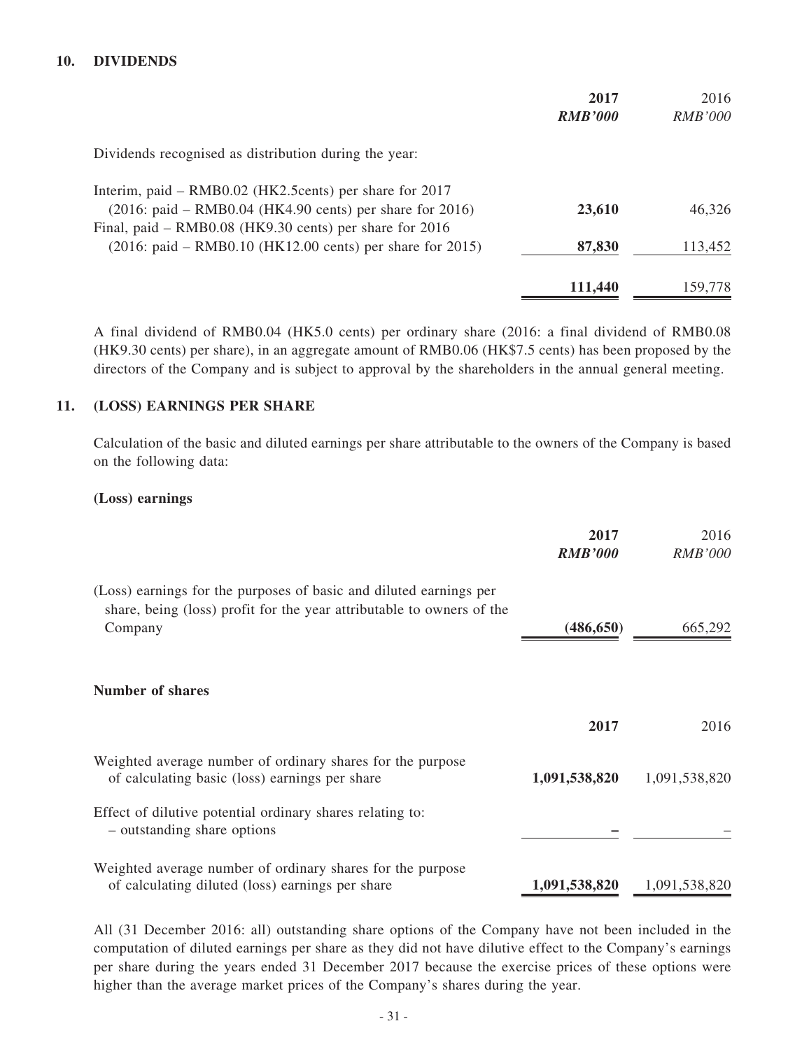## 10. DIVIDENDS

| | **2017** | 2016 |
|---|---|---|
| | ***RMB'000*** | *RMB'000* |
| Dividends recognised as distribution during the year: | | |
| Interim, paid – RMB0.02 (HK2.5cents) per share for 2017 (2016: paid – RMB0.04 (HK4.90 cents) per share for 2016) | **23,610** | 46,326 |
| Final, paid – RMB0.08 (HK9.30 cents) per share for 2016 (2016: paid – RMB0.10 (HK12.00 cents) per share for 2015) | **87,830** | 113,452 |
| | **111,440** | 159,778 |

A final dividend of RMB0.04 (HK5.0 cents) per ordinary share (2016: a final dividend of RMB0.08 (HK9.30 cents) per share), in an aggregate amount of RMB0.06 (HK$7.5 cents) has been proposed by the directors of the Company and is subject to approval by the shareholders in the annual general meeting.

## 11. (LOSS) EARNINGS PER SHARE

Calculation of the basic and diluted earnings per share attributable to the owners of the Company is based on the following data:

**(Loss) earnings**

| | **2017** | 2016 |
|---|---|---|
| | ***RMB'000*** | *RMB'000* |
| (Loss) earnings for the purposes of basic and diluted earnings per share, being (loss) profit for the year attributable to owners of the Company | **(486,650)** | 665,292 |

**Number of shares**

| | **2017** | 2016 |
|---|---|---|
| Weighted average number of ordinary shares for the purpose of calculating basic (loss) earnings per share | **1,091,538,820** | 1,091,538,820 |
| Effect of dilutive potential ordinary shares relating to: – outstanding share options | **–** | – |
| Weighted average number of ordinary shares for the purpose of calculating diluted (loss) earnings per share | **1,091,538,820** | 1,091,538,820 |

All (31 December 2016: all) outstanding share options of the Company have not been included in the computation of diluted earnings per share as they did not have dilutive effect to the Company's earnings per share during the years ended 31 December 2017 because the exercise prices of these options were higher than the average market prices of the Company's shares during the year.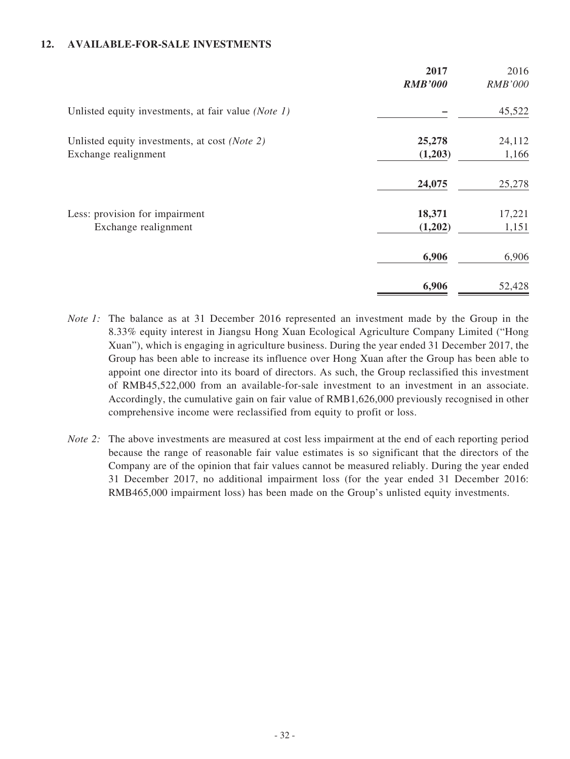## 12. AVAILABLE-FOR-SALE INVESTMENTS

| | **2017** | 2016 |
|---|---|---|
| | ***RMB'000*** | *RMB'000* |
| Unlisted equity investments, at fair value *(Note 1)* | **–** | 45,522 |
| Unlisted equity investments, at cost *(Note 2)* | **25,278** | 24,112 |
| Exchange realignment | **(1,203)** | 1,166 |
| | **24,075** | 25,278 |
| Less: provision for impairment | **18,371** | 17,221 |
| Exchange realignment | **(1,202)** | 1,151 |
| | **6,906** | 6,906 |
| | **6,906** | 52,428 |

*Note 1:* The balance as at 31 December 2016 represented an investment made by the Group in the 8.33% equity interest in Jiangsu Hong Xuan Ecological Agriculture Company Limited ("Hong Xuan"), which is engaging in agriculture business. During the year ended 31 December 2017, the Group has been able to increase its influence over Hong Xuan after the Group has been able to appoint one director into its board of directors. As such, the Group reclassified this investment of RMB45,522,000 from an available-for-sale investment to an investment in an associate. Accordingly, the cumulative gain on fair value of RMB1,626,000 previously recognised in other comprehensive income were reclassified from equity to profit or loss.

*Note 2:* The above investments are measured at cost less impairment at the end of each reporting period because the range of reasonable fair value estimates is so significant that the directors of the Company are of the opinion that fair values cannot be measured reliably. During the year ended 31 December 2017, no additional impairment loss (for the year ended 31 December 2016: RMB465,000 impairment loss) has been made on the Group's unlisted equity investments.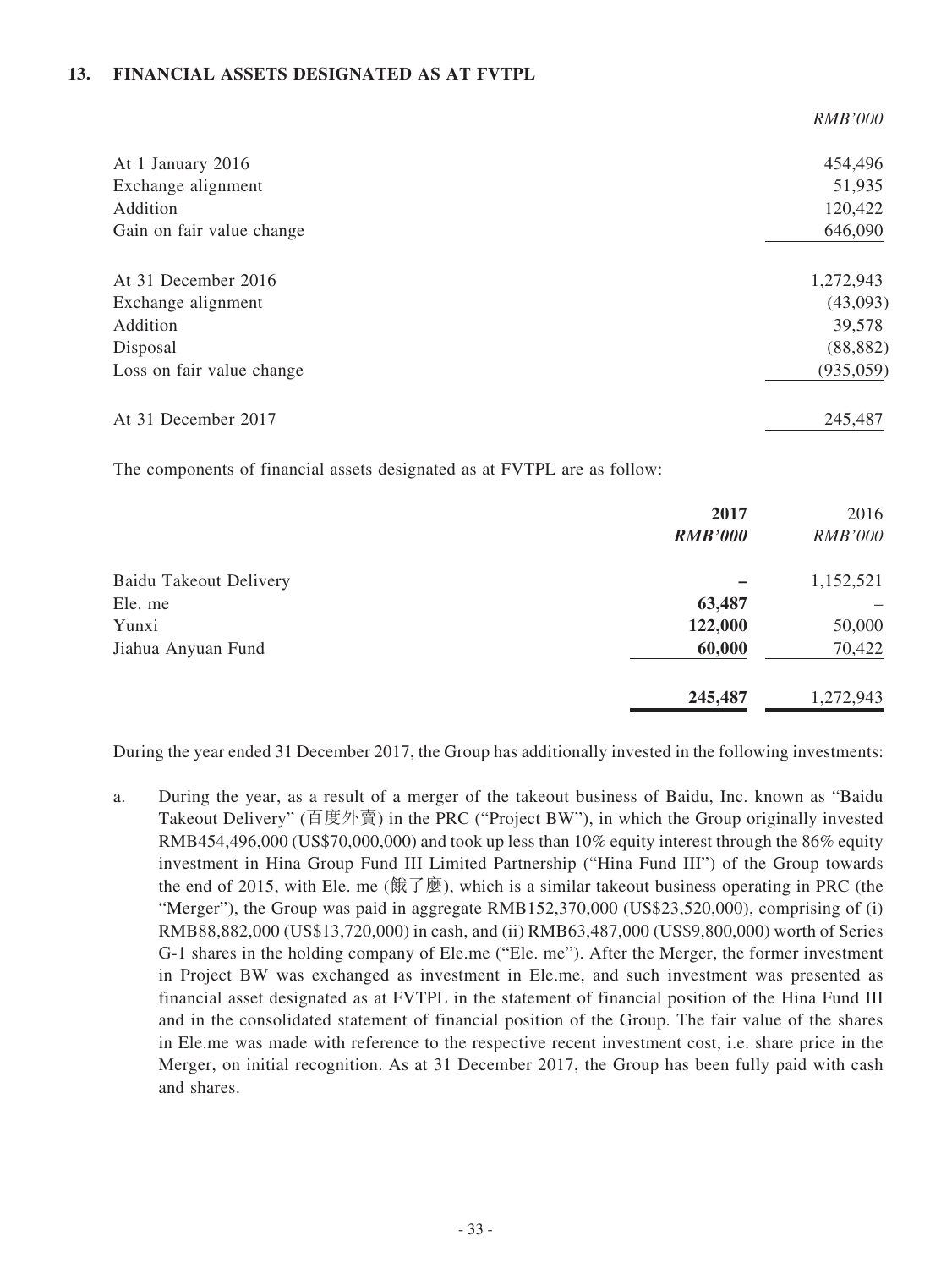## 13. FINANCIAL ASSETS DESIGNATED AS AT FVTPL

| | *RMB'000* |
|---|---|
| At 1 January 2016 | 454,496 |
| Exchange alignment | 51,935 |
| Addition | 120,422 |
| Gain on fair value change | 646,090 |
| At 31 December 2016 | 1,272,943 |
| Exchange alignment | (43,093) |
| Addition | 39,578 |
| Disposal | (88,882) |
| Loss on fair value change | (935,059) |
| At 31 December 2017 | 245,487 |

The components of financial assets designated as at FVTPL are as follow:

| | **2017** | 2016 |
|---|---|---|
| | ***RMB'000*** | *RMB'000* |
| Baidu Takeout Delivery | **–** | 1,152,521 |
| Ele. me | **63,487** | – |
| Yunxi | **122,000** | 50,000 |
| Jiahua Anyuan Fund | **60,000** | 70,422 |
| | **245,487** | 1,272,943 |

During the year ended 31 December 2017, the Group has additionally invested in the following investments:

a. During the year, as a result of a merger of the takeout business of Baidu, Inc. known as "Baidu Takeout Delivery" (百度外賣) in the PRC ("Project BW"), in which the Group originally invested RMB454,496,000 (US$70,000,000) and took up less than 10% equity interest through the 86% equity investment in Hina Group Fund III Limited Partnership ("Hina Fund III") of the Group towards the end of 2015, with Ele. me (餓了麼), which is a similar takeout business operating in PRC (the "Merger"), the Group was paid in aggregate RMB152,370,000 (US$23,520,000), comprising of (i) RMB88,882,000 (US$13,720,000) in cash, and (ii) RMB63,487,000 (US$9,800,000) worth of Series G-1 shares in the holding company of Ele.me ("Ele. me"). After the Merger, the former investment in Project BW was exchanged as investment in Ele.me, and such investment was presented as financial asset designated as at FVTPL in the statement of financial position of the Hina Fund III and in the consolidated statement of financial position of the Group. The fair value of the shares in Ele.me was made with reference to the respective recent investment cost, i.e. share price in the Merger, on initial recognition. As at 31 December 2017, the Group has been fully paid with cash and shares.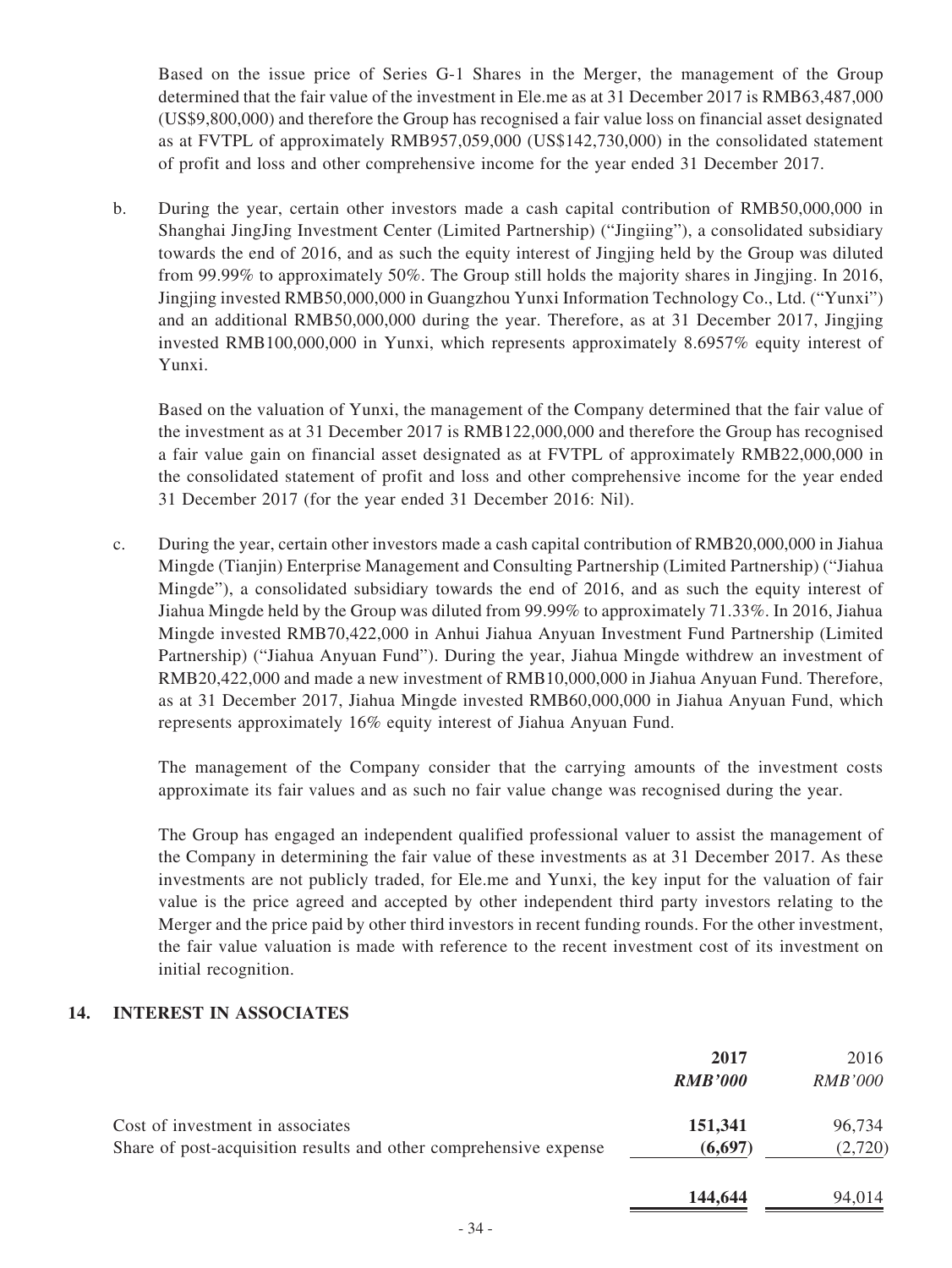Based on the issue price of Series G-1 Shares in the Merger, the management of the Group determined that the fair value of the investment in Ele.me as at 31 December 2017 is RMB63,487,000 (US$9,800,000) and therefore the Group has recognised a fair value loss on financial asset designated as at FVTPL of approximately RMB957,059,000 (US$142,730,000) in the consolidated statement of profit and loss and other comprehensive income for the year ended 31 December 2017.

b. During the year, certain other investors made a cash capital contribution of RMB50,000,000 in Shanghai JingJing Investment Center (Limited Partnership) ("Jingiing"), a consolidated subsidiary towards the end of 2016, and as such the equity interest of Jingjing held by the Group was diluted from 99.99% to approximately 50%. The Group still holds the majority shares in Jingjing. In 2016, Jingjing invested RMB50,000,000 in Guangzhou Yunxi Information Technology Co., Ltd. ("Yunxi") and an additional RMB50,000,000 during the year. Therefore, as at 31 December 2017, Jingjing invested RMB100,000,000 in Yunxi, which represents approximately 8.6957% equity interest of Yunxi.

   Based on the valuation of Yunxi, the management of the Company determined that the fair value of the investment as at 31 December 2017 is RMB122,000,000 and therefore the Group has recognised a fair value gain on financial asset designated as at FVTPL of approximately RMB22,000,000 in the consolidated statement of profit and loss and other comprehensive income for the year ended 31 December 2017 (for the year ended 31 December 2016: Nil).

c. During the year, certain other investors made a cash capital contribution of RMB20,000,000 in Jiahua Mingde (Tianjin) Enterprise Management and Consulting Partnership (Limited Partnership) ("Jiahua Mingde"), a consolidated subsidiary towards the end of 2016, and as such the equity interest of Jiahua Mingde held by the Group was diluted from 99.99% to approximately 71.33%. In 2016, Jiahua Mingde invested RMB70,422,000 in Anhui Jiahua Anyuan Investment Fund Partnership (Limited Partnership) ("Jiahua Anyuan Fund"). During the year, Jiahua Mingde withdrew an investment of RMB20,422,000 and made a new investment of RMB10,000,000 in Jiahua Anyuan Fund. Therefore, as at 31 December 2017, Jiahua Mingde invested RMB60,000,000 in Jiahua Anyuan Fund, which represents approximately 16% equity interest of Jiahua Anyuan Fund.

   The management of the Company consider that the carrying amounts of the investment costs approximate its fair values and as such no fair value change was recognised during the year.

   The Group has engaged an independent qualified professional valuer to assist the management of the Company in determining the fair value of these investments as at 31 December 2017. As these investments are not publicly traded, for Ele.me and Yunxi, the key input for the valuation of fair value is the price agreed and accepted by other independent third party investors relating to the Merger and the price paid by other third investors in recent funding rounds. For the other investment, the fair value valuation is made with reference to the recent investment cost of its investment on initial recognition.

## 14. INTEREST IN ASSOCIATES

| | **2017** | 2016 |
|---|---|---|
| | ***RMB'000*** | *RMB'000* |
| Cost of investment in associates | **151,341** | 96,734 |
| Share of post-acquisition results and other comprehensive expense | **(6,697)** | (2,720) |
| | **144,644** | 94,014 |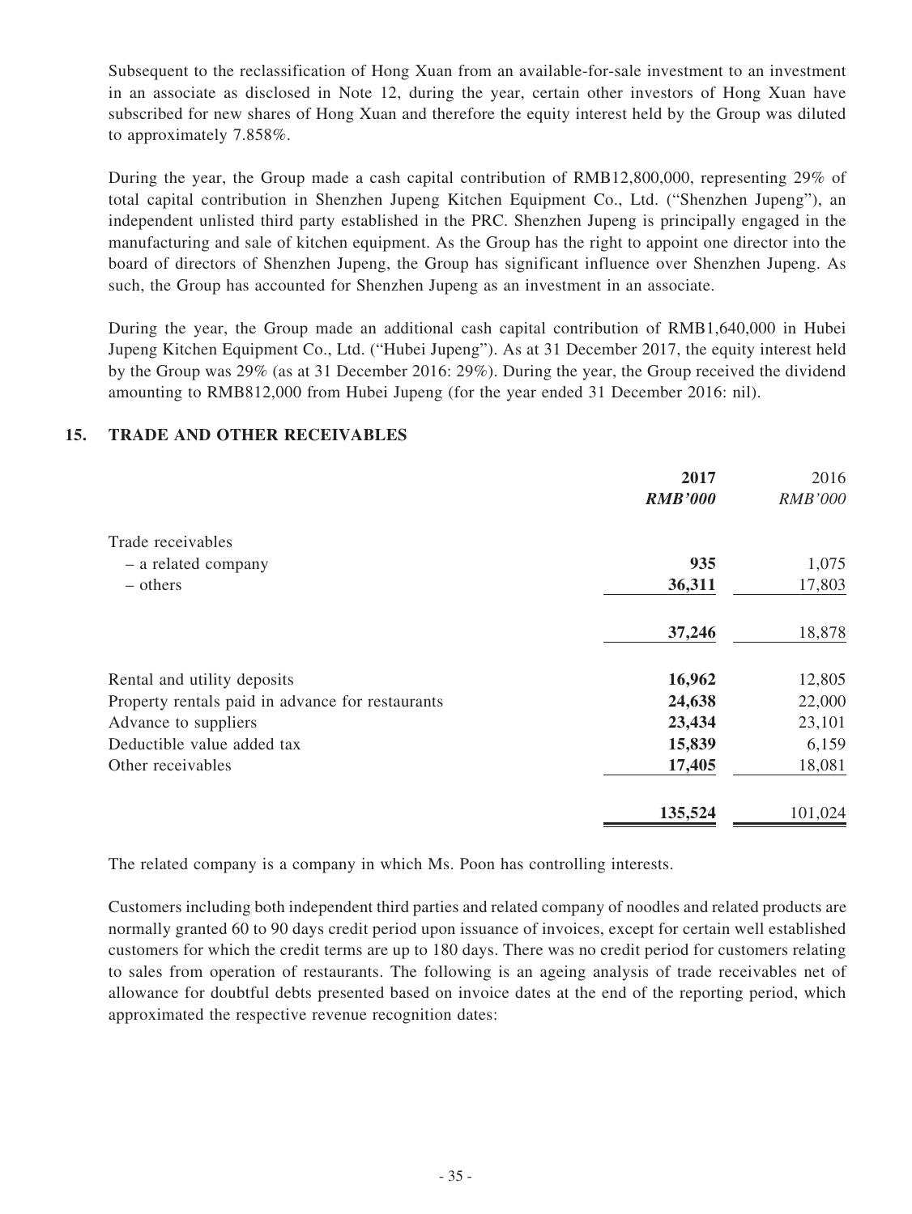Subsequent to the reclassification of Hong Xuan from an available-for-sale investment to an investment in an associate as disclosed in Note 12, during the year, certain other investors of Hong Xuan have subscribed for new shares of Hong Xuan and therefore the equity interest held by the Group was diluted to approximately 7.858%.

During the year, the Group made a cash capital contribution of RMB12,800,000, representing 29% of total capital contribution in Shenzhen Jupeng Kitchen Equipment Co., Ltd. ("Shenzhen Jupeng"), an independent unlisted third party established in the PRC. Shenzhen Jupeng is principally engaged in the manufacturing and sale of kitchen equipment. As the Group has the right to appoint one director into the board of directors of Shenzhen Jupeng, the Group has significant influence over Shenzhen Jupeng. As such, the Group has accounted for Shenzhen Jupeng as an investment in an associate.

During the year, the Group made an additional cash capital contribution of RMB1,640,000 in Hubei Jupeng Kitchen Equipment Co., Ltd. ("Hubei Jupeng"). As at 31 December 2017, the equity interest held by the Group was 29% (as at 31 December 2016: 29%). During the year, the Group received the dividend amounting to RMB812,000 from Hubei Jupeng (for the year ended 31 December 2016: nil).

## 15. TRADE AND OTHER RECEIVABLES

| | **2017** | 2016 |
|---|---|---|
| | ***RMB'000*** | *RMB'000* |
| Trade receivables | | |
| – a related company | **935** | 1,075 |
| – others | **36,311** | 17,803 |
| | **37,246** | 18,878 |
| Rental and utility deposits | **16,962** | 12,805 |
| Property rentals paid in advance for restaurants | **24,638** | 22,000 |
| Advance to suppliers | **23,434** | 23,101 |
| Deductible value added tax | **15,839** | 6,159 |
| Other receivables | **17,405** | 18,081 |
| | **135,524** | 101,024 |

The related company is a company in which Ms. Poon has controlling interests.

Customers including both independent third parties and related company of noodles and related products are normally granted 60 to 90 days credit period upon issuance of invoices, except for certain well established customers for which the credit terms are up to 180 days. There was no credit period for customers relating to sales from operation of restaurants. The following is an ageing analysis of trade receivables net of allowance for doubtful debts presented based on invoice dates at the end of the reporting period, which approximated the respective revenue recognition dates: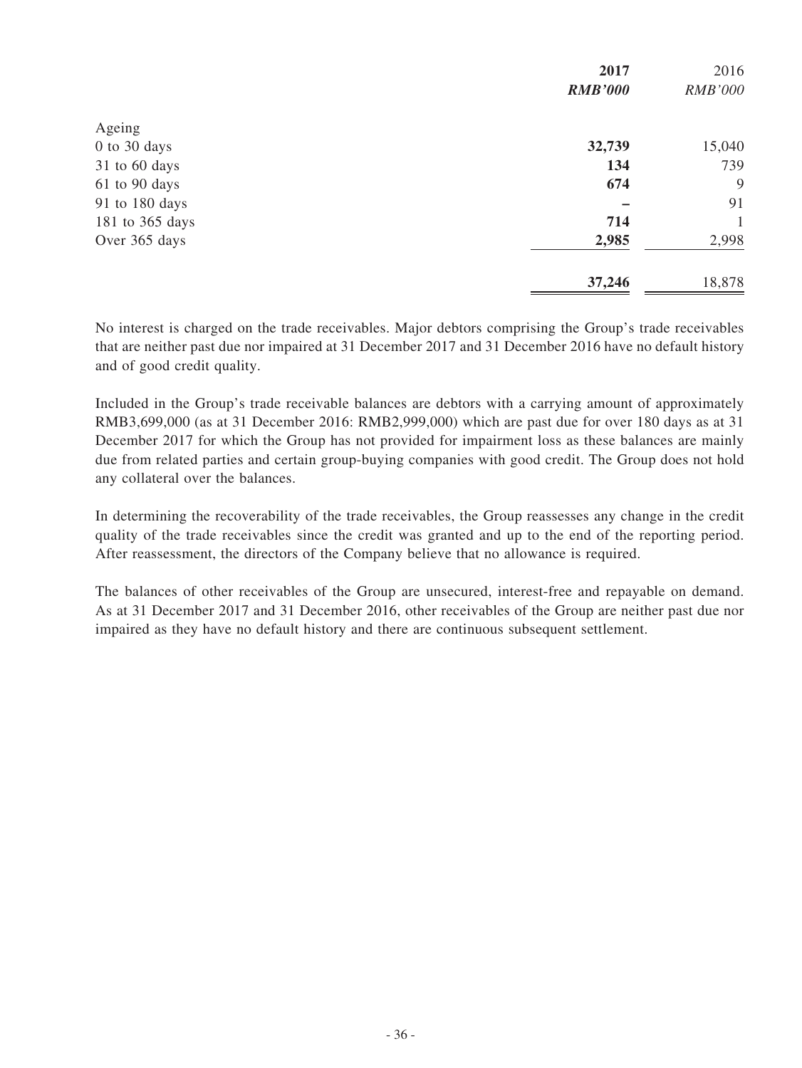| | **2017** | 2016 |
|---|---|---|
| | ***RMB'000*** | *RMB'000* |
| Ageing | | |
| 0 to 30 days | **32,739** | 15,040 |
| 31 to 60 days | **134** | 739 |
| 61 to 90 days | **674** | 9 |
| 91 to 180 days | **–** | 91 |
| 181 to 365 days | **714** | 1 |
| Over 365 days | **2,985** | 2,998 |
| | **37,246** | 18,878 |

No interest is charged on the trade receivables. Major debtors comprising the Group's trade receivables that are neither past due nor impaired at 31 December 2017 and 31 December 2016 have no default history and of good credit quality.

Included in the Group's trade receivable balances are debtors with a carrying amount of approximately RMB3,699,000 (as at 31 December 2016: RMB2,999,000) which are past due for over 180 days as at 31 December 2017 for which the Group has not provided for impairment loss as these balances are mainly due from related parties and certain group-buying companies with good credit. The Group does not hold any collateral over the balances.

In determining the recoverability of the trade receivables, the Group reassesses any change in the credit quality of the trade receivables since the credit was granted and up to the end of the reporting period. After reassessment, the directors of the Company believe that no allowance is required.

The balances of other receivables of the Group are unsecured, interest-free and repayable on demand. As at 31 December 2017 and 31 December 2016, other receivables of the Group are neither past due nor impaired as they have no default history and there are continuous subsequent settlement.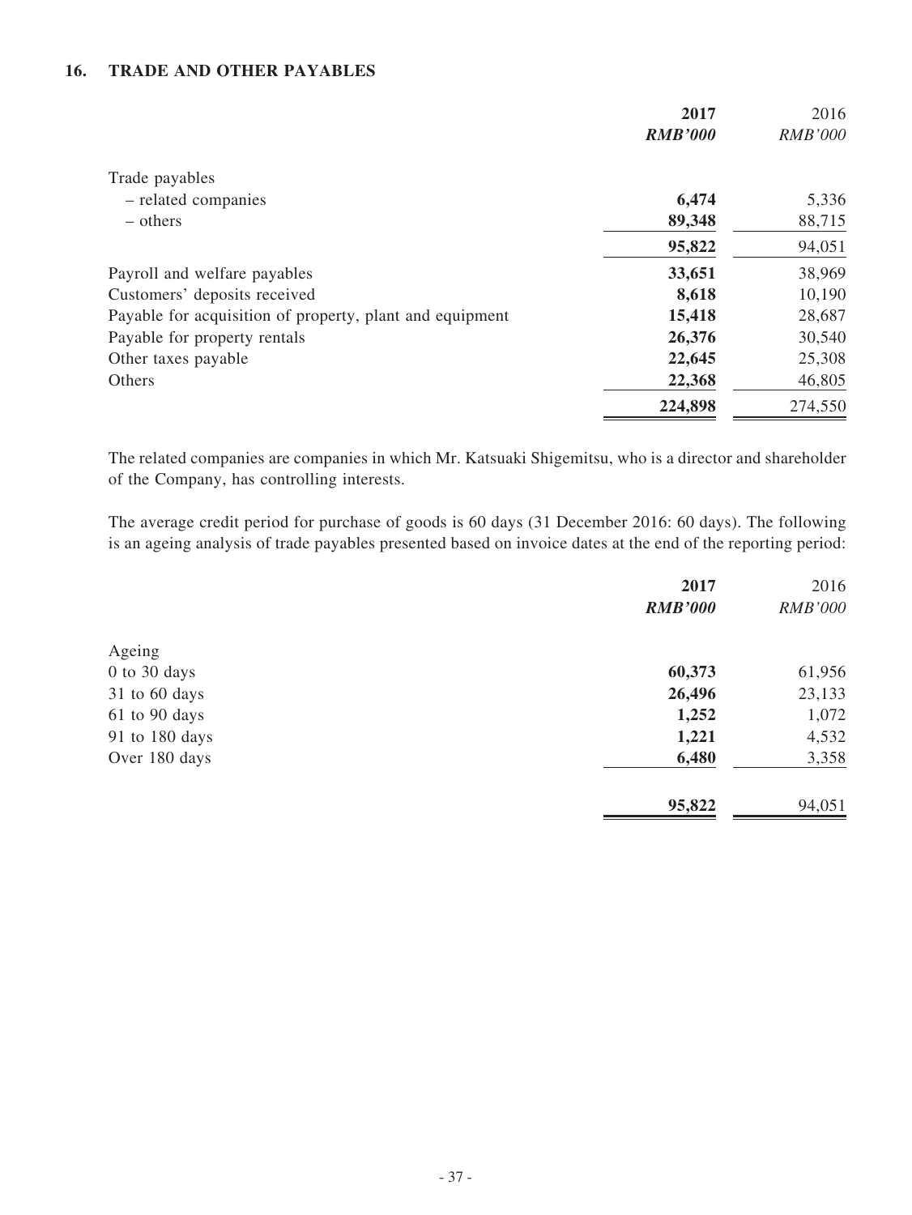## 16. TRADE AND OTHER PAYABLES

| | **2017** | 2016 |
|---|---|---|
| | ***RMB'000*** | *RMB'000* |
| Trade payables | | |
| – related companies | **6,474** | 5,336 |
| – others | **89,348** | 88,715 |
| | **95,822** | 94,051 |
| Payroll and welfare payables | **33,651** | 38,969 |
| Customers' deposits received | **8,618** | 10,190 |
| Payable for acquisition of property, plant and equipment | **15,418** | 28,687 |
| Payable for property rentals | **26,376** | 30,540 |
| Other taxes payable | **22,645** | 25,308 |
| Others | **22,368** | 46,805 |
| | **224,898** | 274,550 |

The related companies are companies in which Mr. Katsuaki Shigemitsu, who is a director and shareholder of the Company, has controlling interests.

The average credit period for purchase of goods is 60 days (31 December 2016: 60 days). The following is an ageing analysis of trade payables presented based on invoice dates at the end of the reporting period:

| | **2017** | 2016 |
|---|---|---|
| | ***RMB'000*** | *RMB'000* |
| Ageing | | |
| 0 to 30 days | **60,373** | 61,956 |
| 31 to 60 days | **26,496** | 23,133 |
| 61 to 90 days | **1,252** | 1,072 |
| 91 to 180 days | **1,221** | 4,532 |
| Over 180 days | **6,480** | 3,358 |
| | **95,822** | 94,051 |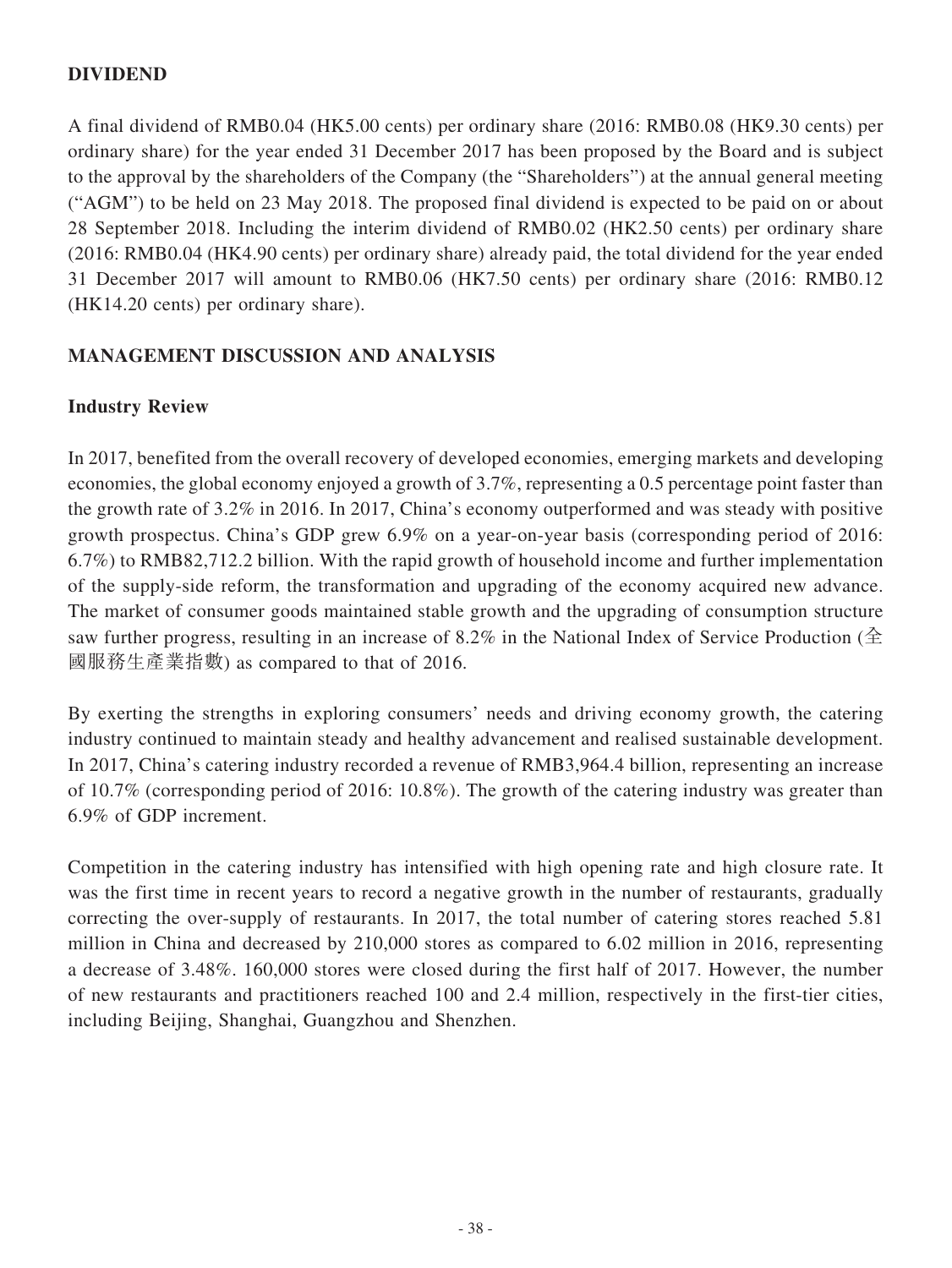## DIVIDEND

A final dividend of RMB0.04 (HK5.00 cents) per ordinary share (2016: RMB0.08 (HK9.30 cents) per ordinary share) for the year ended 31 December 2017 has been proposed by the Board and is subject to the approval by the shareholders of the Company (the "Shareholders") at the annual general meeting ("AGM") to be held on 23 May 2018. The proposed final dividend is expected to be paid on or about 28 September 2018. Including the interim dividend of RMB0.02 (HK2.50 cents) per ordinary share (2016: RMB0.04 (HK4.90 cents) per ordinary share) already paid, the total dividend for the year ended 31 December 2017 will amount to RMB0.06 (HK7.50 cents) per ordinary share (2016: RMB0.12 (HK14.20 cents) per ordinary share).

## MANAGEMENT DISCUSSION AND ANALYSIS

### Industry Review

In 2017, benefited from the overall recovery of developed economies, emerging markets and developing economies, the global economy enjoyed a growth of 3.7%, representing a 0.5 percentage point faster than the growth rate of 3.2% in 2016. In 2017, China's economy outperformed and was steady with positive growth prospectus. China's GDP grew 6.9% on a year-on-year basis (corresponding period of 2016: 6.7%) to RMB82,712.2 billion. With the rapid growth of household income and further implementation of the supply-side reform, the transformation and upgrading of the economy acquired new advance. The market of consumer goods maintained stable growth and the upgrading of consumption structure saw further progress, resulting in an increase of 8.2% in the National Index of Service Production (全國服務生產業指數) as compared to that of 2016.

By exerting the strengths in exploring consumers' needs and driving economy growth, the catering industry continued to maintain steady and healthy advancement and realised sustainable development. In 2017, China's catering industry recorded a revenue of RMB3,964.4 billion, representing an increase of 10.7% (corresponding period of 2016: 10.8%). The growth of the catering industry was greater than 6.9% of GDP increment.

Competition in the catering industry has intensified with high opening rate and high closure rate. It was the first time in recent years to record a negative growth in the number of restaurants, gradually correcting the over-supply of restaurants. In 2017, the total number of catering stores reached 5.81 million in China and decreased by 210,000 stores as compared to 6.02 million in 2016, representing a decrease of 3.48%. 160,000 stores were closed during the first half of 2017. However, the number of new restaurants and practitioners reached 100 and 2.4 million, respectively in the first-tier cities, including Beijing, Shanghai, Guangzhou and Shenzhen.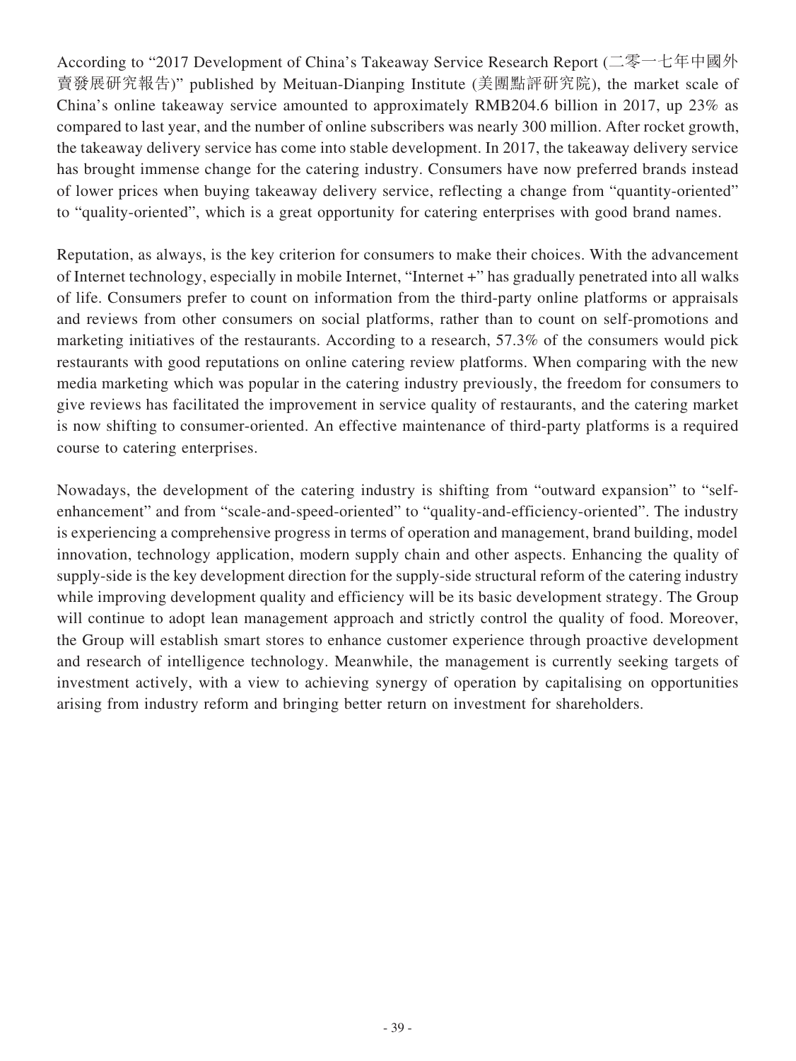According to "2017 Development of China's Takeaway Service Research Report (二零一七年中國外賣發展研究報告)" published by Meituan-Dianping Institute (美團點評研究院), the market scale of China's online takeaway service amounted to approximately RMB204.6 billion in 2017, up 23% as compared to last year, and the number of online subscribers was nearly 300 million. After rocket growth, the takeaway delivery service has come into stable development. In 2017, the takeaway delivery service has brought immense change for the catering industry. Consumers have now preferred brands instead of lower prices when buying takeaway delivery service, reflecting a change from "quantity-oriented" to "quality-oriented", which is a great opportunity for catering enterprises with good brand names.

Reputation, as always, is the key criterion for consumers to make their choices. With the advancement of Internet technology, especially in mobile Internet, "Internet +" has gradually penetrated into all walks of life. Consumers prefer to count on information from the third-party online platforms or appraisals and reviews from other consumers on social platforms, rather than to count on self-promotions and marketing initiatives of the restaurants. According to a research, 57.3% of the consumers would pick restaurants with good reputations on online catering review platforms. When comparing with the new media marketing which was popular in the catering industry previously, the freedom for consumers to give reviews has facilitated the improvement in service quality of restaurants, and the catering market is now shifting to consumer-oriented. An effective maintenance of third-party platforms is a required course to catering enterprises.

Nowadays, the development of the catering industry is shifting from "outward expansion" to "self-enhancement" and from "scale-and-speed-oriented" to "quality-and-efficiency-oriented". The industry is experiencing a comprehensive progress in terms of operation and management, brand building, model innovation, technology application, modern supply chain and other aspects. Enhancing the quality of supply-side is the key development direction for the supply-side structural reform of the catering industry while improving development quality and efficiency will be its basic development strategy. The Group will continue to adopt lean management approach and strictly control the quality of food. Moreover, the Group will establish smart stores to enhance customer experience through proactive development and research of intelligence technology. Meanwhile, the management is currently seeking targets of investment actively, with a view to achieving synergy of operation by capitalising on opportunities arising from industry reform and bringing better return on investment for shareholders.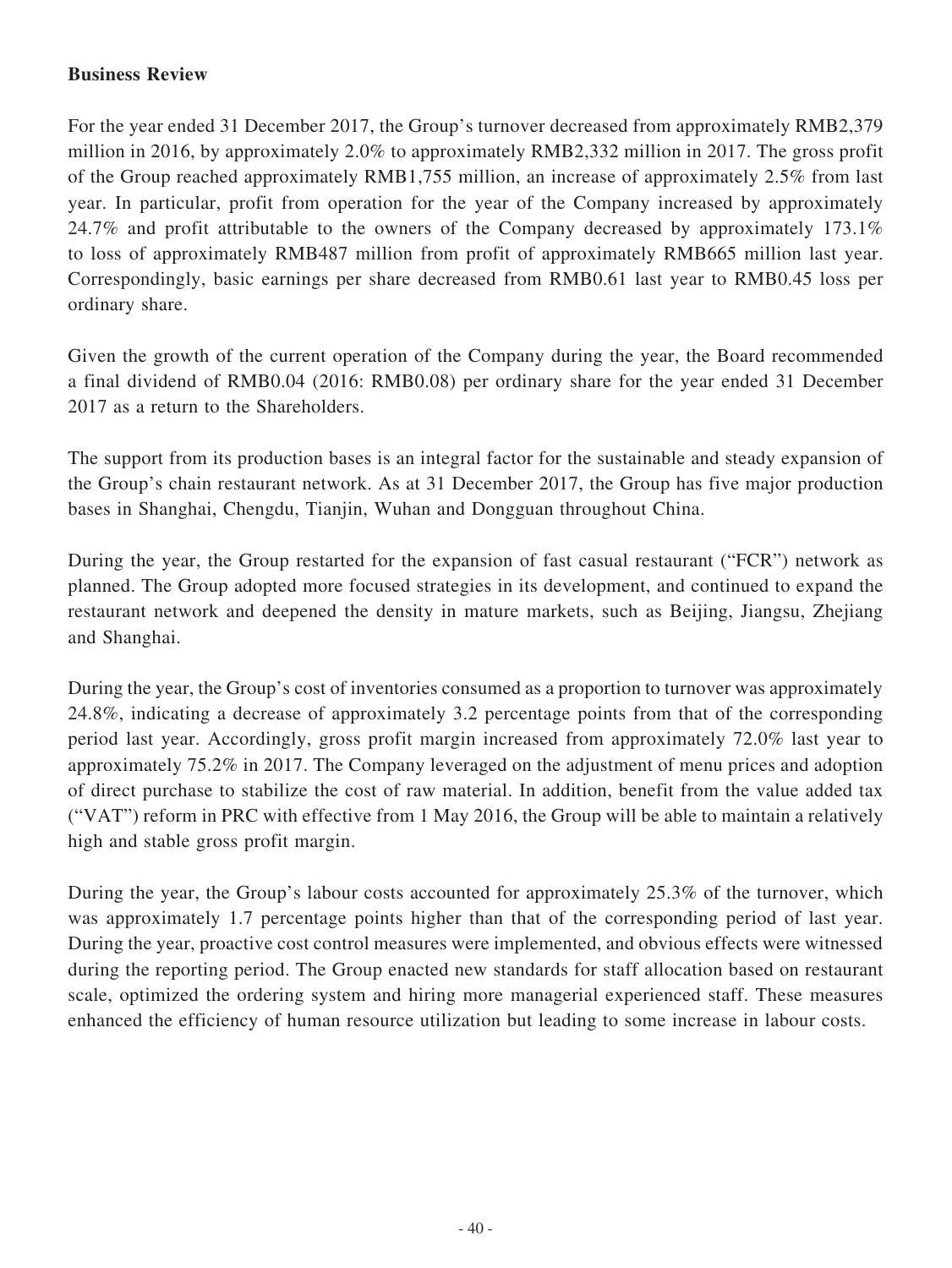**Business Review**

For the year ended 31 December 2017, the Group's turnover decreased from approximately RMB2,379 million in 2016, by approximately 2.0% to approximately RMB2,332 million in 2017. The gross profit of the Group reached approximately RMB1,755 million, an increase of approximately 2.5% from last year. In particular, profit from operation for the year of the Company increased by approximately 24.7% and profit attributable to the owners of the Company decreased by approximately 173.1% to loss of approximately RMB487 million from profit of approximately RMB665 million last year. Correspondingly, basic earnings per share decreased from RMB0.61 last year to RMB0.45 loss per ordinary share.

Given the growth of the current operation of the Company during the year, the Board recommended a final dividend of RMB0.04 (2016: RMB0.08) per ordinary share for the year ended 31 December 2017 as a return to the Shareholders.

The support from its production bases is an integral factor for the sustainable and steady expansion of the Group's chain restaurant network. As at 31 December 2017, the Group has five major production bases in Shanghai, Chengdu, Tianjin, Wuhan and Dongguan throughout China.

During the year, the Group restarted for the expansion of fast casual restaurant ("FCR") network as planned. The Group adopted more focused strategies in its development, and continued to expand the restaurant network and deepened the density in mature markets, such as Beijing, Jiangsu, Zhejiang and Shanghai.

During the year, the Group's cost of inventories consumed as a proportion to turnover was approximately 24.8%, indicating a decrease of approximately 3.2 percentage points from that of the corresponding period last year. Accordingly, gross profit margin increased from approximately 72.0% last year to approximately 75.2% in 2017. The Company leveraged on the adjustment of menu prices and adoption of direct purchase to stabilize the cost of raw material. In addition, benefit from the value added tax ("VAT") reform in PRC with effective from 1 May 2016, the Group will be able to maintain a relatively high and stable gross profit margin.

During the year, the Group's labour costs accounted for approximately 25.3% of the turnover, which was approximately 1.7 percentage points higher than that of the corresponding period of last year. During the year, proactive cost control measures were implemented, and obvious effects were witnessed during the reporting period. The Group enacted new standards for staff allocation based on restaurant scale, optimized the ordering system and hiring more managerial experienced staff. These measures enhanced the efficiency of human resource utilization but leading to some increase in labour costs.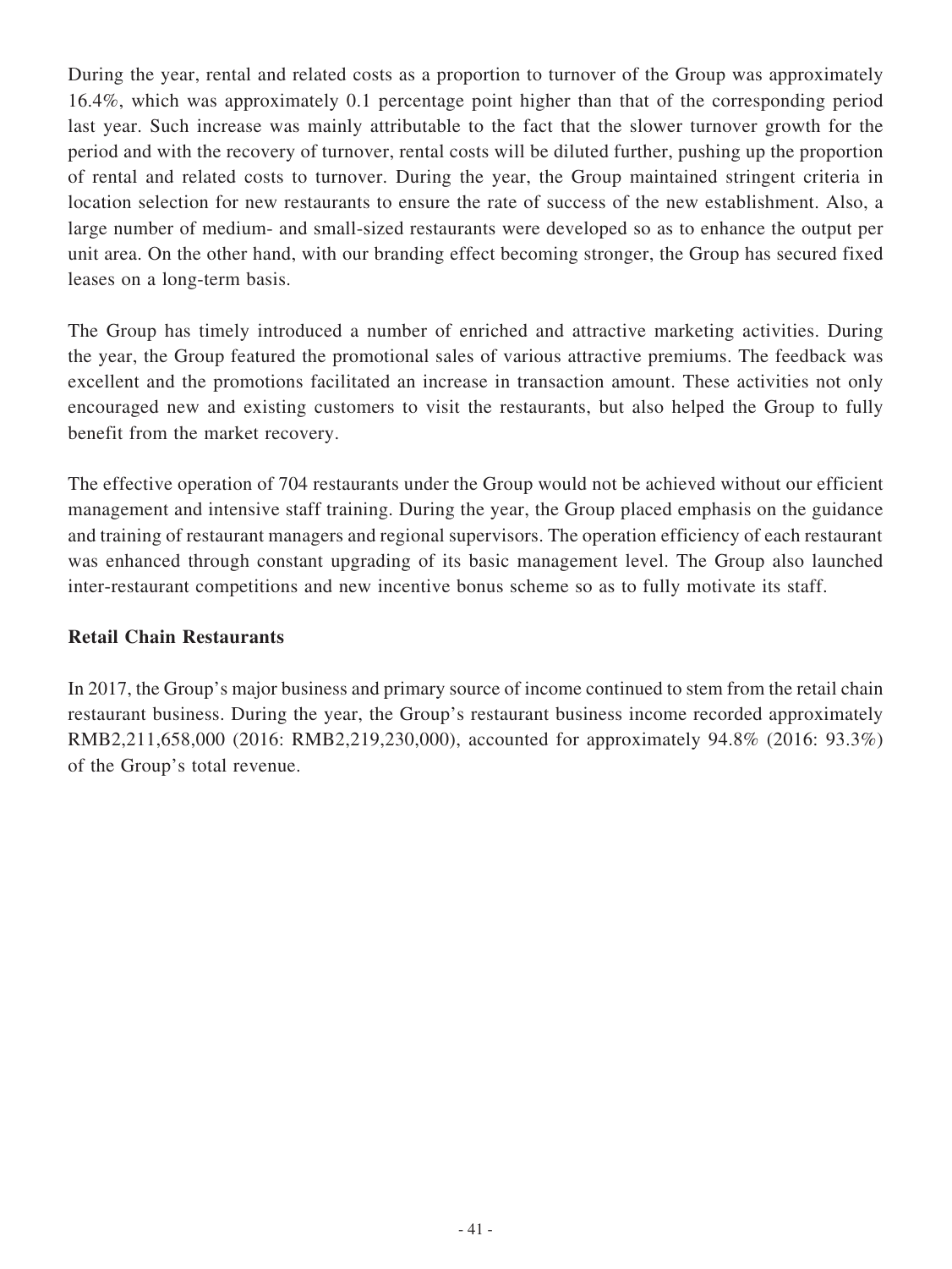During the year, rental and related costs as a proportion to turnover of the Group was approximately 16.4%, which was approximately 0.1 percentage point higher than that of the corresponding period last year. Such increase was mainly attributable to the fact that the slower turnover growth for the period and with the recovery of turnover, rental costs will be diluted further, pushing up the proportion of rental and related costs to turnover. During the year, the Group maintained stringent criteria in location selection for new restaurants to ensure the rate of success of the new establishment. Also, a large number of medium- and small-sized restaurants were developed so as to enhance the output per unit area. On the other hand, with our branding effect becoming stronger, the Group has secured fixed leases on a long-term basis.

The Group has timely introduced a number of enriched and attractive marketing activities. During the year, the Group featured the promotional sales of various attractive premiums. The feedback was excellent and the promotions facilitated an increase in transaction amount. These activities not only encouraged new and existing customers to visit the restaurants, but also helped the Group to fully benefit from the market recovery.

The effective operation of 704 restaurants under the Group would not be achieved without our efficient management and intensive staff training. During the year, the Group placed emphasis on the guidance and training of restaurant managers and regional supervisors. The operation efficiency of each restaurant was enhanced through constant upgrading of its basic management level. The Group also launched inter-restaurant competitions and new incentive bonus scheme so as to fully motivate its staff.

**Retail Chain Restaurants**

In 2017, the Group's major business and primary source of income continued to stem from the retail chain restaurant business. During the year, the Group's restaurant business income recorded approximately RMB2,211,658,000 (2016: RMB2,219,230,000), accounted for approximately 94.8% (2016: 93.3%) of the Group's total revenue.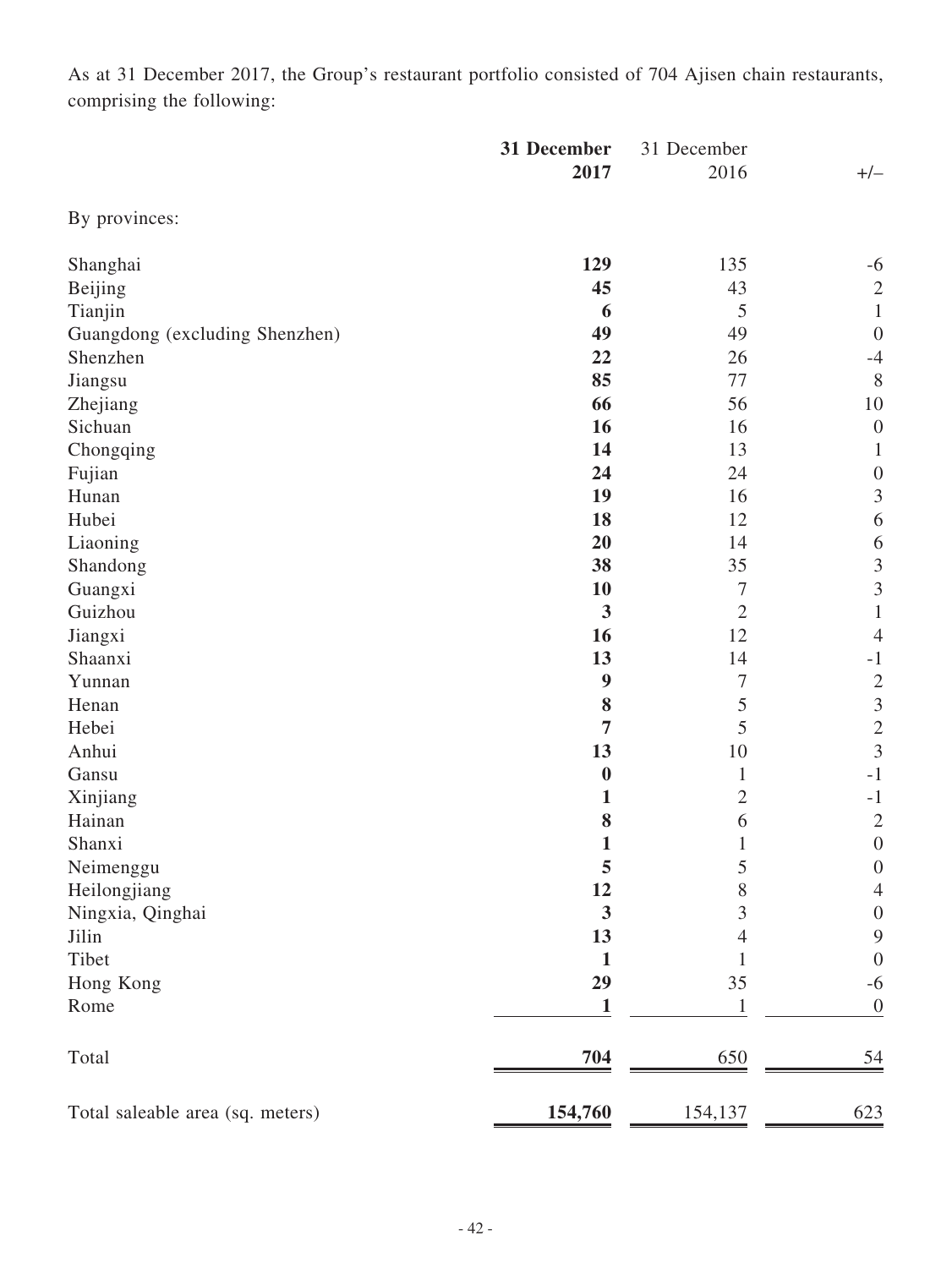As at 31 December 2017, the Group's restaurant portfolio consisted of 704 Ajisen chain restaurants, comprising the following:

| | **31 December 2017** | 31 December 2016 | +/– |
|---|---|---|---|
| By provinces: | | | |
| Shanghai | **129** | 135 | -6 |
| Beijing | **45** | 43 | 2 |
| Tianjin | **6** | 5 | 1 |
| Guangdong (excluding Shenzhen) | **49** | 49 | 0 |
| Shenzhen | **22** | 26 | -4 |
| Jiangsu | **85** | 77 | 8 |
| Zhejiang | **66** | 56 | 10 |
| Sichuan | **16** | 16 | 0 |
| Chongqing | **14** | 13 | 1 |
| Fujian | **24** | 24 | 0 |
| Hunan | **19** | 16 | 3 |
| Hubei | **18** | 12 | 6 |
| Liaoning | **20** | 14 | 6 |
| Shandong | **38** | 35 | 3 |
| Guangxi | **10** | 7 | 3 |
| Guizhou | **3** | 2 | 1 |
| Jiangxi | **16** | 12 | 4 |
| Shaanxi | **13** | 14 | -1 |
| Yunnan | **9** | 7 | 2 |
| Henan | **8** | 5 | 3 |
| Hebei | **7** | 5 | 2 |
| Anhui | **13** | 10 | 3 |
| Gansu | **0** | 1 | -1 |
| Xinjiang | **1** | 2 | -1 |
| Hainan | **8** | 6 | 2 |
| Shanxi | **1** | 1 | 0 |
| Neimenggu | **5** | 5 | 0 |
| Heilongjiang | **12** | 8 | 4 |
| Ningxia, Qinghai | **3** | 3 | 0 |
| Jilin | **13** | 4 | 9 |
| Tibet | **1** | 1 | 0 |
| Hong Kong | **29** | 35 | -6 |
| Rome | **1** | 1 | 0 |
| Total | **704** | 650 | 54 |
| Total saleable area (sq. meters) | **154,760** | 154,137 | 623 |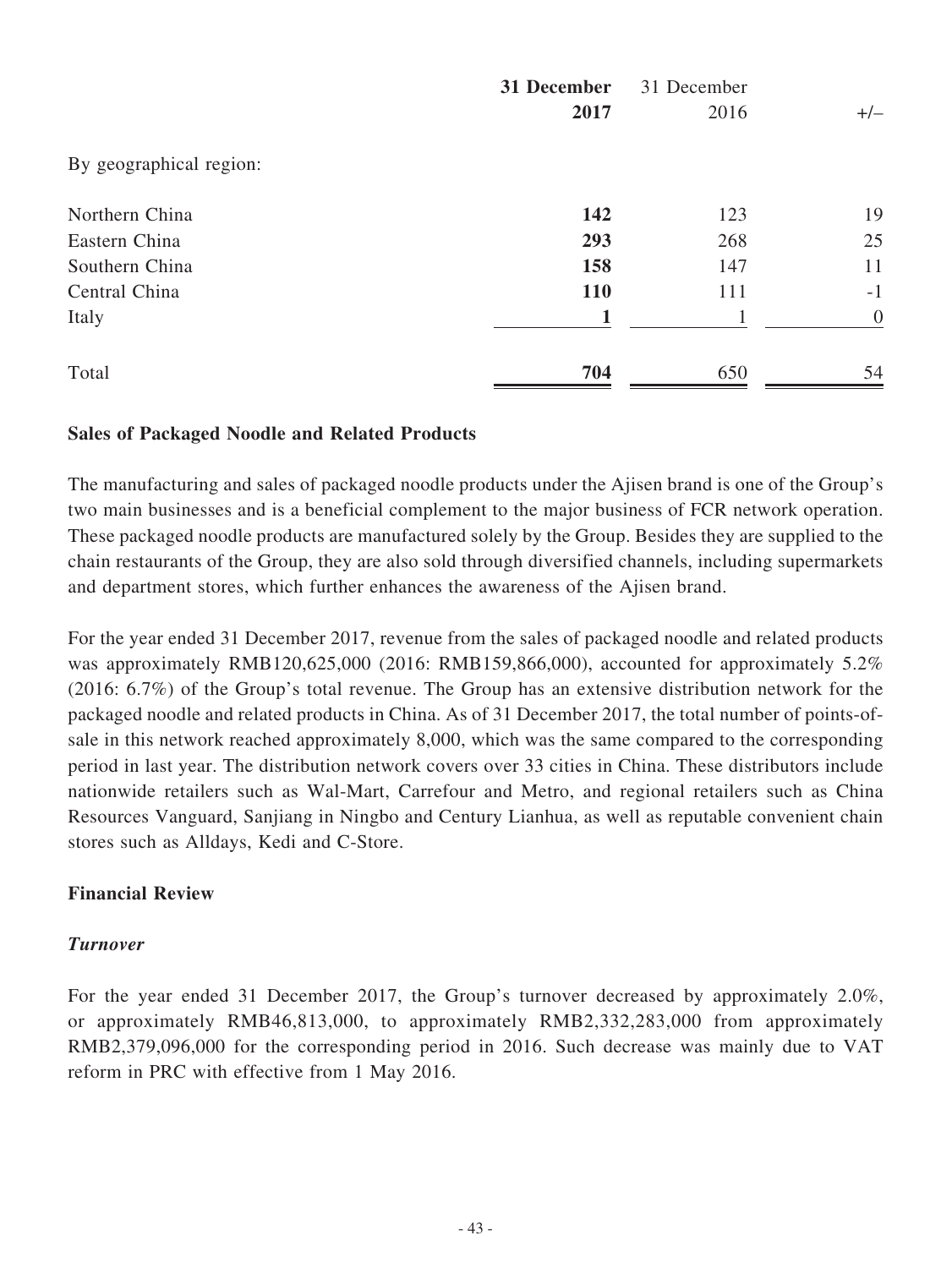| | **31 December 2017** | 31 December 2016 | +/– |
|---|---|---|---|
| By geographical region: | | | |
| Northern China | **142** | 123 | 19 |
| Eastern China | **293** | 268 | 25 |
| Southern China | **158** | 147 | 11 |
| Central China | **110** | 111 | -1 |
| Italy | **1** | 1 | 0 |
| Total | **704** | 650 | 54 |

**Sales of Packaged Noodle and Related Products**

The manufacturing and sales of packaged noodle products under the Ajisen brand is one of the Group's two main businesses and is a beneficial complement to the major business of FCR network operation. These packaged noodle products are manufactured solely by the Group. Besides they are supplied to the chain restaurants of the Group, they are also sold through diversified channels, including supermarkets and department stores, which further enhances the awareness of the Ajisen brand.

For the year ended 31 December 2017, revenue from the sales of packaged noodle and related products was approximately RMB120,625,000 (2016: RMB159,866,000), accounted for approximately 5.2% (2016: 6.7%) of the Group's total revenue. The Group has an extensive distribution network for the packaged noodle and related products in China. As of 31 December 2017, the total number of points-of-sale in this network reached approximately 8,000, which was the same compared to the corresponding period in last year. The distribution network covers over 33 cities in China. These distributors include nationwide retailers such as Wal-Mart, Carrefour and Metro, and regional retailers such as China Resources Vanguard, Sanjiang in Ningbo and Century Lianhua, as well as reputable convenient chain stores such as Alldays, Kedi and C-Store.

**Financial Review**

***Turnover***

For the year ended 31 December 2017, the Group's turnover decreased by approximately 2.0%, or approximately RMB46,813,000, to approximately RMB2,332,283,000 from approximately RMB2,379,096,000 for the corresponding period in 2016. Such decrease was mainly due to VAT reform in PRC with effective from 1 May 2016.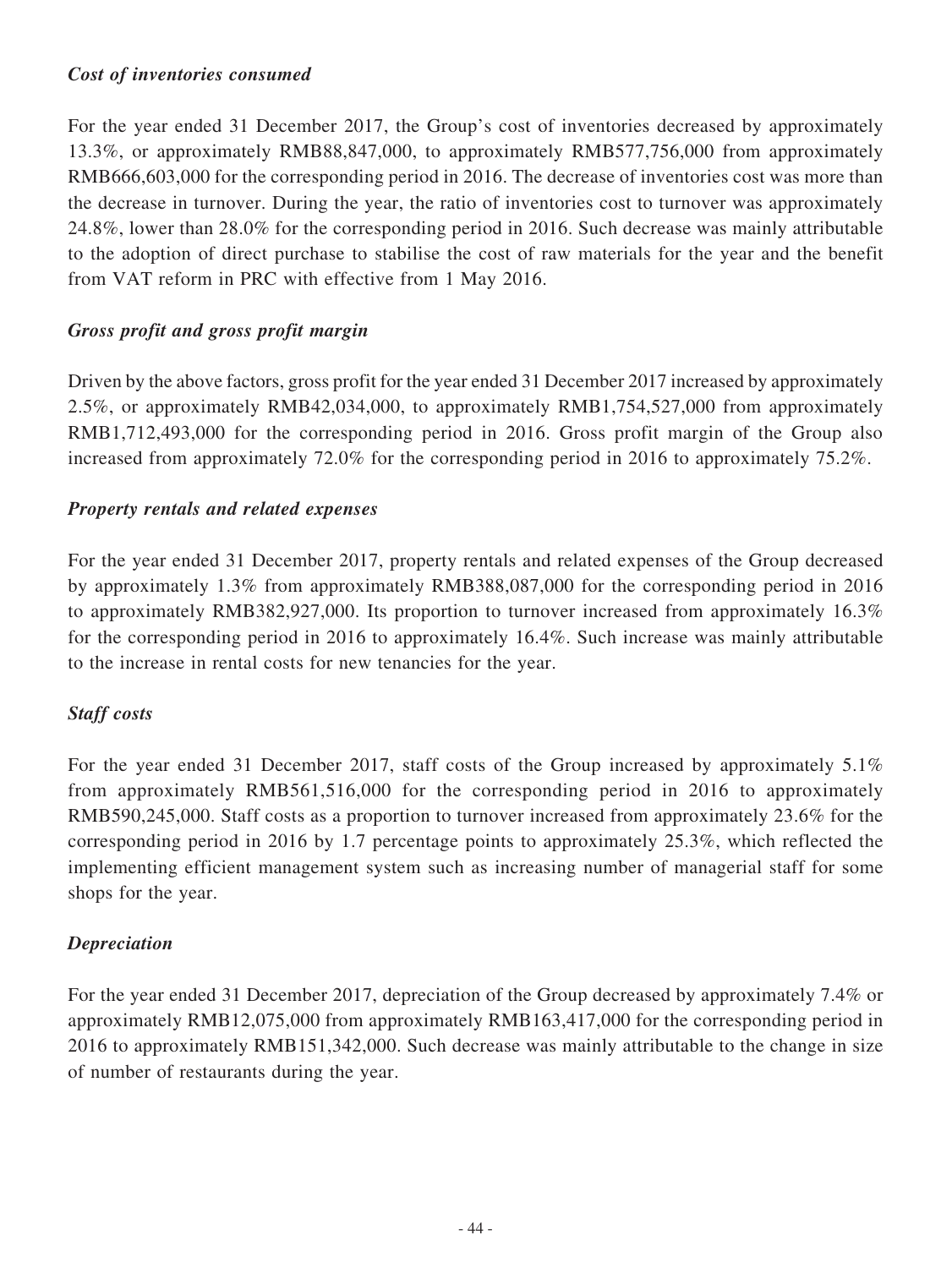### *Cost of inventories consumed*

For the year ended 31 December 2017, the Group's cost of inventories decreased by approximately 13.3%, or approximately RMB88,847,000, to approximately RMB577,756,000 from approximately RMB666,603,000 for the corresponding period in 2016. The decrease of inventories cost was more than the decrease in turnover. During the year, the ratio of inventories cost to turnover was approximately 24.8%, lower than 28.0% for the corresponding period in 2016. Such decrease was mainly attributable to the adoption of direct purchase to stabilise the cost of raw materials for the year and the benefit from VAT reform in PRC with effective from 1 May 2016.

### *Gross profit and gross profit margin*

Driven by the above factors, gross profit for the year ended 31 December 2017 increased by approximately 2.5%, or approximately RMB42,034,000, to approximately RMB1,754,527,000 from approximately RMB1,712,493,000 for the corresponding period in 2016. Gross profit margin of the Group also increased from approximately 72.0% for the corresponding period in 2016 to approximately 75.2%.

### *Property rentals and related expenses*

For the year ended 31 December 2017, property rentals and related expenses of the Group decreased by approximately 1.3% from approximately RMB388,087,000 for the corresponding period in 2016 to approximately RMB382,927,000. Its proportion to turnover increased from approximately 16.3% for the corresponding period in 2016 to approximately 16.4%. Such increase was mainly attributable to the increase in rental costs for new tenancies for the year.

### *Staff costs*

For the year ended 31 December 2017, staff costs of the Group increased by approximately 5.1% from approximately RMB561,516,000 for the corresponding period in 2016 to approximately RMB590,245,000. Staff costs as a proportion to turnover increased from approximately 23.6% for the corresponding period in 2016 by 1.7 percentage points to approximately 25.3%, which reflected the implementing efficient management system such as increasing number of managerial staff for some shops for the year.

### *Depreciation*

For the year ended 31 December 2017, depreciation of the Group decreased by approximately 7.4% or approximately RMB12,075,000 from approximately RMB163,417,000 for the corresponding period in 2016 to approximately RMB151,342,000. Such decrease was mainly attributable to the change in size of number of restaurants during the year.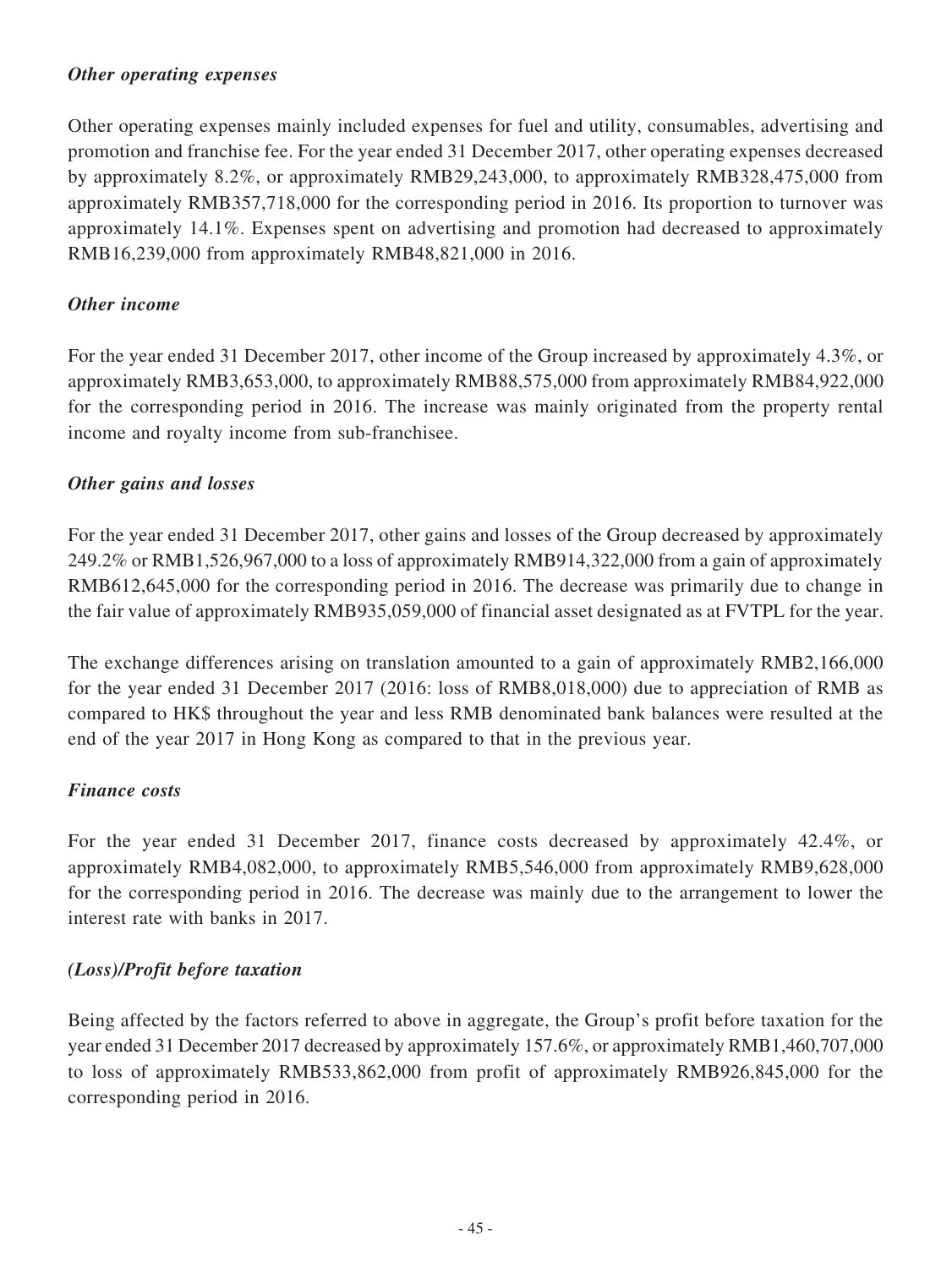***Other operating expenses***

Other operating expenses mainly included expenses for fuel and utility, consumables, advertising and promotion and franchise fee. For the year ended 31 December 2017, other operating expenses decreased by approximately 8.2%, or approximately RMB29,243,000, to approximately RMB328,475,000 from approximately RMB357,718,000 for the corresponding period in 2016. Its proportion to turnover was approximately 14.1%. Expenses spent on advertising and promotion had decreased to approximately RMB16,239,000 from approximately RMB48,821,000 in 2016.

***Other income***

For the year ended 31 December 2017, other income of the Group increased by approximately 4.3%, or approximately RMB3,653,000, to approximately RMB88,575,000 from approximately RMB84,922,000 for the corresponding period in 2016. The increase was mainly originated from the property rental income and royalty income from sub-franchisee.

***Other gains and losses***

For the year ended 31 December 2017, other gains and losses of the Group decreased by approximately 249.2% or RMB1,526,967,000 to a loss of approximately RMB914,322,000 from a gain of approximately RMB612,645,000 for the corresponding period in 2016. The decrease was primarily due to change in the fair value of approximately RMB935,059,000 of financial asset designated as at FVTPL for the year.

The exchange differences arising on translation amounted to a gain of approximately RMB2,166,000 for the year ended 31 December 2017 (2016: loss of RMB8,018,000) due to appreciation of RMB as compared to HK$ throughout the year and less RMB denominated bank balances were resulted at the end of the year 2017 in Hong Kong as compared to that in the previous year.

***Finance costs***

For the year ended 31 December 2017, finance costs decreased by approximately 42.4%, or approximately RMB4,082,000, to approximately RMB5,546,000 from approximately RMB9,628,000 for the corresponding period in 2016. The decrease was mainly due to the arrangement to lower the interest rate with banks in 2017.

***(Loss)/Profit before taxation***

Being affected by the factors referred to above in aggregate, the Group's profit before taxation for the year ended 31 December 2017 decreased by approximately 157.6%, or approximately RMB1,460,707,000 to loss of approximately RMB533,862,000 from profit of approximately RMB926,845,000 for the corresponding period in 2016.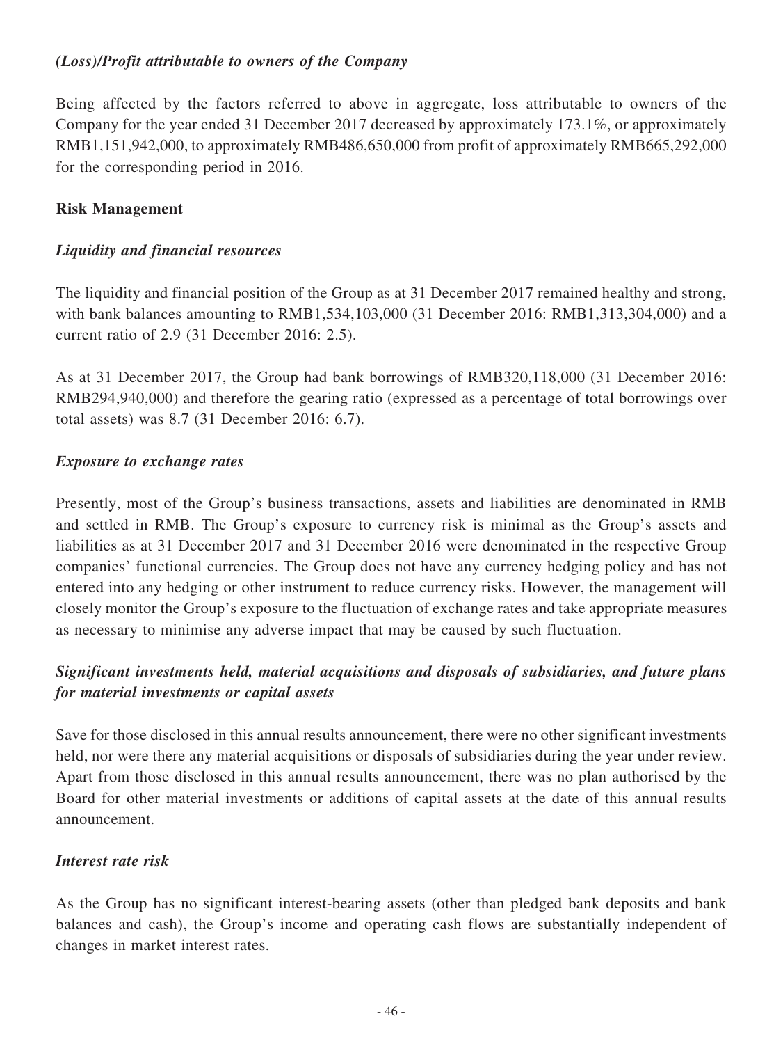### *(Loss)/Profit attributable to owners of the Company*

Being affected by the factors referred to above in aggregate, loss attributable to owners of the Company for the year ended 31 December 2017 decreased by approximately 173.1%, or approximately RMB1,151,942,000, to approximately RMB486,650,000 from profit of approximately RMB665,292,000 for the corresponding period in 2016.

## **Risk Management**

### *Liquidity and financial resources*

The liquidity and financial position of the Group as at 31 December 2017 remained healthy and strong, with bank balances amounting to RMB1,534,103,000 (31 December 2016: RMB1,313,304,000) and a current ratio of 2.9 (31 December 2016: 2.5).

As at 31 December 2017, the Group had bank borrowings of RMB320,118,000 (31 December 2016: RMB294,940,000) and therefore the gearing ratio (expressed as a percentage of total borrowings over total assets) was 8.7 (31 December 2016: 6.7).

### *Exposure to exchange rates*

Presently, most of the Group's business transactions, assets and liabilities are denominated in RMB and settled in RMB. The Group's exposure to currency risk is minimal as the Group's assets and liabilities as at 31 December 2017 and 31 December 2016 were denominated in the respective Group companies' functional currencies. The Group does not have any currency hedging policy and has not entered into any hedging or other instrument to reduce currency risks. However, the management will closely monitor the Group's exposure to the fluctuation of exchange rates and take appropriate measures as necessary to minimise any adverse impact that may be caused by such fluctuation.

### *Significant investments held, material acquisitions and disposals of subsidiaries, and future plans for material investments or capital assets*

Save for those disclosed in this annual results announcement, there were no other significant investments held, nor were there any material acquisitions or disposals of subsidiaries during the year under review. Apart from those disclosed in this annual results announcement, there was no plan authorised by the Board for other material investments or additions of capital assets at the date of this annual results announcement.

### *Interest rate risk*

As the Group has no significant interest-bearing assets (other than pledged bank deposits and bank balances and cash), the Group's income and operating cash flows are substantially independent of changes in market interest rates.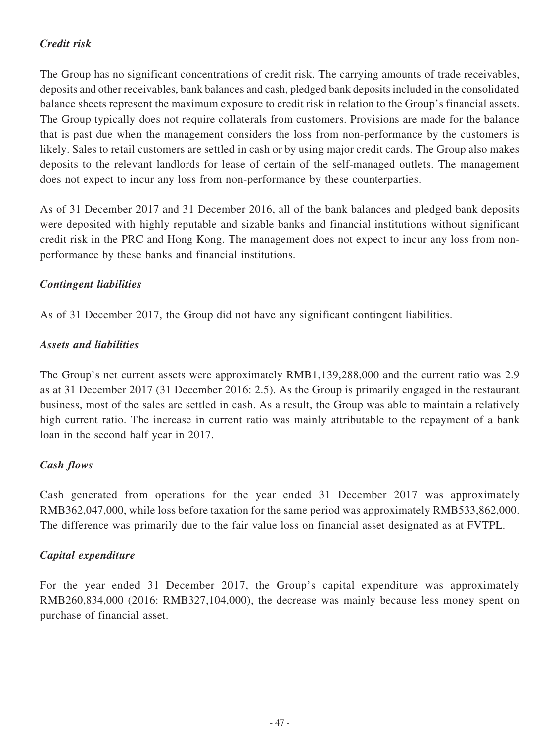### *Credit risk*

The Group has no significant concentrations of credit risk. The carrying amounts of trade receivables, deposits and other receivables, bank balances and cash, pledged bank deposits included in the consolidated balance sheets represent the maximum exposure to credit risk in relation to the Group's financial assets. The Group typically does not require collaterals from customers. Provisions are made for the balance that is past due when the management considers the loss from non-performance by the customers is likely. Sales to retail customers are settled in cash or by using major credit cards. The Group also makes deposits to the relevant landlords for lease of certain of the self-managed outlets. The management does not expect to incur any loss from non-performance by these counterparties.

As of 31 December 2017 and 31 December 2016, all of the bank balances and pledged bank deposits were deposited with highly reputable and sizable banks and financial institutions without significant credit risk in the PRC and Hong Kong. The management does not expect to incur any loss from non-performance by these banks and financial institutions.

### *Contingent liabilities*

As of 31 December 2017, the Group did not have any significant contingent liabilities.

### *Assets and liabilities*

The Group's net current assets were approximately RMB1,139,288,000 and the current ratio was 2.9 as at 31 December 2017 (31 December 2016: 2.5). As the Group is primarily engaged in the restaurant business, most of the sales are settled in cash. As a result, the Group was able to maintain a relatively high current ratio. The increase in current ratio was mainly attributable to the repayment of a bank loan in the second half year in 2017.

### *Cash flows*

Cash generated from operations for the year ended 31 December 2017 was approximately RMB362,047,000, while loss before taxation for the same period was approximately RMB533,862,000. The difference was primarily due to the fair value loss on financial asset designated as at FVTPL.

### *Capital expenditure*

For the year ended 31 December 2017, the Group's capital expenditure was approximately RMB260,834,000 (2016: RMB327,104,000), the decrease was mainly because less money spent on purchase of financial asset.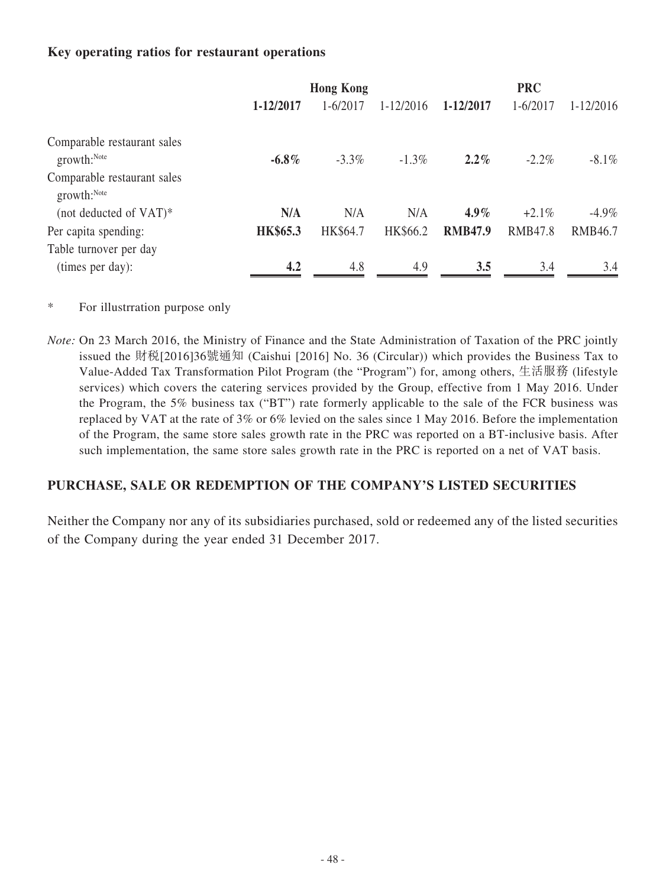### Key operating ratios for restaurant operations

| | Hong Kong | | | PRC | | |
|---|---|---|---|---|---|---|
| | **1-12/2017** | 1-6/2017 | 1-12/2016 | **1-12/2017** | 1-6/2017 | 1-12/2016 |
| Comparable restaurant sales growth:[Note] | **-6.8%** | -3.3% | -1.3% | **2.2%** | -2.2% | -8.1% |
| Comparable restaurant sales growth:[Note] (not deducted of VAT)* | **N/A** | N/A | N/A | **4.9%** | +2.1% | -4.9% |
| Per capita spending: | **HK$65.3** | HK$64.7 | HK$66.2 | **RMB47.9** | RMB47.8 | RMB46.7 |
| Table turnover per day (times per day): | **4.2** | 4.8 | 4.9 | **3.5** | 3.4 | 3.4 |

\* For illustrration purpose only

*Note:* On 23 March 2016, the Ministry of Finance and the State Administration of Taxation of the PRC jointly issued the 財税[2016]36號通知 (Caishui [2016] No. 36 (Circular)) which provides the Business Tax to Value-Added Tax Transformation Pilot Program (the "Program") for, among others, 生活服務 (lifestyle services) which covers the catering services provided by the Group, effective from 1 May 2016. Under the Program, the 5% business tax ("BT") rate formerly applicable to the sale of the FCR business was replaced by VAT at the rate of 3% or 6% levied on the sales since 1 May 2016. Before the implementation of the Program, the same store sales growth rate in the PRC was reported on a BT-inclusive basis. After such implementation, the same store sales growth rate in the PRC is reported on a net of VAT basis.

## PURCHASE, SALE OR REDEMPTION OF THE COMPANY'S LISTED SECURITIES

Neither the Company nor any of its subsidiaries purchased, sold or redeemed any of the listed securities of the Company during the year ended 31 December 2017.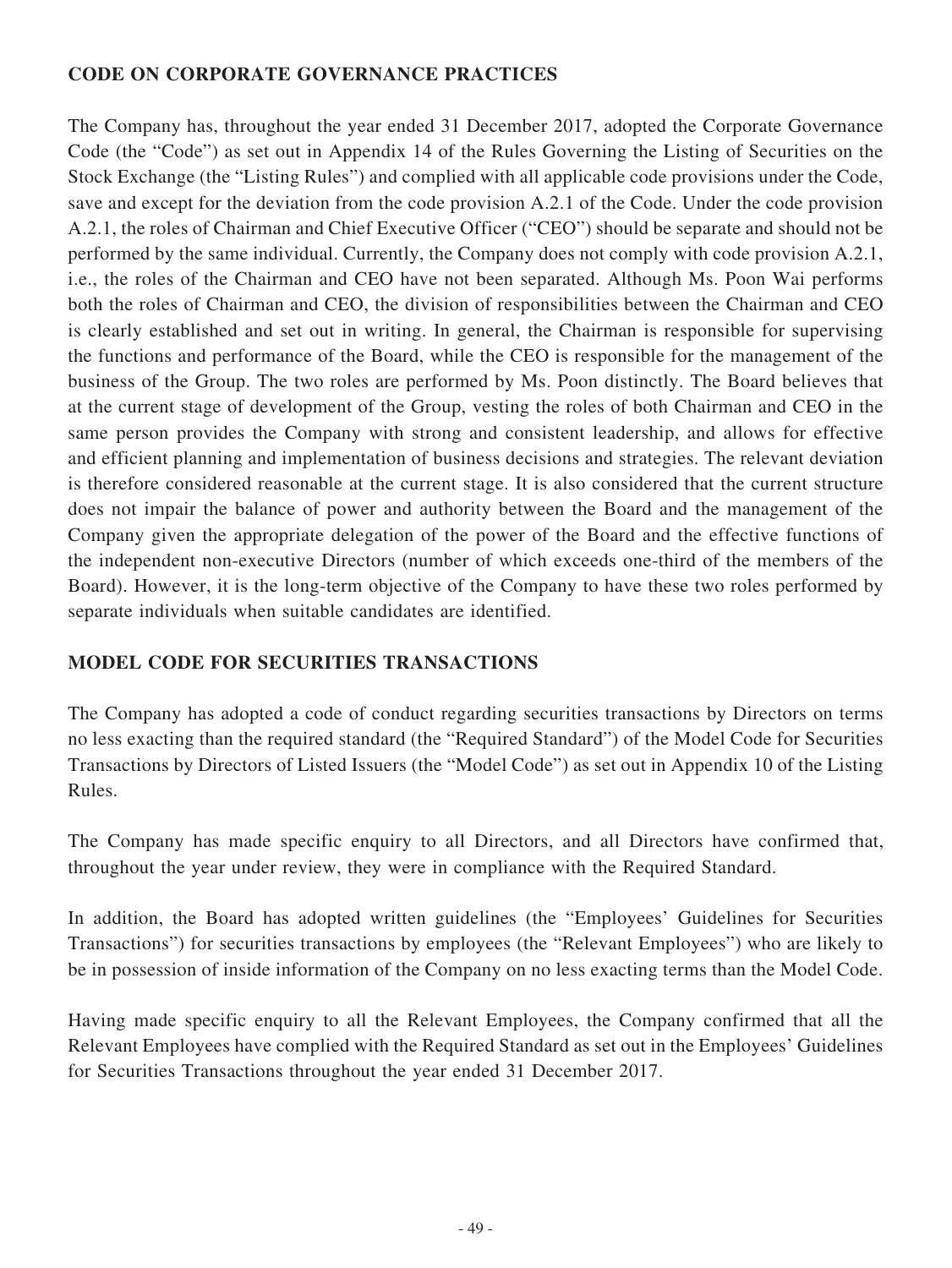## CODE ON CORPORATE GOVERNANCE PRACTICES

The Company has, throughout the year ended 31 December 2017, adopted the Corporate Governance Code (the "Code") as set out in Appendix 14 of the Rules Governing the Listing of Securities on the Stock Exchange (the "Listing Rules") and complied with all applicable code provisions under the Code, save and except for the deviation from the code provision A.2.1 of the Code. Under the code provision A.2.1, the roles of Chairman and Chief Executive Officer ("CEO") should be separate and should not be performed by the same individual. Currently, the Company does not comply with code provision A.2.1, i.e., the roles of the Chairman and CEO have not been separated. Although Ms. Poon Wai performs both the roles of Chairman and CEO, the division of responsibilities between the Chairman and CEO is clearly established and set out in writing. In general, the Chairman is responsible for supervising the functions and performance of the Board, while the CEO is responsible for the management of the business of the Group. The two roles are performed by Ms. Poon distinctly. The Board believes that at the current stage of development of the Group, vesting the roles of both Chairman and CEO in the same person provides the Company with strong and consistent leadership, and allows for effective and efficient planning and implementation of business decisions and strategies. The relevant deviation is therefore considered reasonable at the current stage. It is also considered that the current structure does not impair the balance of power and authority between the Board and the management of the Company given the appropriate delegation of the power of the Board and the effective functions of the independent non-executive Directors (number of which exceeds one-third of the members of the Board). However, it is the long-term objective of the Company to have these two roles performed by separate individuals when suitable candidates are identified.

## MODEL CODE FOR SECURITIES TRANSACTIONS

The Company has adopted a code of conduct regarding securities transactions by Directors on terms no less exacting than the required standard (the "Required Standard") of the Model Code for Securities Transactions by Directors of Listed Issuers (the "Model Code") as set out in Appendix 10 of the Listing Rules.

The Company has made specific enquiry to all Directors, and all Directors have confirmed that, throughout the year under review, they were in compliance with the Required Standard.

In addition, the Board has adopted written guidelines (the "Employees' Guidelines for Securities Transactions") for securities transactions by employees (the "Relevant Employees") who are likely to be in possession of inside information of the Company on no less exacting terms than the Model Code.

Having made specific enquiry to all the Relevant Employees, the Company confirmed that all the Relevant Employees have complied with the Required Standard as set out in the Employees' Guidelines for Securities Transactions throughout the year ended 31 December 2017.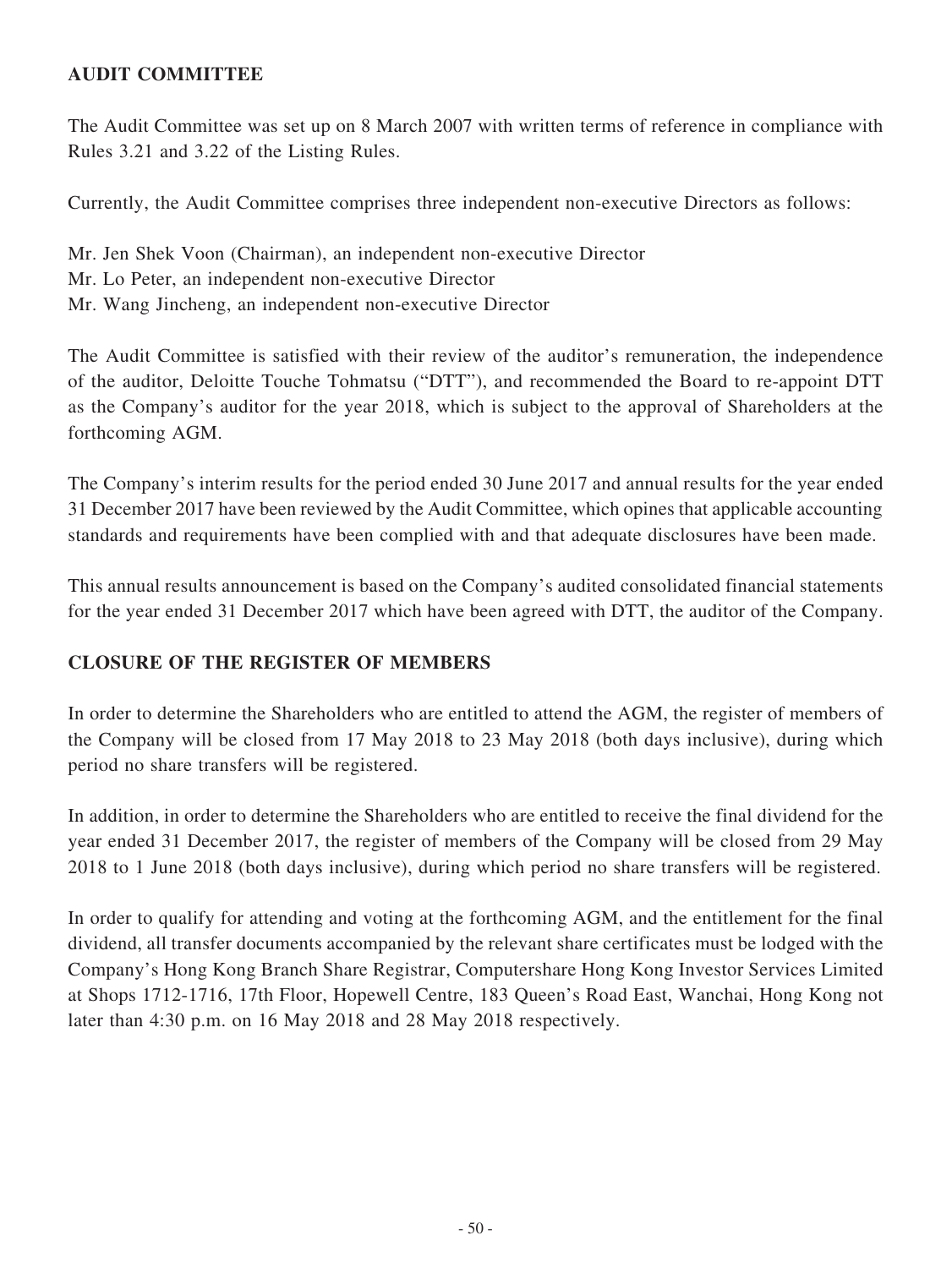## AUDIT COMMITTEE

The Audit Committee was set up on 8 March 2007 with written terms of reference in compliance with Rules 3.21 and 3.22 of the Listing Rules.

Currently, the Audit Committee comprises three independent non-executive Directors as follows:

Mr. Jen Shek Voon (Chairman), an independent non-executive Director
Mr. Lo Peter, an independent non-executive Director
Mr. Wang Jincheng, an independent non-executive Director

The Audit Committee is satisfied with their review of the auditor's remuneration, the independence of the auditor, Deloitte Touche Tohmatsu ("DTT"), and recommended the Board to re-appoint DTT as the Company's auditor for the year 2018, which is subject to the approval of Shareholders at the forthcoming AGM.

The Company's interim results for the period ended 30 June 2017 and annual results for the year ended 31 December 2017 have been reviewed by the Audit Committee, which opines that applicable accounting standards and requirements have been complied with and that adequate disclosures have been made.

This annual results announcement is based on the Company's audited consolidated financial statements for the year ended 31 December 2017 which have been agreed with DTT, the auditor of the Company.

## CLOSURE OF THE REGISTER OF MEMBERS

In order to determine the Shareholders who are entitled to attend the AGM, the register of members of the Company will be closed from 17 May 2018 to 23 May 2018 (both days inclusive), during which period no share transfers will be registered.

In addition, in order to determine the Shareholders who are entitled to receive the final dividend for the year ended 31 December 2017, the register of members of the Company will be closed from 29 May 2018 to 1 June 2018 (both days inclusive), during which period no share transfers will be registered.

In order to qualify for attending and voting at the forthcoming AGM, and the entitlement for the final dividend, all transfer documents accompanied by the relevant share certificates must be lodged with the Company's Hong Kong Branch Share Registrar, Computershare Hong Kong Investor Services Limited at Shops 1712-1716, 17th Floor, Hopewell Centre, 183 Queen's Road East, Wanchai, Hong Kong not later than 4:30 p.m. on 16 May 2018 and 28 May 2018 respectively.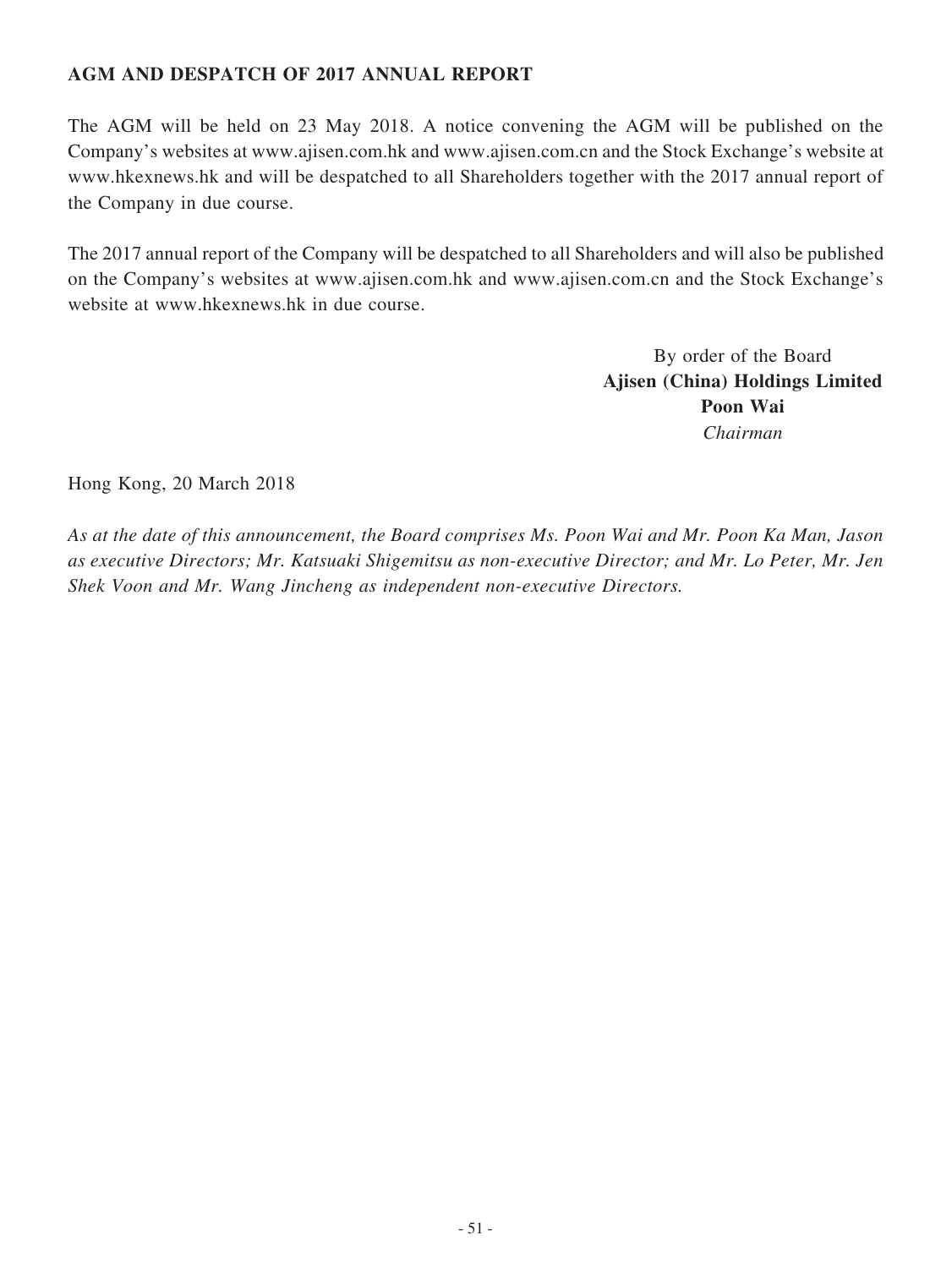## AGM AND DESPATCH OF 2017 ANNUAL REPORT

The AGM will be held on 23 May 2018. A notice convening the AGM will be published on the Company's websites at www.ajisen.com.hk and www.ajisen.com.cn and the Stock Exchange's website at www.hkexnews.hk and will be despatched to all Shareholders together with the 2017 annual report of the Company in due course.

The 2017 annual report of the Company will be despatched to all Shareholders and will also be published on the Company's websites at www.ajisen.com.hk and www.ajisen.com.cn and the Stock Exchange's website at www.hkexnews.hk in due course.

By order of the Board
**Ajisen (China) Holdings Limited**
**Poon Wai**
*Chairman*

Hong Kong, 20 March 2018

*As at the date of this announcement, the Board comprises Ms. Poon Wai and Mr. Poon Ka Man, Jason as executive Directors; Mr. Katsuaki Shigemitsu as non-executive Director; and Mr. Lo Peter, Mr. Jen Shek Voon and Mr. Wang Jincheng as independent non-executive Directors.*